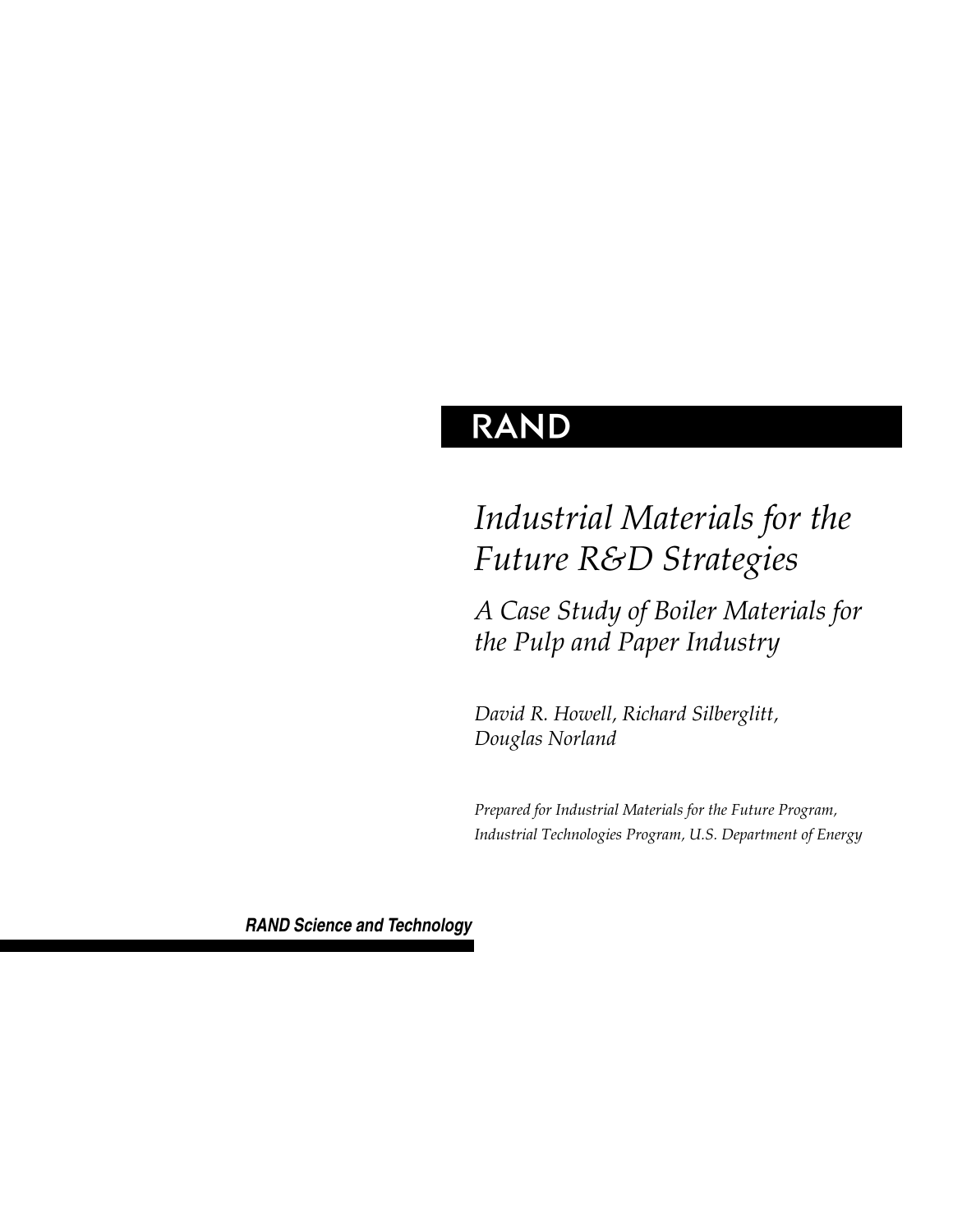# RAND

# *Industrial Materials for the Future R&D Strategies*

## *A Case Study of Boiler Materials for the Pulp and Paper Industry*

*David R. Howell, Richard Silberglitt, Douglas Norland*

*Prepared for Industrial Materials for the Future Program, Industrial Technologies Program, U.S. Department of Energy*

**RAND Science and Technology**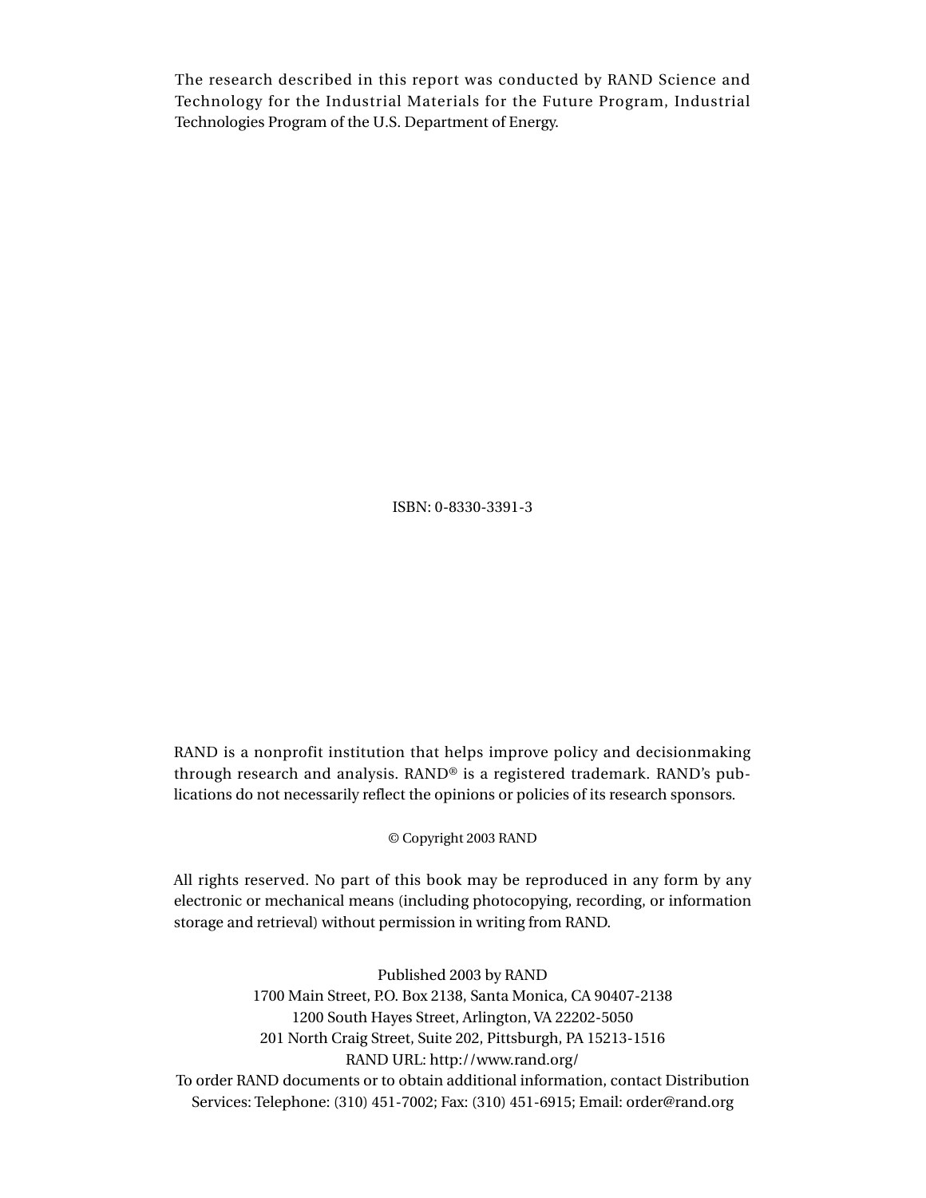The research described in this report was conducted by RAND Science and Technology for the Industrial Materials for the Future Program, Industrial Technologies Program of the U.S. Department of Energy.

ISBN: 0-8330-3391-3

RAND is a nonprofit institution that helps improve policy and decisionmaking through research and analysis. RAND® is a registered trademark. RAND's publications do not necessarily reflect the opinions or policies of its research sponsors.

© Copyright 2003 RAND

All rights reserved. No part of this book may be reproduced in any form by any electronic or mechanical means (including photocopying, recording, or information storage and retrieval) without permission in writing from RAND.

Published 2003 by RAND
1700 Main Street, P.O. Box 2138, Santa Monica, CA 90407-2138
1200 South Hayes Street, Arlington, VA 22202-5050
201 North Craig Street, Suite 202, Pittsburgh, PA 15213-1516
RAND URL: http://www.rand.org/
To order RAND documents or to obtain additional information, contact Distribution Services: Telephone: (310) 451-7002; Fax: (310) 451-6915; Email: order@rand.org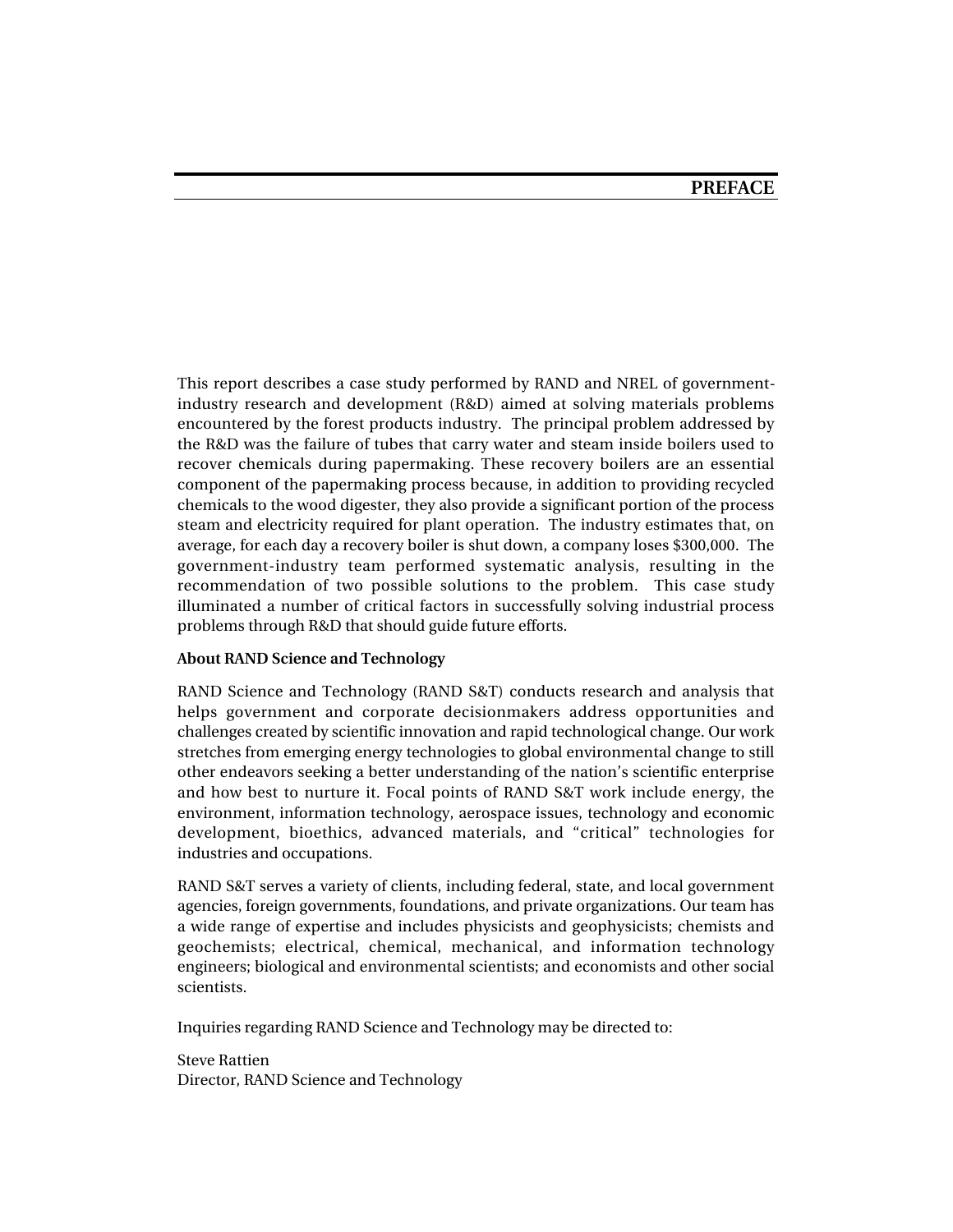# PREFACE

This report describes a case study performed by RAND and NREL of government-industry research and development (R&D) aimed at solving materials problems encountered by the forest products industry. The principal problem addressed by the R&D was the failure of tubes that carry water and steam inside boilers used to recover chemicals during papermaking. These recovery boilers are an essential component of the papermaking process because, in addition to providing recycled chemicals to the wood digester, they also provide a significant portion of the process steam and electricity required for plant operation. The industry estimates that, on average, for each day a recovery boiler is shut down, a company loses $300,000. The government-industry team performed systematic analysis, resulting in the recommendation of two possible solutions to the problem. This case study illuminated a number of critical factors in successfully solving industrial process problems through R&D that should guide future efforts.

**About RAND Science and Technology**

RAND Science and Technology (RAND S&T) conducts research and analysis that helps government and corporate decisionmakers address opportunities and challenges created by scientific innovation and rapid technological change. Our work stretches from emerging energy technologies to global environmental change to still other endeavors seeking a better understanding of the nation's scientific enterprise and how best to nurture it. Focal points of RAND S&T work include energy, the environment, information technology, aerospace issues, technology and economic development, bioethics, advanced materials, and "critical" technologies for industries and occupations.

RAND S&T serves a variety of clients, including federal, state, and local government agencies, foreign governments, foundations, and private organizations. Our team has a wide range of expertise and includes physicists and geophysicists; chemists and geochemists; electrical, chemical, mechanical, and information technology engineers; biological and environmental scientists; and economists and other social scientists.

Inquiries regarding RAND Science and Technology may be directed to:

Steve Rattien
Director, RAND Science and Technology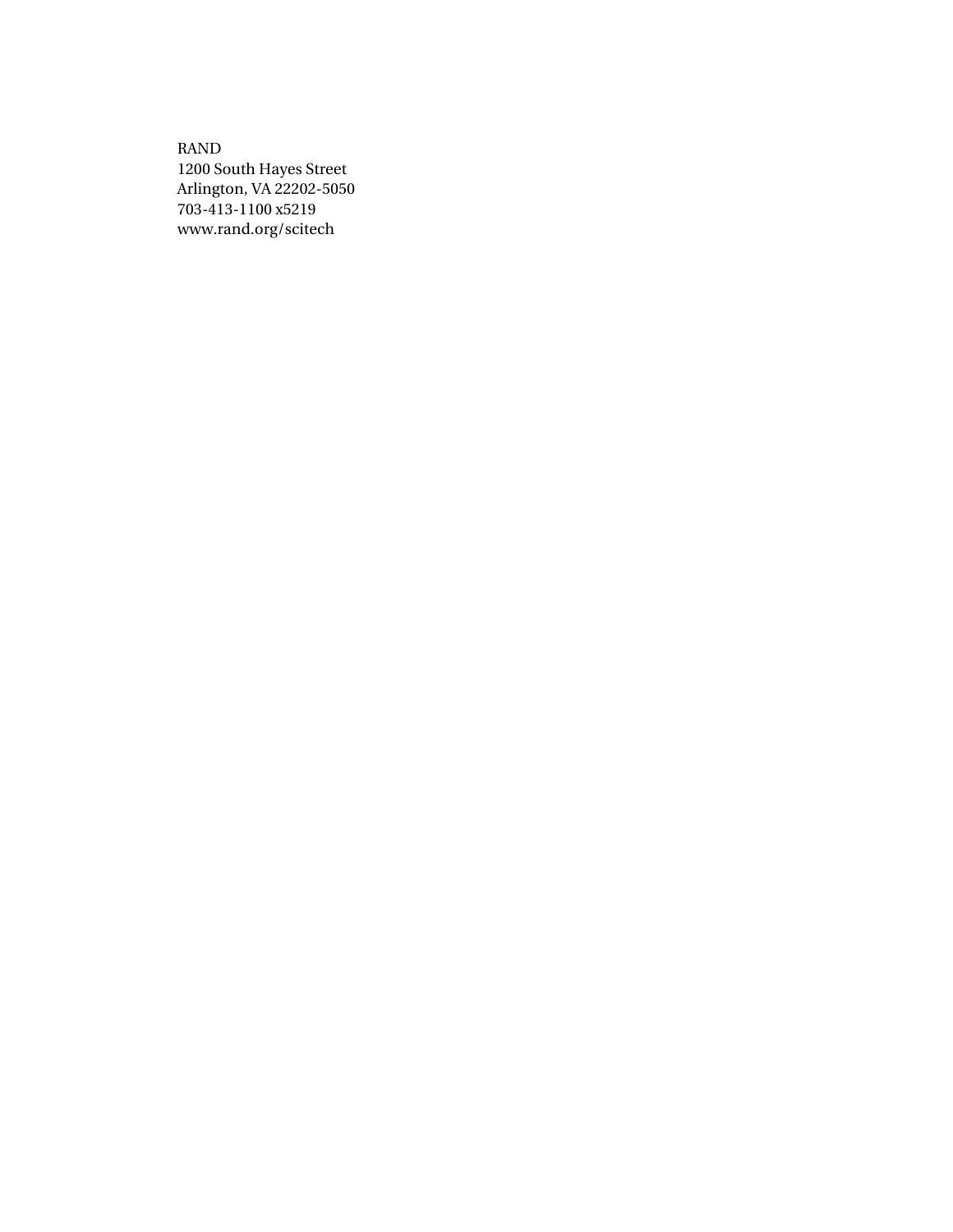RAND
1200 South Hayes Street
Arlington, VA 22202-5050
703-413-1100 x5219
www.rand.org/scitech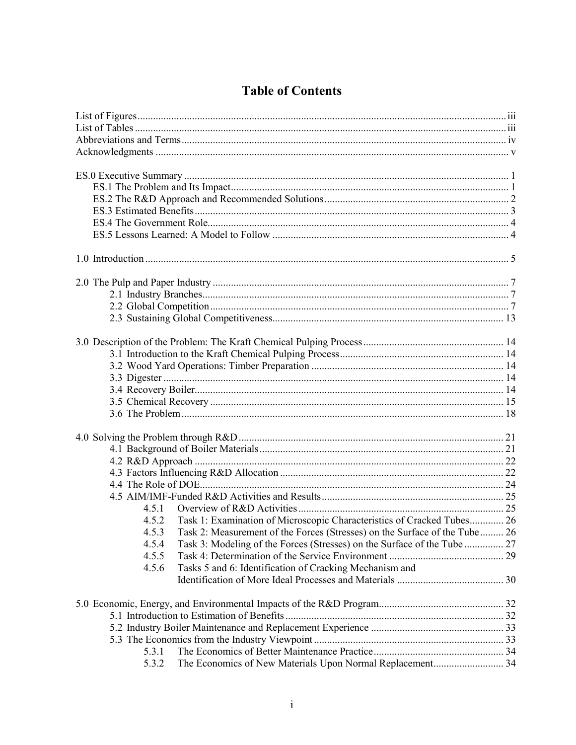# Table of Contents

List of Figures............................................................................................................................................ iii
List of Tables ............................................................................................................................................. iii
Abbreviations and Terms........................................................................................................................... iv
Acknowledgments ...................................................................................................................................... v

ES.0 Executive Summary ........................................................................................................................... 1
- ES.1 The Problem and Its Impact......................................................................................................... 1
- ES.2 The R&D Approach and Recommended Solutions...................................................................... 2
- ES.3 Estimated Benefits....................................................................................................................... 3
- ES.4 The Government Role.................................................................................................................. 4
- ES.5 Lessons Learned: A Model to Follow .......................................................................................... 4

1.0 Introduction .......................................................................................................................................... 5

2.0 The Pulp and Paper Industry ................................................................................................................. 7
- 2.1 Industry Branches.................................................................................................................... 7
- 2.2 Global Competition ................................................................................................................. 7
- 2.3 Sustaining Global Competitiveness........................................................................................ 13

3.0 Description of the Problem: The Kraft Chemical Pulping Process ..................................................... 14
- 3.1 Introduction to the Kraft Chemical Pulping Process.............................................................. 14
- 3.2 Wood Yard Operations: Timber Preparation ......................................................................... 14
- 3.3 Digester ................................................................................................................................. 14
- 3.4 Recovery Boiler..................................................................................................................... 14
- 3.5 Chemical Recovery ............................................................................................................... 15
- 3.6 The Problem .......................................................................................................................... 18

4.0 Solving the Problem through R&D .................................................................................................... 21
- 4.1 Background of Boiler Materials............................................................................................. 21
- 4.2 R&D Approach ...................................................................................................................... 22
- 4.3 Factors Influencing R&D Allocation ..................................................................................... 22
- 4.4 The Role of DOE.................................................................................................................... 24
- 4.5 AIM/IMF-Funded R&D Activities and Results...................................................................... 25
  - 4.5.1 Overview of R&D Activities .............................................................................. 25
  - 4.5.2 Task 1: Examination of Microscopic Characteristics of Cracked Tubes............. 26
  - 4.5.3 Task 2: Measurement of the Forces (Stresses) on the Surface of the Tube......... 26
  - 4.5.4 Task 3: Modeling of the Forces (Stresses) on the Surface of the Tube ............... 27
  - 4.5.5 Task 4: Determination of the Service Environment ............................................ 29
  - 4.5.6 Tasks 5 and 6: Identification of Cracking Mechanism and Identification of More Ideal Processes and Materials ......................................... 30

5.0 Economic, Energy, and Environmental Impacts of the R&D Program............................................... 32
- 5.1 Introduction to Estimation of Benefits ................................................................................... 32
- 5.2 Industry Boiler Maintenance and Replacement Experience .................................................. 33
- 5.3 The Economics from the Industry Viewpoint ........................................................................ 33
  - 5.3.1 The Economics of Better Maintenance Practice................................................. 34
  - 5.3.2 The Economics of New Materials Upon Normal Replacement........................... 34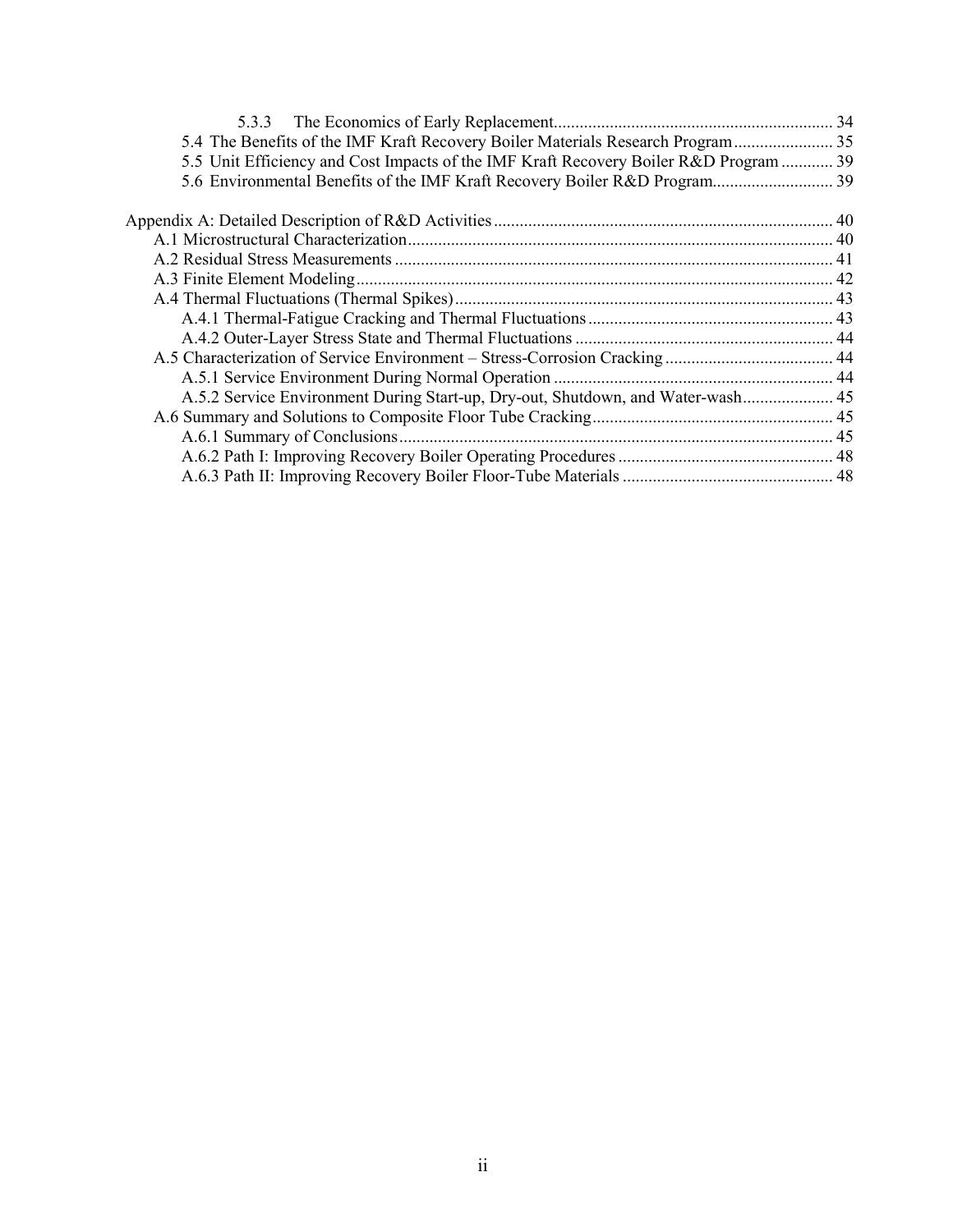5.3.3 The Economics of Early Replacement ..... 34

5.4 The Benefits of the IMF Kraft Recovery Boiler Materials Research Program ..... 35

5.5 Unit Efficiency and Cost Impacts of the IMF Kraft Recovery Boiler R&D Program ..... 39

5.6 Environmental Benefits of the IMF Kraft Recovery Boiler R&D Program ..... 39

Appendix A: Detailed Description of R&D Activities ..... 40

A.1 Microstructural Characterization ..... 40

A.2 Residual Stress Measurements ..... 41

A.3 Finite Element Modeling ..... 42

A.4 Thermal Fluctuations (Thermal Spikes) ..... 43

A.4.1 Thermal-Fatigue Cracking and Thermal Fluctuations ..... 43

A.4.2 Outer-Layer Stress State and Thermal Fluctuations ..... 44

A.5 Characterization of Service Environment – Stress-Corrosion Cracking ..... 44

A.5.1 Service Environment During Normal Operation ..... 44

A.5.2 Service Environment During Start-up, Dry-out, Shutdown, and Water-wash ..... 45

A.6 Summary and Solutions to Composite Floor Tube Cracking ..... 45

A.6.1 Summary of Conclusions ..... 45

A.6.2 Path I: Improving Recovery Boiler Operating Procedures ..... 48

A.6.3 Path II: Improving Recovery Boiler Floor-Tube Materials ..... 48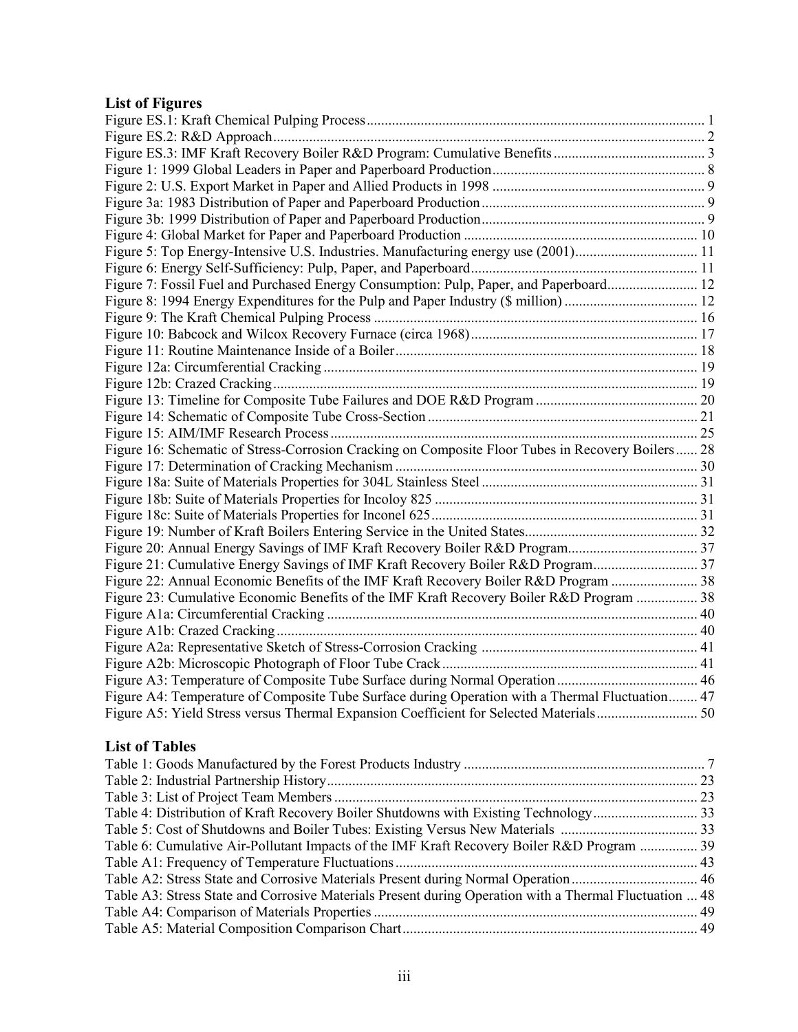## List of Figures

Figure ES.1: Kraft Chemical Pulping Process ............................................................................................ 1
Figure ES.2: R&D Approach...................................................................................................................... 2
Figure ES.3: IMF Kraft Recovery Boiler R&D Program: Cumulative Benefits ......................................... 3
Figure 1: 1999 Global Leaders in Paper and Paperboard Production.......................................................... 8
Figure 2: U.S. Export Market in Paper and Allied Products in 1998 .......................................................... 9
Figure 3a: 1983 Distribution of Paper and Paperboard Production............................................................. 9
Figure 3b: 1999 Distribution of Paper and Paperboard Production............................................................. 9
Figure 4: Global Market for Paper and Paperboard Production ................................................................ 10
Figure 5: Top Energy-Intensive U.S. Industries. Manufacturing energy use (2001)................................. 11
Figure 6: Energy Self-Sufficiency: Pulp, Paper, and Paperboard.............................................................. 11
Figure 7: Fossil Fuel and Purchased Energy Consumption: Pulp, Paper, and Paperboard......................... 12
Figure 8: 1994 Energy Expenditures for the Pulp and Paper Industry ($ million) .................................... 12
Figure 9: The Kraft Chemical Pulping Process ......................................................................................... 16
Figure 10: Babcock and Wilcox Recovery Furnace (circa 1968).............................................................. 17
Figure 11: Routine Maintenance Inside of a Boiler................................................................................... 18
Figure 12a: Circumferential Cracking ....................................................................................................... 19
Figure 12b: Crazed Cracking..................................................................................................................... 19
Figure 13: Timeline for Composite Tube Failures and DOE R&D Program ............................................ 20
Figure 14: Schematic of Composite Tube Cross-Section .......................................................................... 21
Figure 15: AIM/IMF Research Process..................................................................................................... 25
Figure 16: Schematic of Stress-Corrosion Cracking on Composite Floor Tubes in Recovery Boilers...... 28
Figure 17: Determination of Cracking Mechanism ................................................................................... 30
Figure 18a: Suite of Materials Properties for 304L Stainless Steel ........................................................... 31
Figure 18b: Suite of Materials Properties for Incoloy 825 ........................................................................ 31
Figure 18c: Suite of Materials Properties for Inconel 625......................................................................... 31
Figure 19: Number of Kraft Boilers Entering Service in the United States............................................... 32
Figure 20: Annual Energy Savings of IMF Kraft Recovery Boiler R&D Program................................... 37
Figure 21: Cumulative Energy Savings of IMF Kraft Recovery Boiler R&D Program............................ 37
Figure 22: Annual Economic Benefits of the IMF Kraft Recovery Boiler R&D Program ....................... 38
Figure 23: Cumulative Economic Benefits of the IMF Kraft Recovery Boiler R&D Program ................ 38
Figure A1a: Circumferential Cracking ...................................................................................................... 40
Figure A1b: Crazed Cracking.................................................................................................................... 40
Figure A2a: Representative Sketch of Stress-Corrosion Cracking ........................................................... 41
Figure A2b: Microscopic Photograph of Floor Tube Crack...................................................................... 41
Figure A3: Temperature of Composite Tube Surface during Normal Operation ...................................... 46
Figure A4: Temperature of Composite Tube Surface during Operation with a Thermal Fluctuation........ 47
Figure A5: Yield Stress versus Thermal Expansion Coefficient for Selected Materials............................ 50

## List of Tables

Table 1: Goods Manufactured by the Forest Products Industry .................................................................. 7
Table 2: Industrial Partnership History...................................................................................................... 23
Table 3: List of Project Team Members .................................................................................................... 23
Table 4: Distribution of Kraft Recovery Boiler Shutdowns with Existing Technology............................. 33
Table 5: Cost of Shutdowns and Boiler Tubes: Existing Versus New Materials ...................................... 33
Table 6: Cumulative Air-Pollutant Impacts of the IMF Kraft Recovery Boiler R&D Program ................ 39
Table A1: Frequency of Temperature Fluctuations.................................................................................... 43
Table A2: Stress State and Corrosive Materials Present during Normal Operation................................... 46
Table A3: Stress State and Corrosive Materials Present during Operation with a Thermal Fluctuation ... 48
Table A4: Comparison of Materials Properties ......................................................................................... 49
Table A5: Material Composition Comparison Chart................................................................................. 49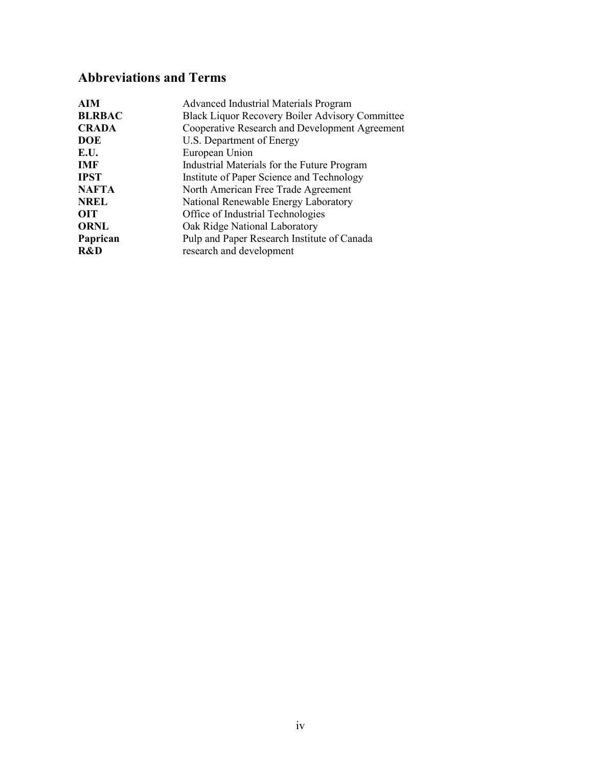## Abbreviations and Terms

| | |
|---|---|
| **AIM** | Advanced Industrial Materials Program |
| **BLRBAC** | Black Liquor Recovery Boiler Advisory Committee |
| **CRADA** | Cooperative Research and Development Agreement |
| **DOE** | U.S. Department of Energy |
| **E.U.** | European Union |
| **IMF** | Industrial Materials for the Future Program |
| **IPST** | Institute of Paper Science and Technology |
| **NAFTA** | North American Free Trade Agreement |
| **NREL** | National Renewable Energy Laboratory |
| **OIT** | Office of Industrial Technologies |
| **ORNL** | Oak Ridge National Laboratory |
| **Paprican** | Pulp and Paper Research Institute of Canada |
| **R&D** | research and development |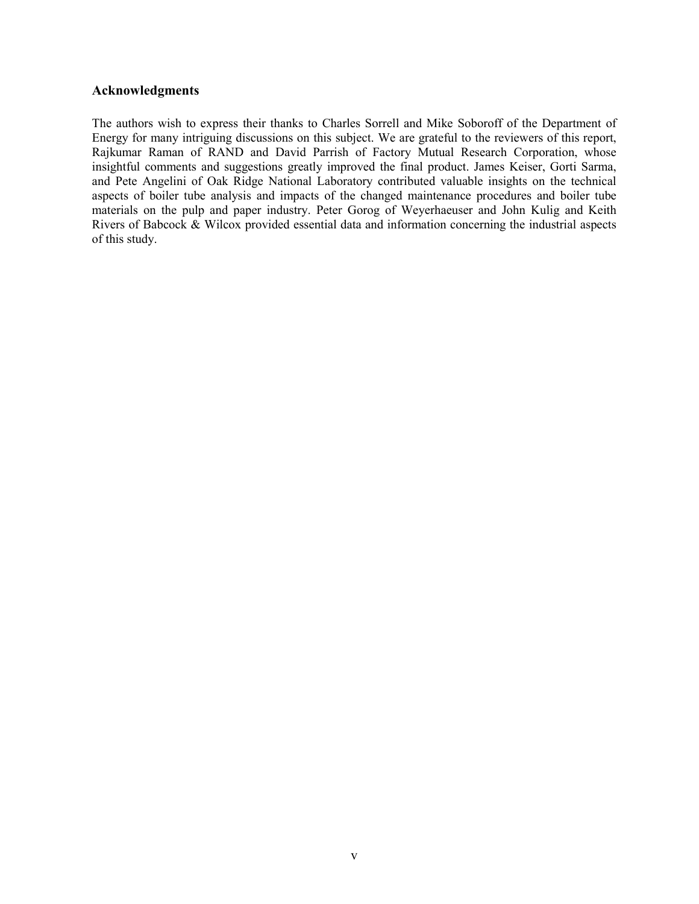## Acknowledgments

The authors wish to express their thanks to Charles Sorrell and Mike Soboroff of the Department of Energy for many intriguing discussions on this subject. We are grateful to the reviewers of this report, Rajkumar Raman of RAND and David Parrish of Factory Mutual Research Corporation, whose insightful comments and suggestions greatly improved the final product. James Keiser, Gorti Sarma, and Pete Angelini of Oak Ridge National Laboratory contributed valuable insights on the technical aspects of boiler tube analysis and impacts of the changed maintenance procedures and boiler tube materials on the pulp and paper industry. Peter Gorog of Weyerhaeuser and John Kulig and Keith Rivers of Babcock & Wilcox provided essential data and information concerning the industrial aspects of this study.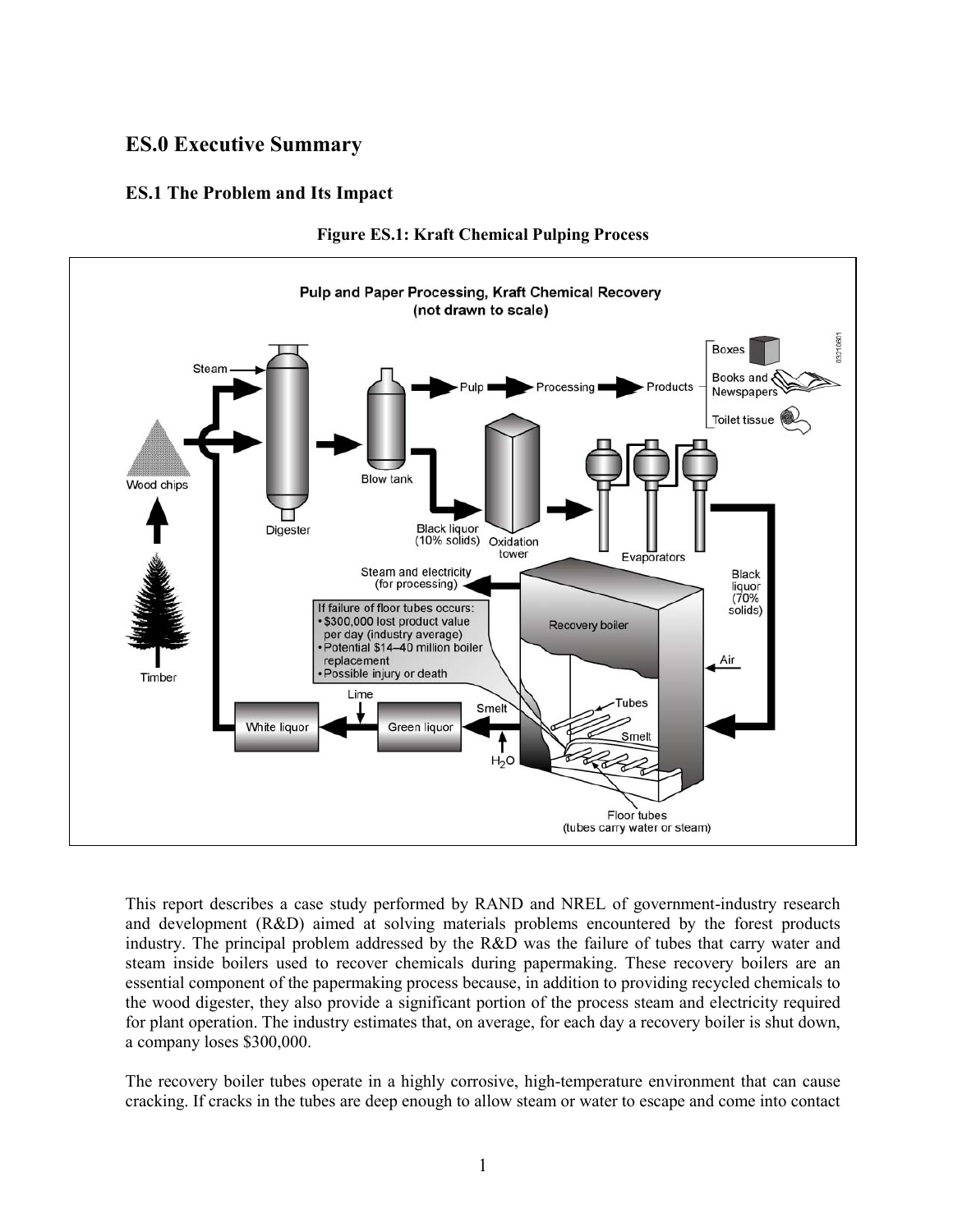# ES.0 Executive Summary

## ES.1 The Problem and Its Impact

**Figure ES.1: Kraft Chemical Pulping Process**

This report describes a case study performed by RAND and NREL of government-industry research and development (R&D) aimed at solving materials problems encountered by the forest products industry. The principal problem addressed by the R&D was the failure of tubes that carry water and steam inside boilers used to recover chemicals during papermaking. These recovery boilers are an essential component of the papermaking process because, in addition to providing recycled chemicals to the wood digester, they also provide a significant portion of the process steam and electricity required for plant operation. The industry estimates that, on average, for each day a recovery boiler is shut down, a company loses $300,000.

The recovery boiler tubes operate in a highly corrosive, high-temperature environment that can cause cracking. If cracks in the tubes are deep enough to allow steam or water to escape and come into contact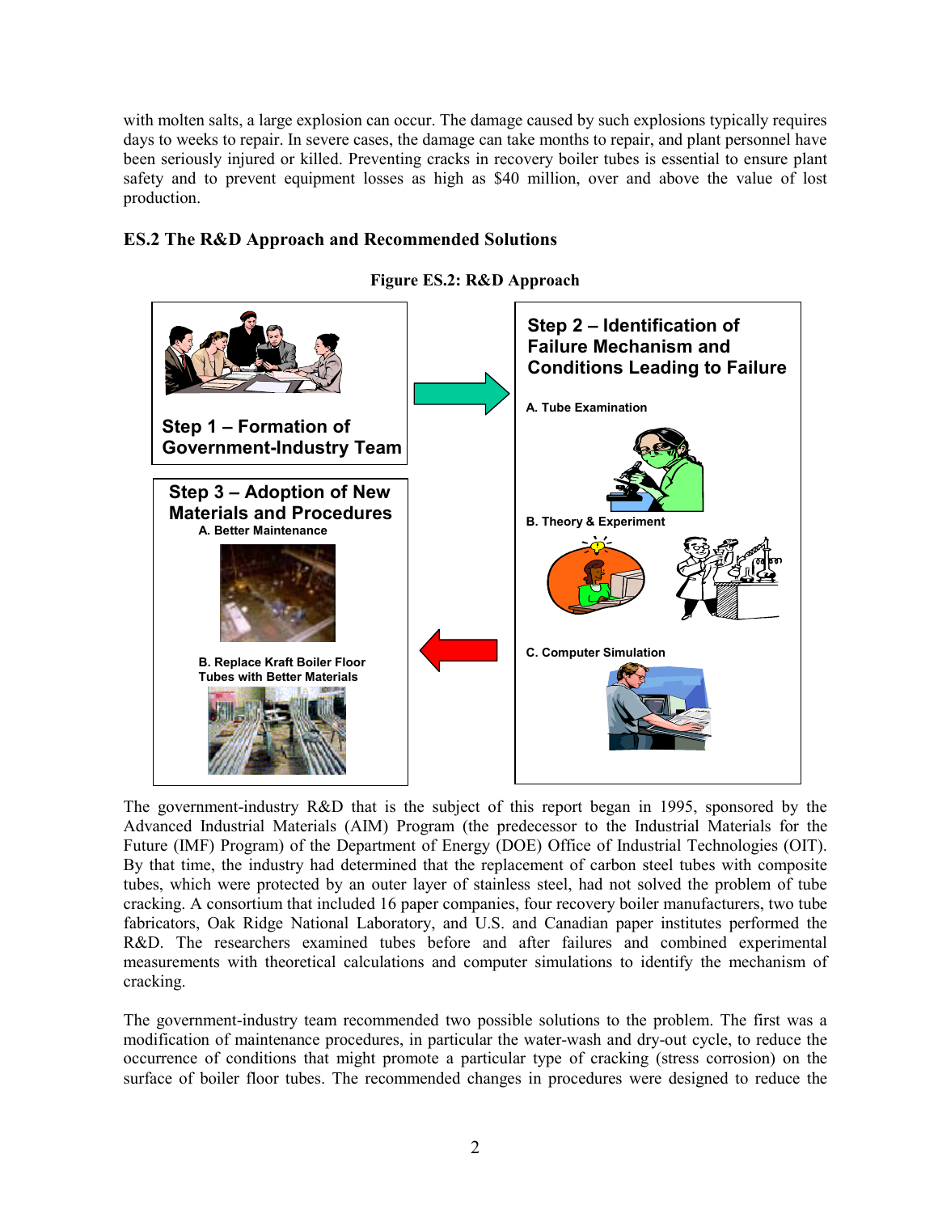with molten salts, a large explosion can occur. The damage caused by such explosions typically requires days to weeks to repair. In severe cases, the damage can take months to repair, and plant personnel have been seriously injured or killed. Preventing cracks in recovery boiler tubes is essential to ensure plant safety and to prevent equipment losses as high as $40 million, over and above the value of lost production.

## ES.2 The R&D Approach and Recommended Solutions

**Figure ES.2: R&D Approach**

Step 1 – Formation of Government-Industry Team

Step 2 – Identification of Failure Mechanism and Conditions Leading to Failure

A. Tube Examination

B. Theory & Experiment

C. Computer Simulation

Step 3 – Adoption of New Materials and Procedures

A. Better Maintenance

B. Replace Kraft Boiler Floor Tubes with Better Materials

The government-industry R&D that is the subject of this report began in 1995, sponsored by the Advanced Industrial Materials (AIM) Program (the predecessor to the Industrial Materials for the Future (IMF) Program) of the Department of Energy (DOE) Office of Industrial Technologies (OIT). By that time, the industry had determined that the replacement of carbon steel tubes with composite tubes, which were protected by an outer layer of stainless steel, had not solved the problem of tube cracking. A consortium that included 16 paper companies, four recovery boiler manufacturers, two tube fabricators, Oak Ridge National Laboratory, and U.S. and Canadian paper institutes performed the R&D. The researchers examined tubes before and after failures and combined experimental measurements with theoretical calculations and computer simulations to identify the mechanism of cracking.

The government-industry team recommended two possible solutions to the problem. The first was a modification of maintenance procedures, in particular the water-wash and dry-out cycle, to reduce the occurrence of conditions that might promote a particular type of cracking (stress corrosion) on the surface of boiler floor tubes. The recommended changes in procedures were designed to reduce the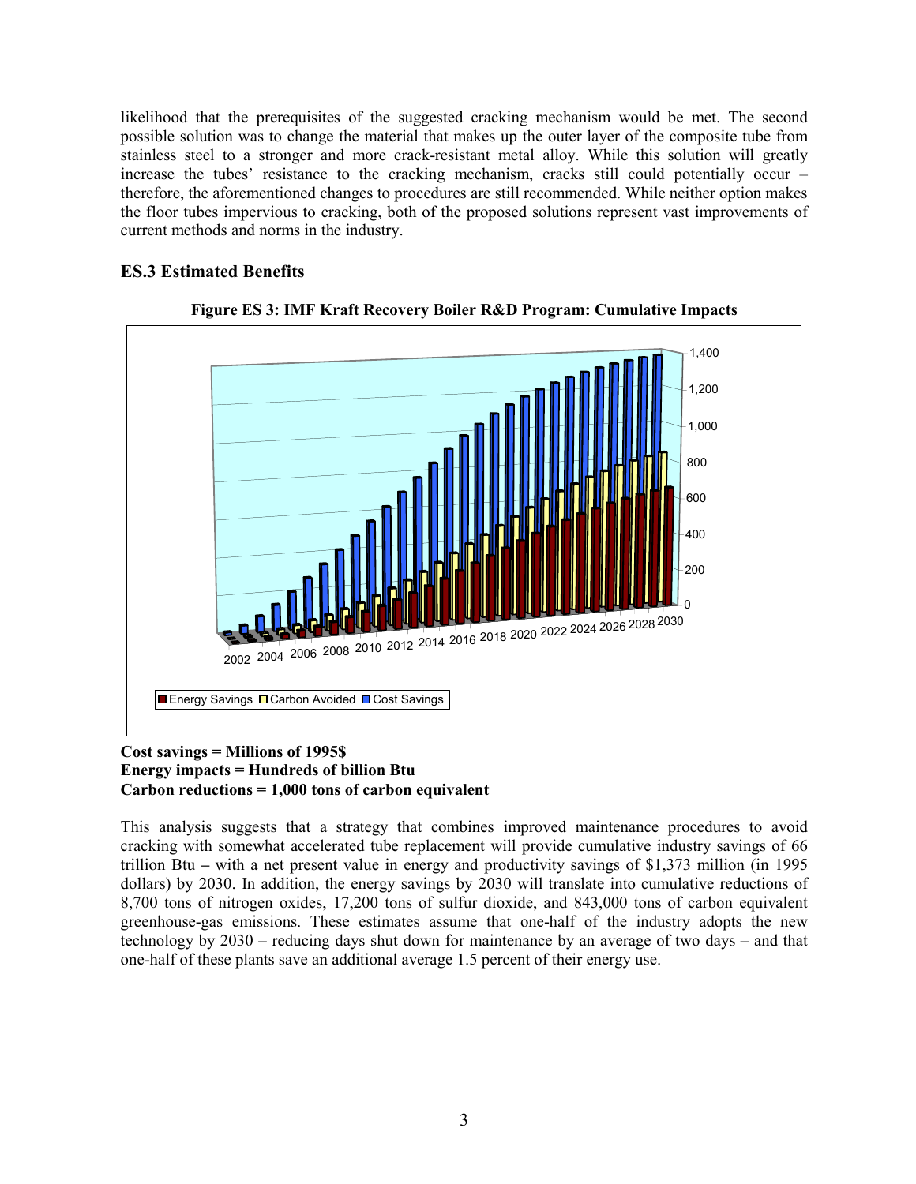likelihood that the prerequisites of the suggested cracking mechanism would be met. The second possible solution was to change the material that makes up the outer layer of the composite tube from stainless steel to a stronger and more crack-resistant metal alloy. While this solution will greatly increase the tubes' resistance to the cracking mechanism, cracks still could potentially occur – therefore, the aforementioned changes to procedures are still recommended. While neither option makes the floor tubes impervious to cracking, both of the proposed solutions represent vast improvements of current methods and norms in the industry.

## ES.3 Estimated Benefits

**Figure ES 3: IMF Kraft Recovery Boiler R&D Program: Cumulative Impacts**

**Cost savings = Millions of 1995$**
**Energy impacts = Hundreds of billion Btu**
**Carbon reductions = 1,000 tons of carbon equivalent**

This analysis suggests that a strategy that combines improved maintenance procedures to avoid cracking with somewhat accelerated tube replacement will provide cumulative industry savings of 66 trillion Btu – with a net present value in energy and productivity savings of $1,373 million (in 1995 dollars) by 2030. In addition, the energy savings by 2030 will translate into cumulative reductions of 8,700 tons of nitrogen oxides, 17,200 tons of sulfur dioxide, and 843,000 tons of carbon equivalent greenhouse-gas emissions. These estimates assume that one-half of the industry adopts the new technology by 2030 – reducing days shut down for maintenance by an average of two days – and that one-half of these plants save an additional average 1.5 percent of their energy use.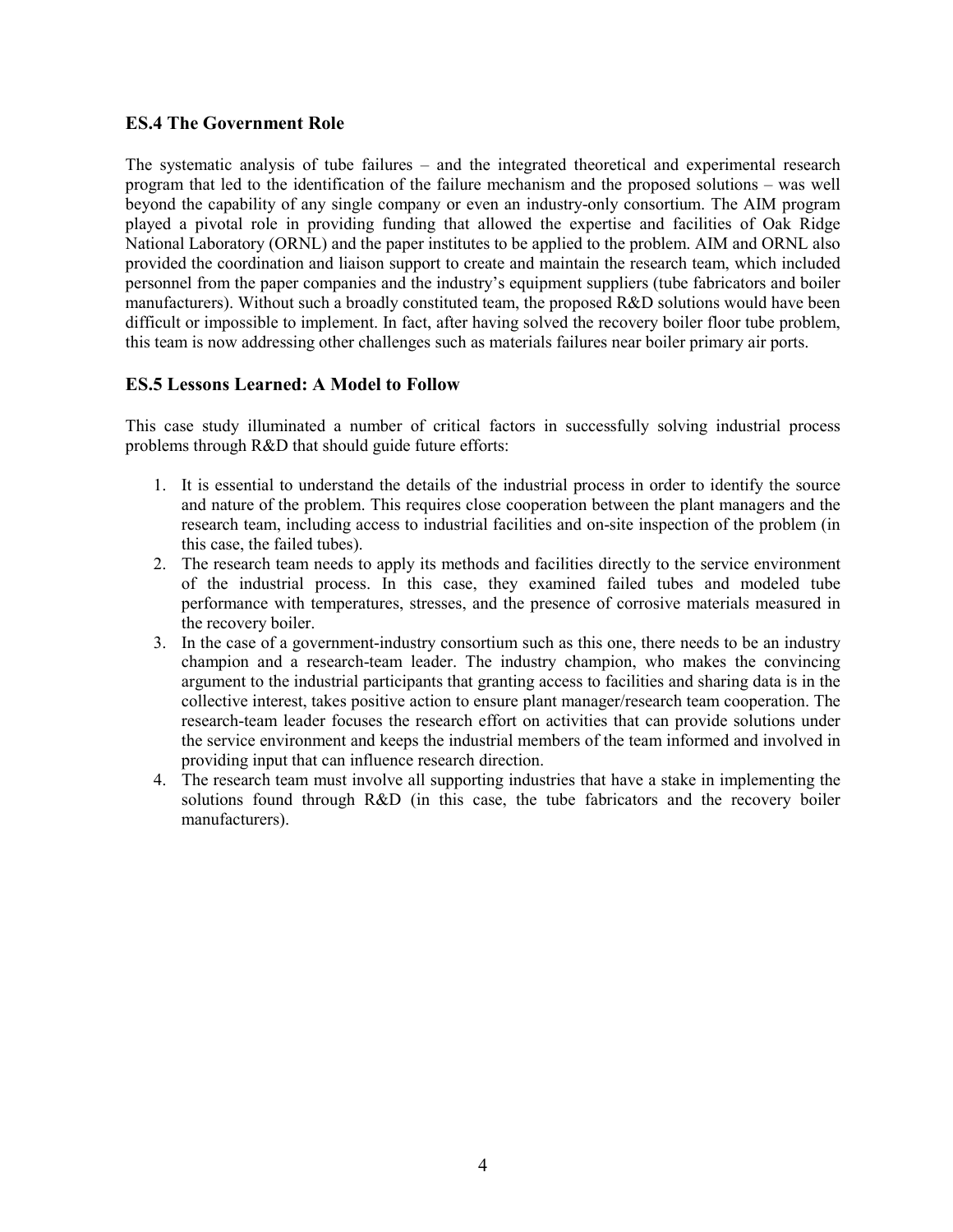## ES.4 The Government Role

The systematic analysis of tube failures – and the integrated theoretical and experimental research program that led to the identification of the failure mechanism and the proposed solutions – was well beyond the capability of any single company or even an industry-only consortium. The AIM program played a pivotal role in providing funding that allowed the expertise and facilities of Oak Ridge National Laboratory (ORNL) and the paper institutes to be applied to the problem. AIM and ORNL also provided the coordination and liaison support to create and maintain the research team, which included personnel from the paper companies and the industry's equipment suppliers (tube fabricators and boiler manufacturers). Without such a broadly constituted team, the proposed R&D solutions would have been difficult or impossible to implement. In fact, after having solved the recovery boiler floor tube problem, this team is now addressing other challenges such as materials failures near boiler primary air ports.

## ES.5 Lessons Learned: A Model to Follow

This case study illuminated a number of critical factors in successfully solving industrial process problems through R&D that should guide future efforts:

1. It is essential to understand the details of the industrial process in order to identify the source and nature of the problem. This requires close cooperation between the plant managers and the research team, including access to industrial facilities and on-site inspection of the problem (in this case, the failed tubes).
2. The research team needs to apply its methods and facilities directly to the service environment of the industrial process. In this case, they examined failed tubes and modeled tube performance with temperatures, stresses, and the presence of corrosive materials measured in the recovery boiler.
3. In the case of a government-industry consortium such as this one, there needs to be an industry champion and a research-team leader. The industry champion, who makes the convincing argument to the industrial participants that granting access to facilities and sharing data is in the collective interest, takes positive action to ensure plant manager/research team cooperation. The research-team leader focuses the research effort on activities that can provide solutions under the service environment and keeps the industrial members of the team informed and involved in providing input that can influence research direction.
4. The research team must involve all supporting industries that have a stake in implementing the solutions found through R&D (in this case, the tube fabricators and the recovery boiler manufacturers).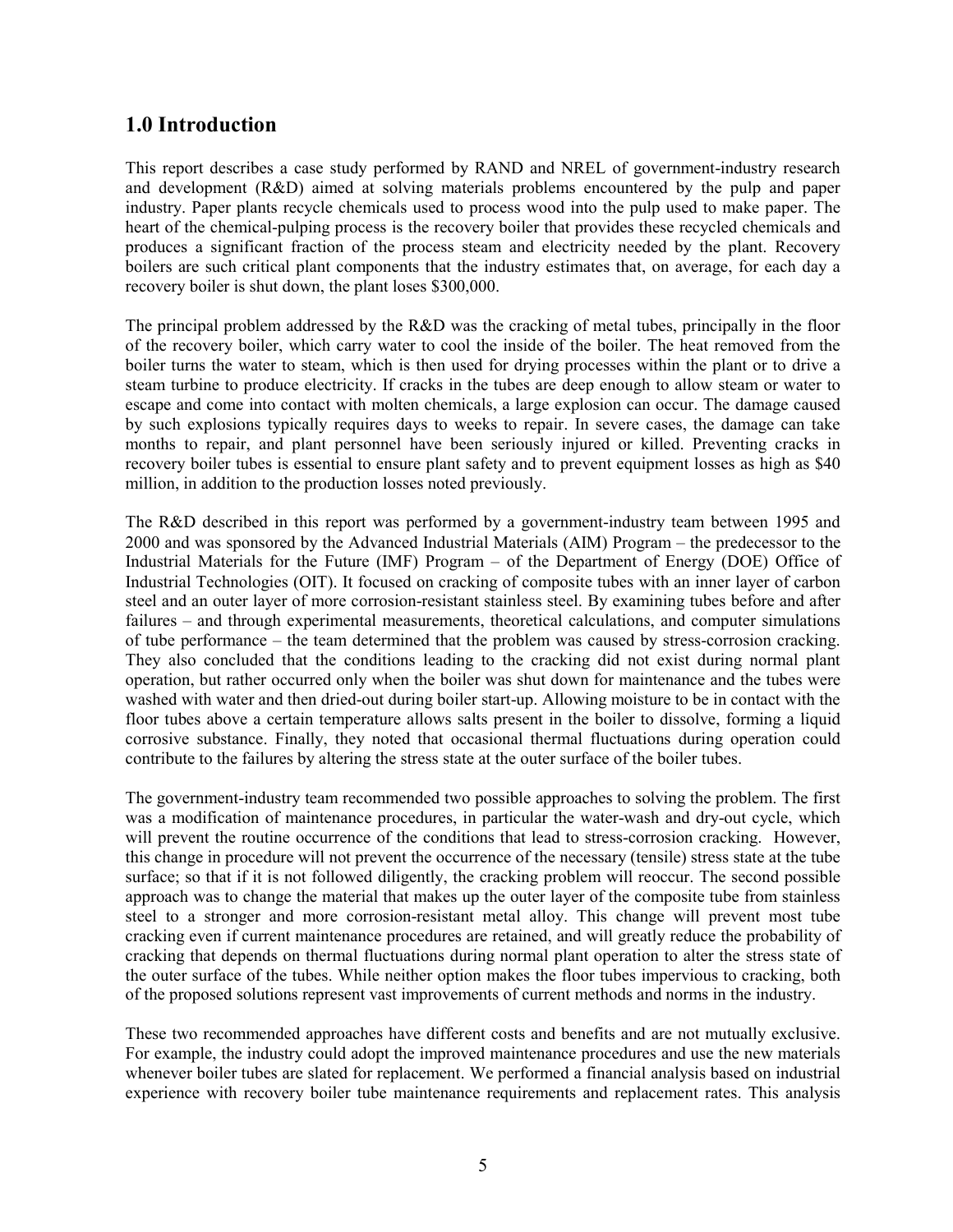## 1.0 Introduction

This report describes a case study performed by RAND and NREL of government-industry research and development (R&D) aimed at solving materials problems encountered by the pulp and paper industry. Paper plants recycle chemicals used to process wood into the pulp used to make paper. The heart of the chemical-pulping process is the recovery boiler that provides these recycled chemicals and produces a significant fraction of the process steam and electricity needed by the plant. Recovery boilers are such critical plant components that the industry estimates that, on average, for each day a recovery boiler is shut down, the plant loses $300,000.

The principal problem addressed by the R&D was the cracking of metal tubes, principally in the floor of the recovery boiler, which carry water to cool the inside of the boiler. The heat removed from the boiler turns the water to steam, which is then used for drying processes within the plant or to drive a steam turbine to produce electricity. If cracks in the tubes are deep enough to allow steam or water to escape and come into contact with molten chemicals, a large explosion can occur. The damage caused by such explosions typically requires days to weeks to repair. In severe cases, the damage can take months to repair, and plant personnel have been seriously injured or killed. Preventing cracks in recovery boiler tubes is essential to ensure plant safety and to prevent equipment losses as high as $40 million, in addition to the production losses noted previously.

The R&D described in this report was performed by a government-industry team between 1995 and 2000 and was sponsored by the Advanced Industrial Materials (AIM) Program – the predecessor to the Industrial Materials for the Future (IMF) Program – of the Department of Energy (DOE) Office of Industrial Technologies (OIT). It focused on cracking of composite tubes with an inner layer of carbon steel and an outer layer of more corrosion-resistant stainless steel. By examining tubes before and after failures – and through experimental measurements, theoretical calculations, and computer simulations of tube performance – the team determined that the problem was caused by stress-corrosion cracking. They also concluded that the conditions leading to the cracking did not exist during normal plant operation, but rather occurred only when the boiler was shut down for maintenance and the tubes were washed with water and then dried-out during boiler start-up. Allowing moisture to be in contact with the floor tubes above a certain temperature allows salts present in the boiler to dissolve, forming a liquid corrosive substance. Finally, they noted that occasional thermal fluctuations during operation could contribute to the failures by altering the stress state at the outer surface of the boiler tubes.

The government-industry team recommended two possible approaches to solving the problem. The first was a modification of maintenance procedures, in particular the water-wash and dry-out cycle, which will prevent the routine occurrence of the conditions that lead to stress-corrosion cracking. However, this change in procedure will not prevent the occurrence of the necessary (tensile) stress state at the tube surface; so that if it is not followed diligently, the cracking problem will reoccur. The second possible approach was to change the material that makes up the outer layer of the composite tube from stainless steel to a stronger and more corrosion-resistant metal alloy. This change will prevent most tube cracking even if current maintenance procedures are retained, and will greatly reduce the probability of cracking that depends on thermal fluctuations during normal plant operation to alter the stress state of the outer surface of the tubes. While neither option makes the floor tubes impervious to cracking, both of the proposed solutions represent vast improvements of current methods and norms in the industry.

These two recommended approaches have different costs and benefits and are not mutually exclusive. For example, the industry could adopt the improved maintenance procedures and use the new materials whenever boiler tubes are slated for replacement. We performed a financial analysis based on industrial experience with recovery boiler tube maintenance requirements and replacement rates. This analysis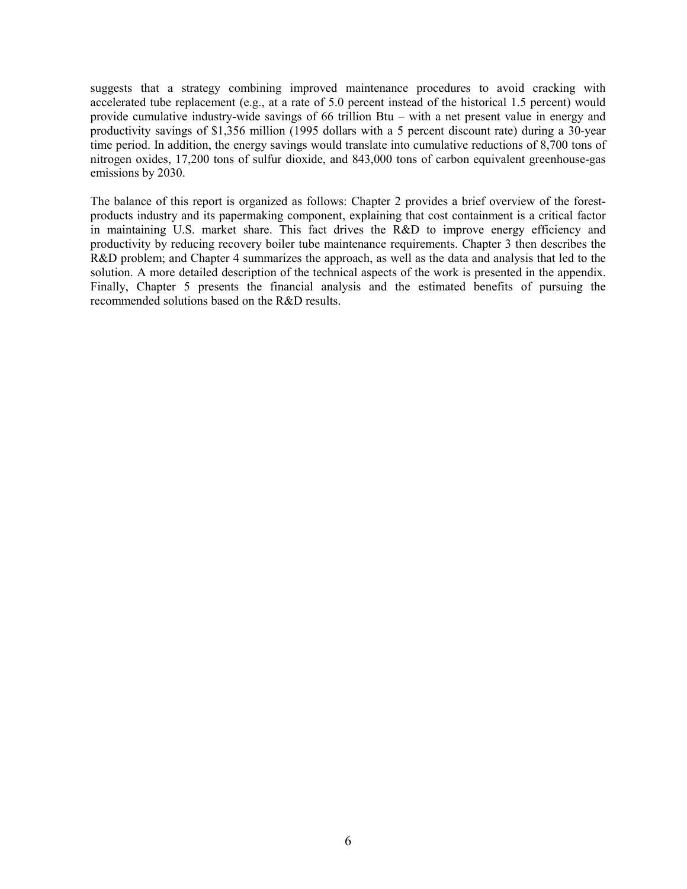suggests that a strategy combining improved maintenance procedures to avoid cracking with accelerated tube replacement (e.g., at a rate of 5.0 percent instead of the historical 1.5 percent) would provide cumulative industry-wide savings of 66 trillion Btu – with a net present value in energy and productivity savings of $1,356 million (1995 dollars with a 5 percent discount rate) during a 30-year time period. In addition, the energy savings would translate into cumulative reductions of 8,700 tons of nitrogen oxides, 17,200 tons of sulfur dioxide, and 843,000 tons of carbon equivalent greenhouse-gas emissions by 2030.

The balance of this report is organized as follows: Chapter 2 provides a brief overview of the forest-products industry and its papermaking component, explaining that cost containment is a critical factor in maintaining U.S. market share. This fact drives the R&D to improve energy efficiency and productivity by reducing recovery boiler tube maintenance requirements. Chapter 3 then describes the R&D problem; and Chapter 4 summarizes the approach, as well as the data and analysis that led to the solution. A more detailed description of the technical aspects of the work is presented in the appendix. Finally, Chapter 5 presents the financial analysis and the estimated benefits of pursuing the recommended solutions based on the R&D results.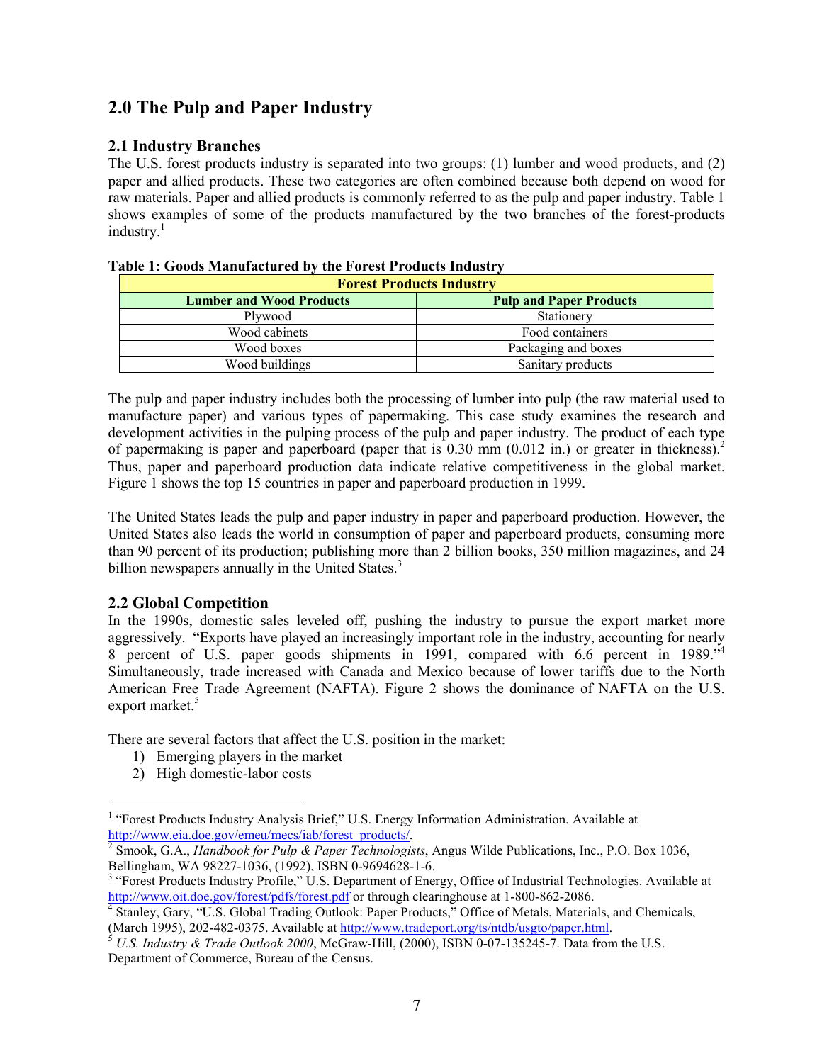## 2.0 The Pulp and Paper Industry

### 2.1 Industry Branches

The U.S. forest products industry is separated into two groups: (1) lumber and wood products, and (2) paper and allied products. These two categories are often combined because both depend on wood for raw materials. Paper and allied products is commonly referred to as the pulp and paper industry. Table 1 shows examples of some of the products manufactured by the two branches of the forest-products industry.[1]

**Table 1: Goods Manufactured by the Forest Products Industry**

| Forest Products Industry | |
|---|---|
| **Lumber and Wood Products** | **Pulp and Paper Products** |
| Plywood | Stationery |
| Wood cabinets | Food containers |
| Wood boxes | Packaging and boxes |
| Wood buildings | Sanitary products |

The pulp and paper industry includes both the processing of lumber into pulp (the raw material used to manufacture paper) and various types of papermaking. This case study examines the research and development activities in the pulping process of the pulp and paper industry. The product of each type of papermaking is paper and paperboard (paper that is 0.30 mm (0.012 in.) or greater in thickness).[2] Thus, paper and paperboard production data indicate relative competitiveness in the global market. Figure 1 shows the top 15 countries in paper and paperboard production in 1999.

The United States leads the pulp and paper industry in paper and paperboard production. However, the United States also leads the world in consumption of paper and paperboard products, consuming more than 90 percent of its production; publishing more than 2 billion books, 350 million magazines, and 24 billion newspapers annually in the United States.[3]

### 2.2 Global Competition

In the 1990s, domestic sales leveled off, pushing the industry to pursue the export market more aggressively. "Exports have played an increasingly important role in the industry, accounting for nearly 8 percent of U.S. paper goods shipments in 1991, compared with 6.6 percent in 1989."[4] Simultaneously, trade increased with Canada and Mexico because of lower tariffs due to the North American Free Trade Agreement (NAFTA). Figure 2 shows the dominance of NAFTA on the U.S. export market.[5]

There are several factors that affect the U.S. position in the market:

1) Emerging players in the market
2) High domestic-labor costs

---

[1] "Forest Products Industry Analysis Brief," U.S. Energy Information Administration. Available at http://www.eia.doe.gov/emeu/mecs/iab/forest_products/.

[2] Smook, G.A., *Handbook for Pulp & Paper Technologists*, Angus Wilde Publications, Inc., P.O. Box 1036, Bellingham, WA 98227-1036, (1992), ISBN 0-9694628-1-6.

[3] "Forest Products Industry Profile," U.S. Department of Energy, Office of Industrial Technologies. Available at http://www.oit.doe.gov/forest/pdfs/forest.pdf or through clearinghouse at 1-800-862-2086.

[4] Stanley, Gary, "U.S. Global Trading Outlook: Paper Products," Office of Metals, Materials, and Chemicals, (March 1995), 202-482-0375. Available at http://www.tradeport.org/ts/ntdb/usgto/paper.html.

[5] *U.S. Industry & Trade Outlook 2000*, McGraw-Hill, (2000), ISBN 0-07-135245-7. Data from the U.S. Department of Commerce, Bureau of the Census.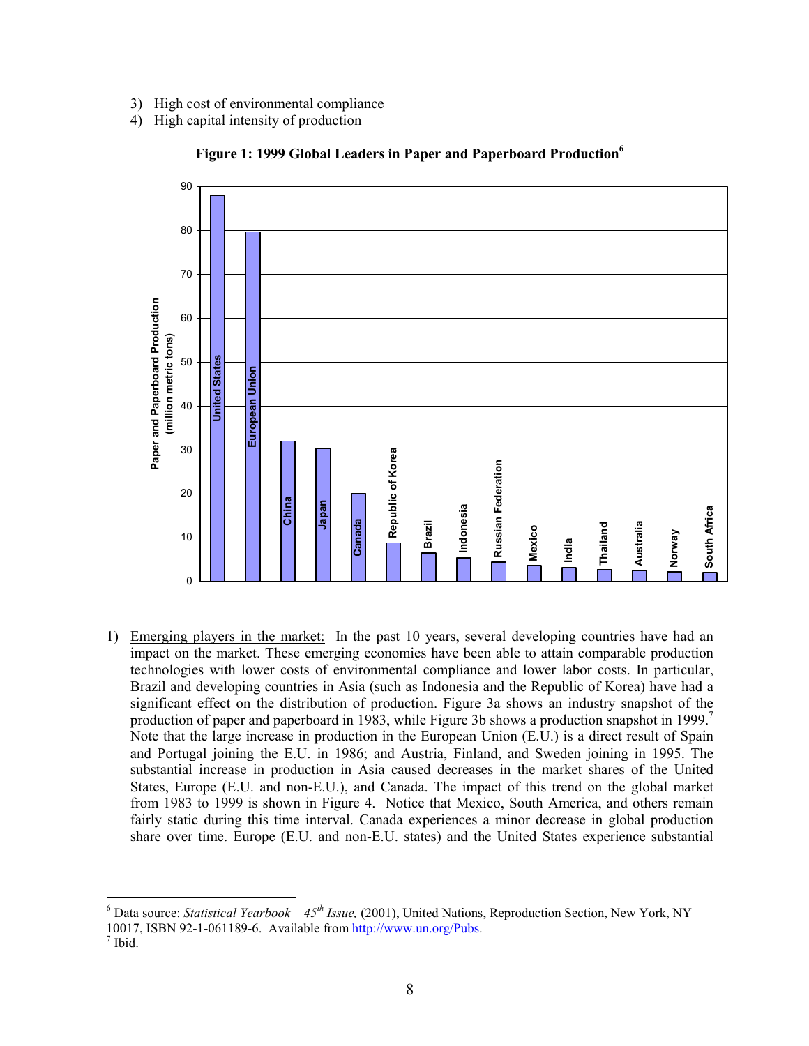3) High cost of environmental compliance
4) High capital intensity of production

**Figure 1: 1999 Global Leaders in Paper and Paperboard Production**[6]

1) Emerging players in the market: In the past 10 years, several developing countries have had an impact on the market. These emerging economies have been able to attain comparable production technologies with lower costs of environmental compliance and lower labor costs. In particular, Brazil and developing countries in Asia (such as Indonesia and the Republic of Korea) have had a significant effect on the distribution of production. Figure 3a shows an industry snapshot of the production of paper and paperboard in 1983, while Figure 3b shows a production snapshot in 1999.[7] Note that the large increase in production in the European Union (E.U.) is a direct result of Spain and Portugal joining the E.U. in 1986; and Austria, Finland, and Sweden joining in 1995. The substantial increase in production in Asia caused decreases in the market shares of the United States, Europe (E.U. and non-E.U.), and Canada. The impact of this trend on the global market from 1983 to 1999 is shown in Figure 4. Notice that Mexico, South America, and others remain fairly static during this time interval. Canada experiences a minor decrease in global production share over time. Europe (E.U. and non-E.U. states) and the United States experience substantial

---

[6] Data source: *Statistical Yearbook – 45th Issue,* (2001), United Nations, Reproduction Section, New York, NY 10017, ISBN 92-1-061189-6. Available from http://www.un.org/Pubs.

[7] Ibid.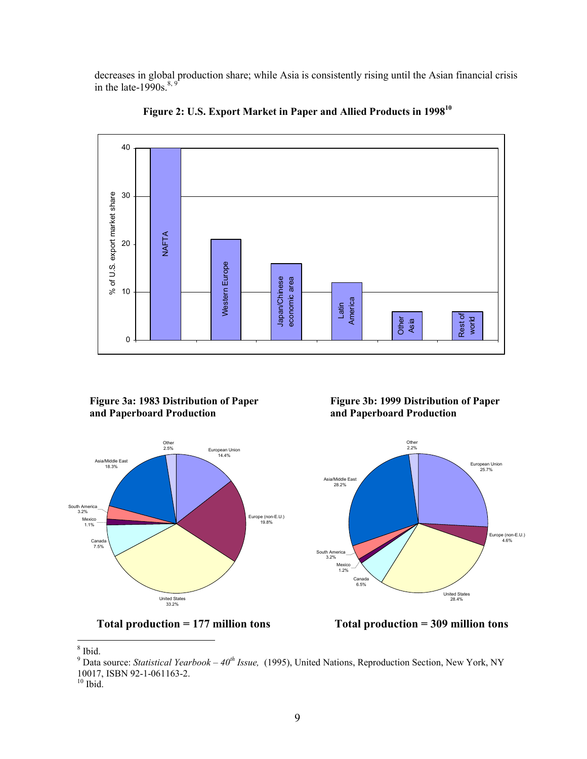decreases in global production share; while Asia is consistently rising until the Asian financial crisis in the late-1990s.[8, 9]

**Figure 2: U.S. Export Market in Paper and Allied Products in 1998[10]**

**Figure 3a: 1983 Distribution of Paper and Paperboard Production**

Total production = 177 million tons

**Figure 3b: 1999 Distribution of Paper and Paperboard Production**

Total production = 309 million tons

---

[8] Ibid.

[9] Data source: *Statistical Yearbook – 40th Issue,* (1995), United Nations, Reproduction Section, New York, NY 10017, ISBN 92-1-061163-2.

[10] Ibid.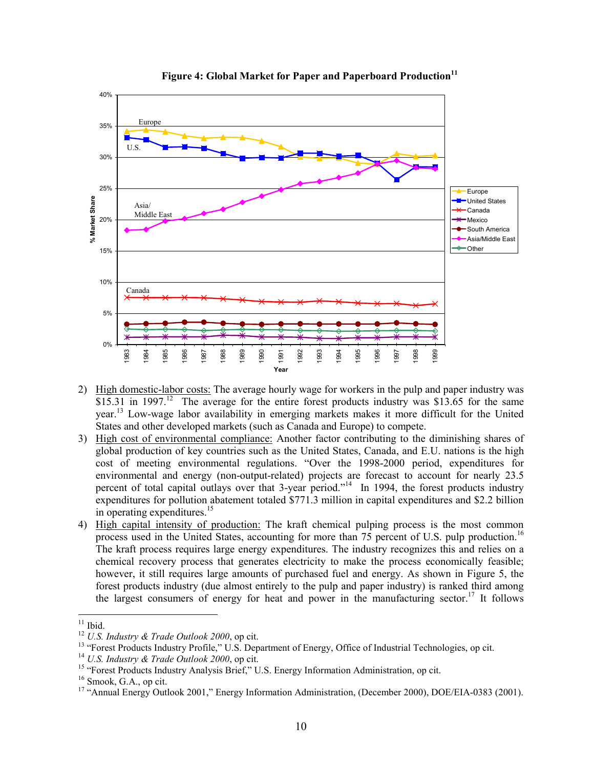**Figure 4: Global Market for Paper and Paperboard Production**[11]

2) High domestic-labor costs: The average hourly wage for workers in the pulp and paper industry was $15.31 in 1997.[12] The average for the entire forest products industry was $13.65 for the same year.[13] Low-wage labor availability in emerging markets makes it more difficult for the United States and other developed markets (such as Canada and Europe) to compete.
3) High cost of environmental compliance: Another factor contributing to the diminishing shares of global production of key countries such as the United States, Canada, and E.U. nations is the high cost of meeting environmental regulations. "Over the 1998-2000 period, expenditures for environmental and energy (non-output-related) projects are forecast to account for nearly 23.5 percent of total capital outlays over that 3-year period."[14] In 1994, the forest products industry expenditures for pollution abatement totaled $771.3 million in capital expenditures and $2.2 billion in operating expenditures.[15]
4) High capital intensity of production: The kraft chemical pulping process is the most common process used in the United States, accounting for more than 75 percent of U.S. pulp production.[16] The kraft process requires large energy expenditures. The industry recognizes this and relies on a chemical recovery process that generates electricity to make the process economically feasible; however, it still requires large amounts of purchased fuel and energy. As shown in Figure 5, the forest products industry (due almost entirely to the pulp and paper industry) is ranked third among the largest consumers of energy for heat and power in the manufacturing sector.[17] It follows

---

[11] Ibid.

[12] *U.S. Industry & Trade Outlook 2000*, op cit.

[13] "Forest Products Industry Profile," U.S. Department of Energy, Office of Industrial Technologies, op cit.

[14] *U.S. Industry & Trade Outlook 2000*, op cit.

[15] "Forest Products Industry Analysis Brief," U.S. Energy Information Administration, op cit.

[16] Smook, G.A., op cit.

[17] "Annual Energy Outlook 2001," Energy Information Administration, (December 2000), DOE/EIA-0383 (2001).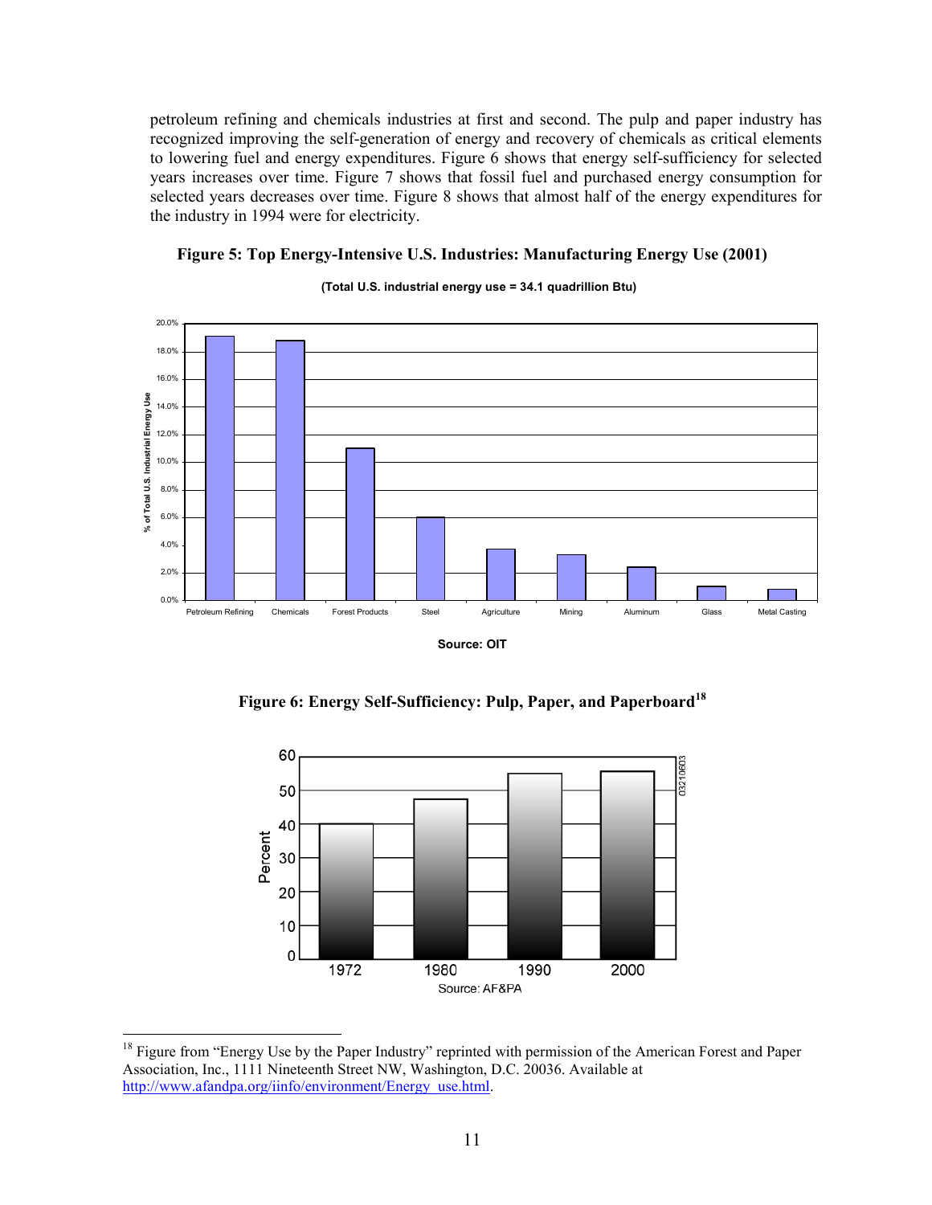petroleum refining and chemicals industries at first and second. The pulp and paper industry has recognized improving the self-generation of energy and recovery of chemicals as critical elements to lowering fuel and energy expenditures. Figure 6 shows that energy self-sufficiency for selected years increases over time. Figure 7 shows that fossil fuel and purchased energy consumption for selected years decreases over time. Figure 8 shows that almost half of the energy expenditures for the industry in 1994 were for electricity.

**Figure 5: Top Energy-Intensive U.S. Industries: Manufacturing Energy Use (2001)**

**(Total U.S. industrial energy use = 34.1 quadrillion Btu)**

**Source: OIT**

**Figure 6: Energy Self-Sufficiency: Pulp, Paper, and Paperboard[18]**

Source: AF&PA

[18] Figure from "Energy Use by the Paper Industry" reprinted with permission of the American Forest and Paper Association, Inc., 1111 Nineteenth Street NW, Washington, D.C. 20036. Available at http://www.afandpa.org/iinfo/environment/Energy_use.html.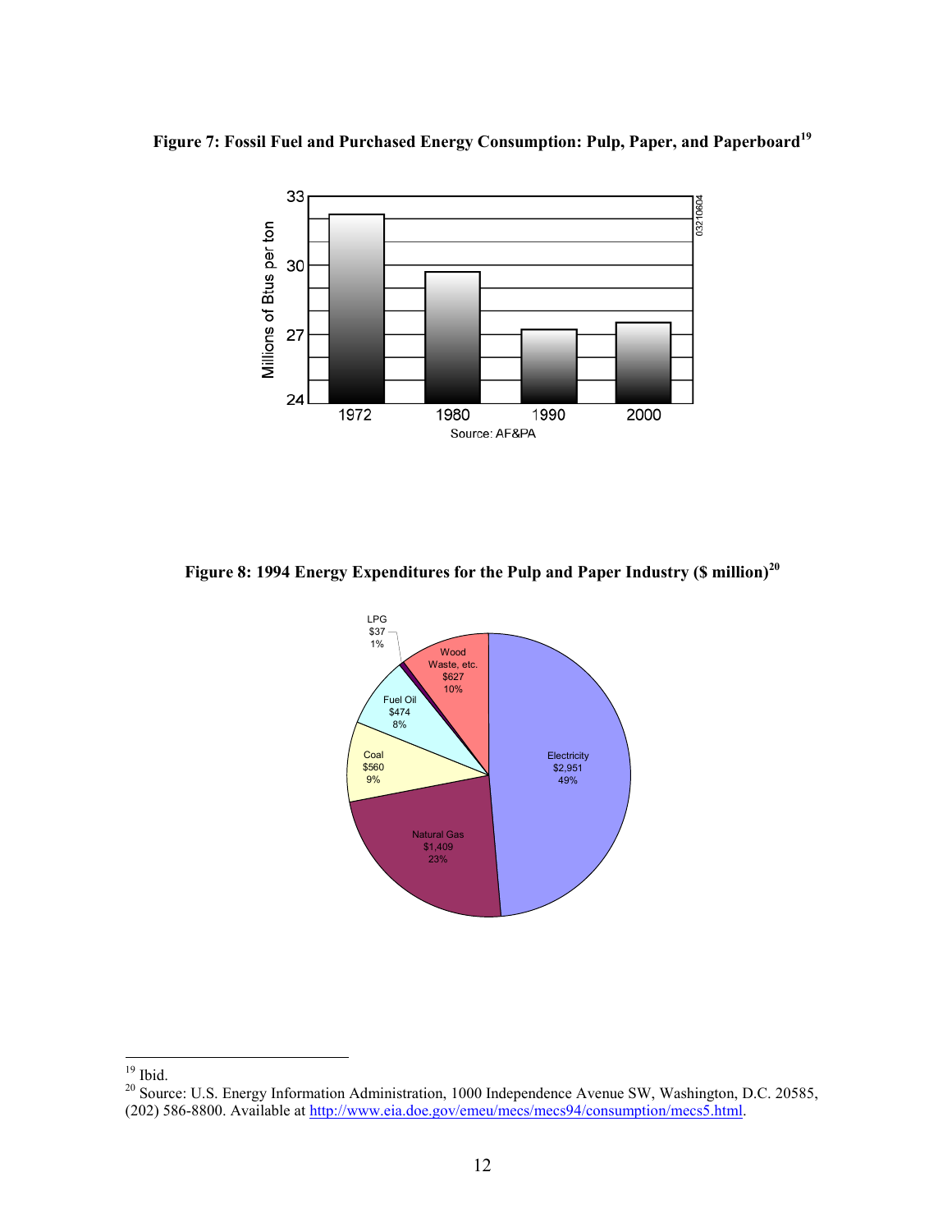**Figure 7: Fossil Fuel and Purchased Energy Consumption: Pulp, Paper, and Paperboard**[19]

**Figure 8: 1994 Energy Expenditures for the Pulp and Paper Industry ($ million)**[20]

---

[19] Ibid.

[20] Source: U.S. Energy Information Administration, 1000 Independence Avenue SW, Washington, D.C. 20585, (202) 586-8800. Available at http://www.eia.doe.gov/emeu/mecs/mecs94/consumption/mecs5.html.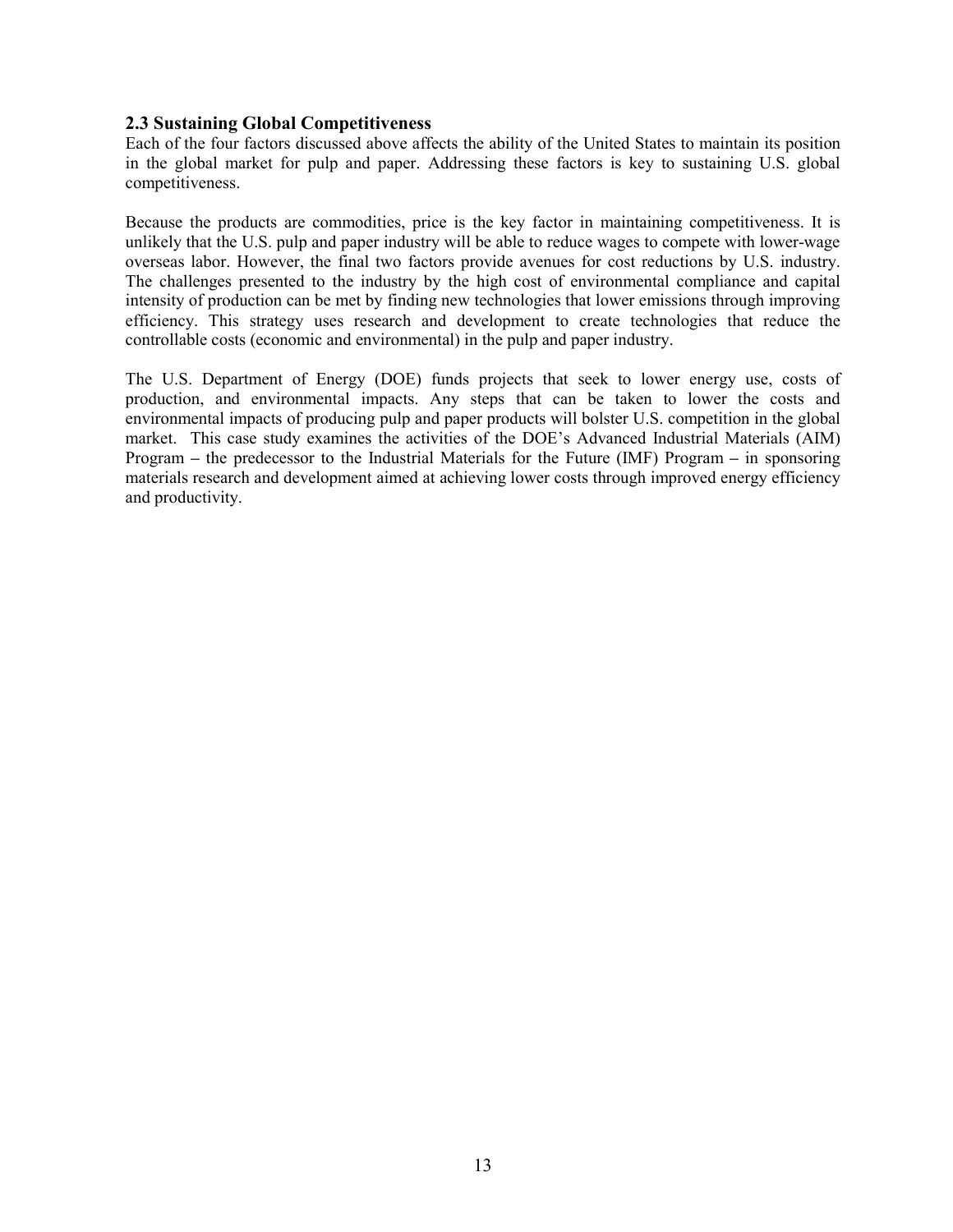## 2.3 Sustaining Global Competitiveness

Each of the four factors discussed above affects the ability of the United States to maintain its position in the global market for pulp and paper. Addressing these factors is key to sustaining U.S. global competitiveness.

Because the products are commodities, price is the key factor in maintaining competitiveness. It is unlikely that the U.S. pulp and paper industry will be able to reduce wages to compete with lower-wage overseas labor. However, the final two factors provide avenues for cost reductions by U.S. industry. The challenges presented to the industry by the high cost of environmental compliance and capital intensity of production can be met by finding new technologies that lower emissions through improving efficiency. This strategy uses research and development to create technologies that reduce the controllable costs (economic and environmental) in the pulp and paper industry.

The U.S. Department of Energy (DOE) funds projects that seek to lower energy use, costs of production, and environmental impacts. Any steps that can be taken to lower the costs and environmental impacts of producing pulp and paper products will bolster U.S. competition in the global market. This case study examines the activities of the DOE's Advanced Industrial Materials (AIM) Program – the predecessor to the Industrial Materials for the Future (IMF) Program – in sponsoring materials research and development aimed at achieving lower costs through improved energy efficiency and productivity.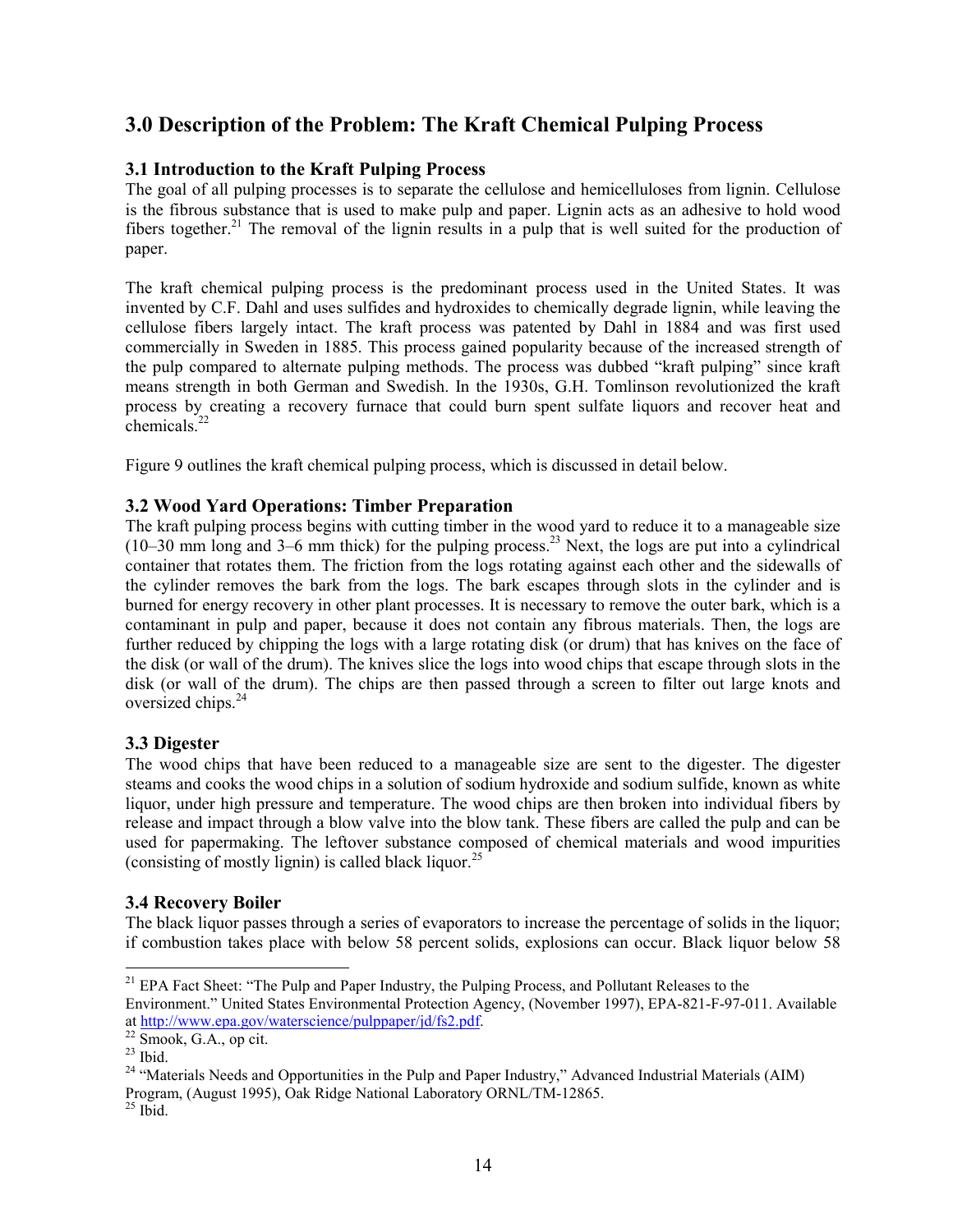## 3.0 Description of the Problem: The Kraft Chemical Pulping Process

### 3.1 Introduction to the Kraft Pulping Process

The goal of all pulping processes is to separate the cellulose and hemicelluloses from lignin. Cellulose is the fibrous substance that is used to make pulp and paper. Lignin acts as an adhesive to hold wood fibers together.[21] The removal of the lignin results in a pulp that is well suited for the production of paper.

The kraft chemical pulping process is the predominant process used in the United States. It was invented by C.F. Dahl and uses sulfides and hydroxides to chemically degrade lignin, while leaving the cellulose fibers largely intact. The kraft process was patented by Dahl in 1884 and was first used commercially in Sweden in 1885. This process gained popularity because of the increased strength of the pulp compared to alternate pulping methods. The process was dubbed "kraft pulping" since kraft means strength in both German and Swedish. In the 1930s, G.H. Tomlinson revolutionized the kraft process by creating a recovery furnace that could burn spent sulfate liquors and recover heat and chemicals.[22]

Figure 9 outlines the kraft chemical pulping process, which is discussed in detail below.

### 3.2 Wood Yard Operations: Timber Preparation

The kraft pulping process begins with cutting timber in the wood yard to reduce it to a manageable size (10–30 mm long and 3–6 mm thick) for the pulping process.[23] Next, the logs are put into a cylindrical container that rotates them. The friction from the logs rotating against each other and the sidewalls of the cylinder removes the bark from the logs. The bark escapes through slots in the cylinder and is burned for energy recovery in other plant processes. It is necessary to remove the outer bark, which is a contaminant in pulp and paper, because it does not contain any fibrous materials. Then, the logs are further reduced by chipping the logs with a large rotating disk (or drum) that has knives on the face of the disk (or wall of the drum). The knives slice the logs into wood chips that escape through slots in the disk (or wall of the drum). The chips are then passed through a screen to filter out large knots and oversized chips.[24]

### 3.3 Digester

The wood chips that have been reduced to a manageable size are sent to the digester. The digester steams and cooks the wood chips in a solution of sodium hydroxide and sodium sulfide, known as white liquor, under high pressure and temperature. The wood chips are then broken into individual fibers by release and impact through a blow valve into the blow tank. These fibers are called the pulp and can be used for papermaking. The leftover substance composed of chemical materials and wood impurities (consisting of mostly lignin) is called black liquor.[25]

### 3.4 Recovery Boiler

The black liquor passes through a series of evaporators to increase the percentage of solids in the liquor; if combustion takes place with below 58 percent solids, explosions can occur. Black liquor below 58

---

[21] EPA Fact Sheet: "The Pulp and Paper Industry, the Pulping Process, and Pollutant Releases to the Environment." United States Environmental Protection Agency, (November 1997), EPA-821-F-97-011. Available at http://www.epa.gov/waterscience/pulppaper/jd/fs2.pdf.

[22] Smook, G.A., op cit.

[23] Ibid.

[24] "Materials Needs and Opportunities in the Pulp and Paper Industry," Advanced Industrial Materials (AIM) Program, (August 1995), Oak Ridge National Laboratory ORNL/TM-12865.

[25] Ibid.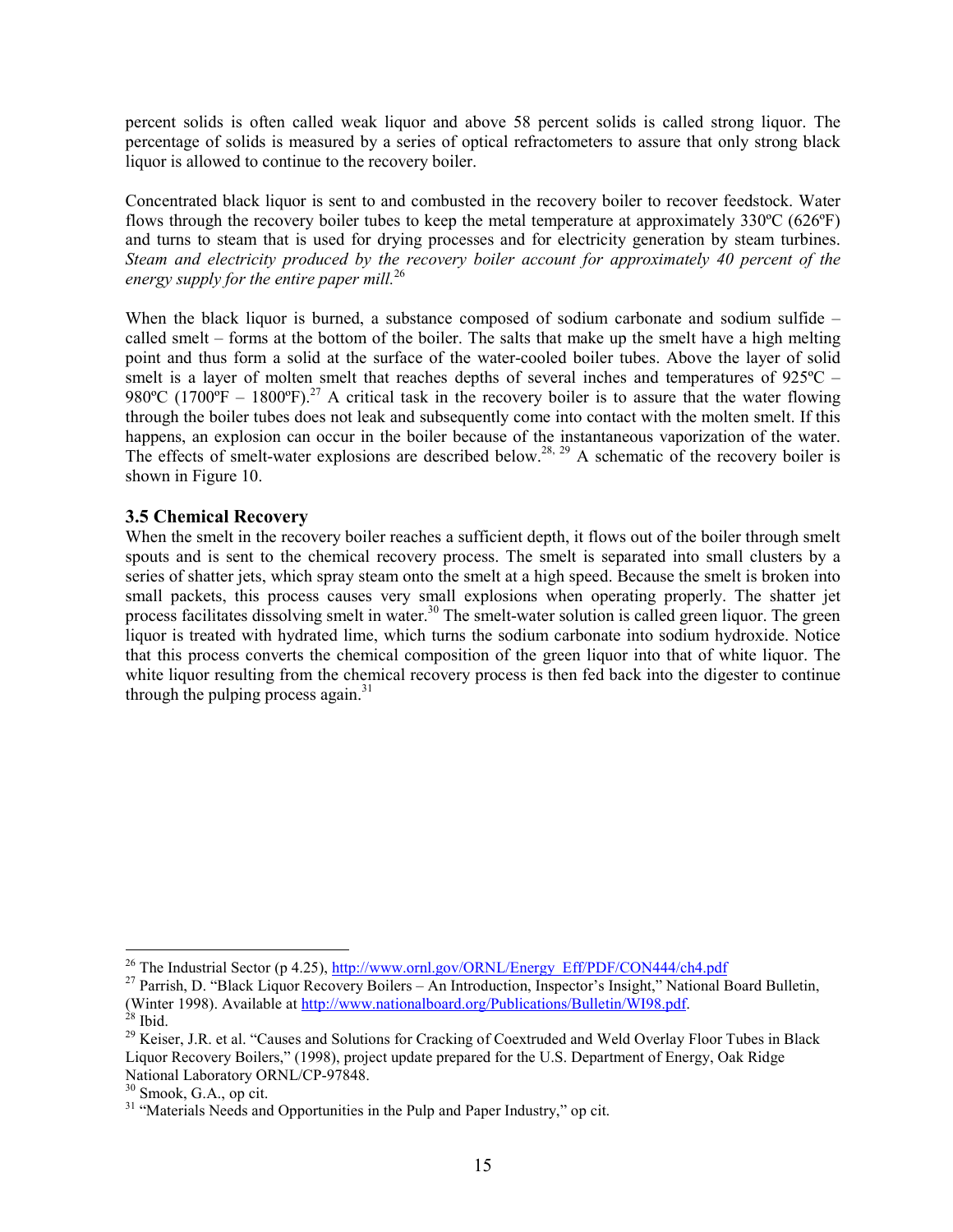percent solids is often called weak liquor and above 58 percent solids is called strong liquor. The percentage of solids is measured by a series of optical refractometers to assure that only strong black liquor is allowed to continue to the recovery boiler.

Concentrated black liquor is sent to and combusted in the recovery boiler to recover feedstock. Water flows through the recovery boiler tubes to keep the metal temperature at approximately 330ºC (626ºF) and turns to steam that is used for drying processes and for electricity generation by steam turbines. *Steam and electricity produced by the recovery boiler account for approximately 40 percent of the energy supply for the entire paper mill.*[26]

When the black liquor is burned, a substance composed of sodium carbonate and sodium sulfide – called smelt – forms at the bottom of the boiler. The salts that make up the smelt have a high melting point and thus form a solid at the surface of the water-cooled boiler tubes. Above the layer of solid smelt is a layer of molten smelt that reaches depths of several inches and temperatures of 925ºC – 980ºC (1700ºF – 1800ºF).[27] A critical task in the recovery boiler is to assure that the water flowing through the boiler tubes does not leak and subsequently come into contact with the molten smelt. If this happens, an explosion can occur in the boiler because of the instantaneous vaporization of the water. The effects of smelt-water explosions are described below.[28, 29] A schematic of the recovery boiler is shown in Figure 10.

### 3.5 Chemical Recovery

When the smelt in the recovery boiler reaches a sufficient depth, it flows out of the boiler through smelt spouts and is sent to the chemical recovery process. The smelt is separated into small clusters by a series of shatter jets, which spray steam onto the smelt at a high speed. Because the smelt is broken into small packets, this process causes very small explosions when operating properly. The shatter jet process facilitates dissolving smelt in water.[30] The smelt-water solution is called green liquor. The green liquor is treated with hydrated lime, which turns the sodium carbonate into sodium hydroxide. Notice that this process converts the chemical composition of the green liquor into that of white liquor. The white liquor resulting from the chemical recovery process is then fed back into the digester to continue through the pulping process again.[31]

---

[26] The Industrial Sector (p 4.25), http://www.ornl.gov/ORNL/Energy_Eff/PDF/CON444/ch4.pdf

[27] Parrish, D. "Black Liquor Recovery Boilers – An Introduction, Inspector's Insight," National Board Bulletin, (Winter 1998). Available at http://www.nationalboard.org/Publications/Bulletin/WI98.pdf.

[28] Ibid.

[29] Keiser, J.R. et al. "Causes and Solutions for Cracking of Coextruded and Weld Overlay Floor Tubes in Black Liquor Recovery Boilers," (1998), project update prepared for the U.S. Department of Energy, Oak Ridge National Laboratory ORNL/CP-97848.

[30] Smook, G.A., op cit.

[31] "Materials Needs and Opportunities in the Pulp and Paper Industry," op cit.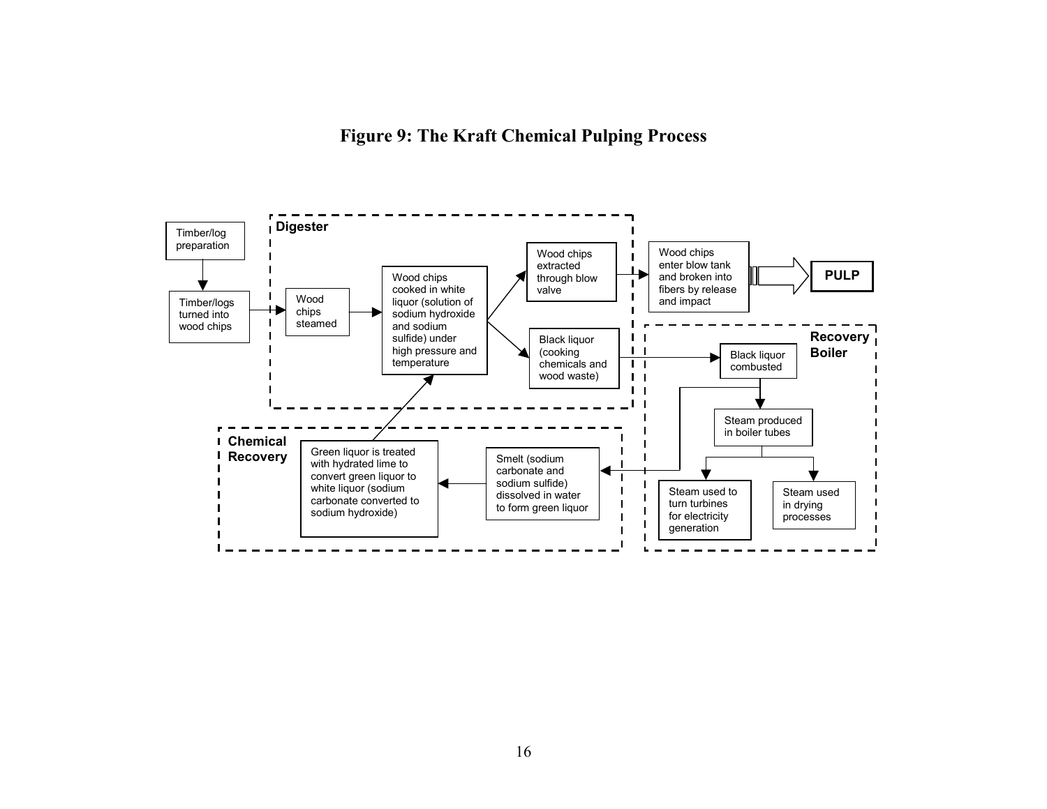**Figure 9: The Kraft Chemical Pulping Process**

Timber/log preparation

Timber/logs turned into wood chips

**Digester**

Wood chips steamed

Wood chips cooked in white liquor (solution of sodium hydroxide and sodium sulfide) under high pressure and temperature

Wood chips extracted through blow valve

Black liquor (cooking chemicals and wood waste)

Wood chips enter blow tank and broken into fibers by release and impact

**PULP**

**Recovery Boiler**

Black liquor combusted

Steam produced in boiler tubes

Steam used to turn turbines for electricity generation

Steam used in drying processes

**Chemical Recovery**

Smelt (sodium carbonate and sodium sulfide) dissolved in water to form green liquor

Green liquor is treated with hydrated lime to convert green liquor to white liquor (sodium carbonate converted to sodium hydroxide)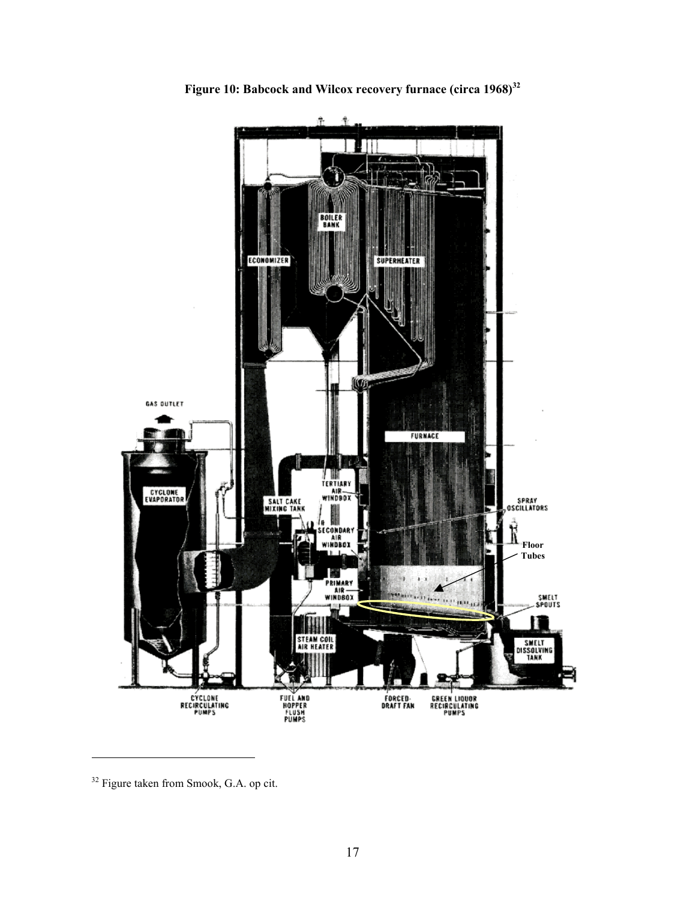**Figure 10: Babcock and Wilcox recovery furnace (circa 1968)[32]**

[32] Figure taken from Smook, G.A. op cit.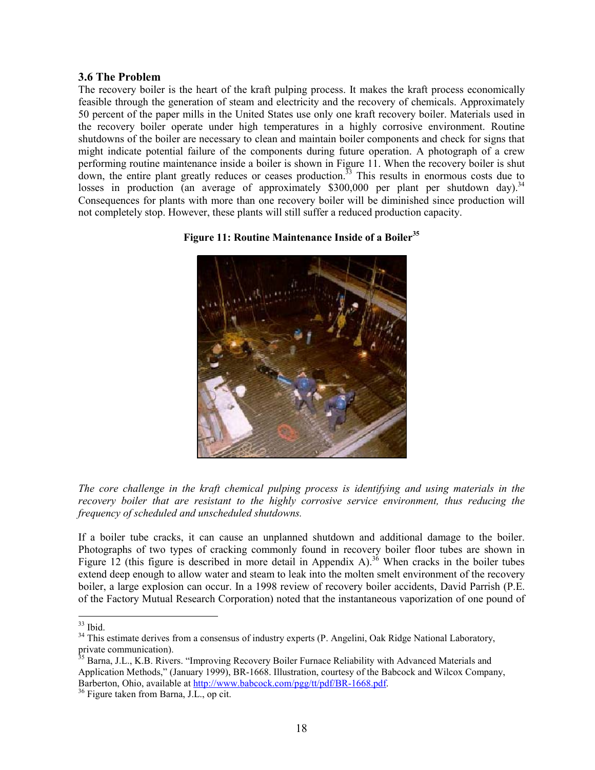### 3.6 The Problem

The recovery boiler is the heart of the kraft pulping process. It makes the kraft process economically feasible through the generation of steam and electricity and the recovery of chemicals. Approximately 50 percent of the paper mills in the United States use only one kraft recovery boiler. Materials used in the recovery boiler operate under high temperatures in a highly corrosive environment. Routine shutdowns of the boiler are necessary to clean and maintain boiler components and check for signs that might indicate potential failure of the components during future operation. A photograph of a crew performing routine maintenance inside a boiler is shown in Figure 11. When the recovery boiler is shut down, the entire plant greatly reduces or ceases production.[33] This results in enormous costs due to losses in production (an average of approximately $300,000 per plant per shutdown day).[34] Consequences for plants with more than one recovery boiler will be diminished since production will not completely stop. However, these plants will still suffer a reduced production capacity.

**Figure 11: Routine Maintenance Inside of a Boiler[35]**

*The core challenge in the kraft chemical pulping process is identifying and using materials in the recovery boiler that are resistant to the highly corrosive service environment, thus reducing the frequency of scheduled and unscheduled shutdowns.*

If a boiler tube cracks, it can cause an unplanned shutdown and additional damage to the boiler. Photographs of two types of cracking commonly found in recovery boiler floor tubes are shown in Figure 12 (this figure is described in more detail in Appendix A).[36] When cracks in the boiler tubes extend deep enough to allow water and steam to leak into the molten smelt environment of the recovery boiler, a large explosion can occur. In a 1998 review of recovery boiler accidents, David Parrish (P.E. of the Factory Mutual Research Corporation) noted that the instantaneous vaporization of one pound of

---

[33] Ibid.

[34] This estimate derives from a consensus of industry experts (P. Angelini, Oak Ridge National Laboratory, private communication).

[35] Barna, J.L., K.B. Rivers. "Improving Recovery Boiler Furnace Reliability with Advanced Materials and Application Methods," (January 1999), BR-1668. Illustration, courtesy of the Babcock and Wilcox Company, Barberton, Ohio, available at http://www.babcock.com/pgg/tt/pdf/BR-1668.pdf.

[36] Figure taken from Barna, J.L., op cit.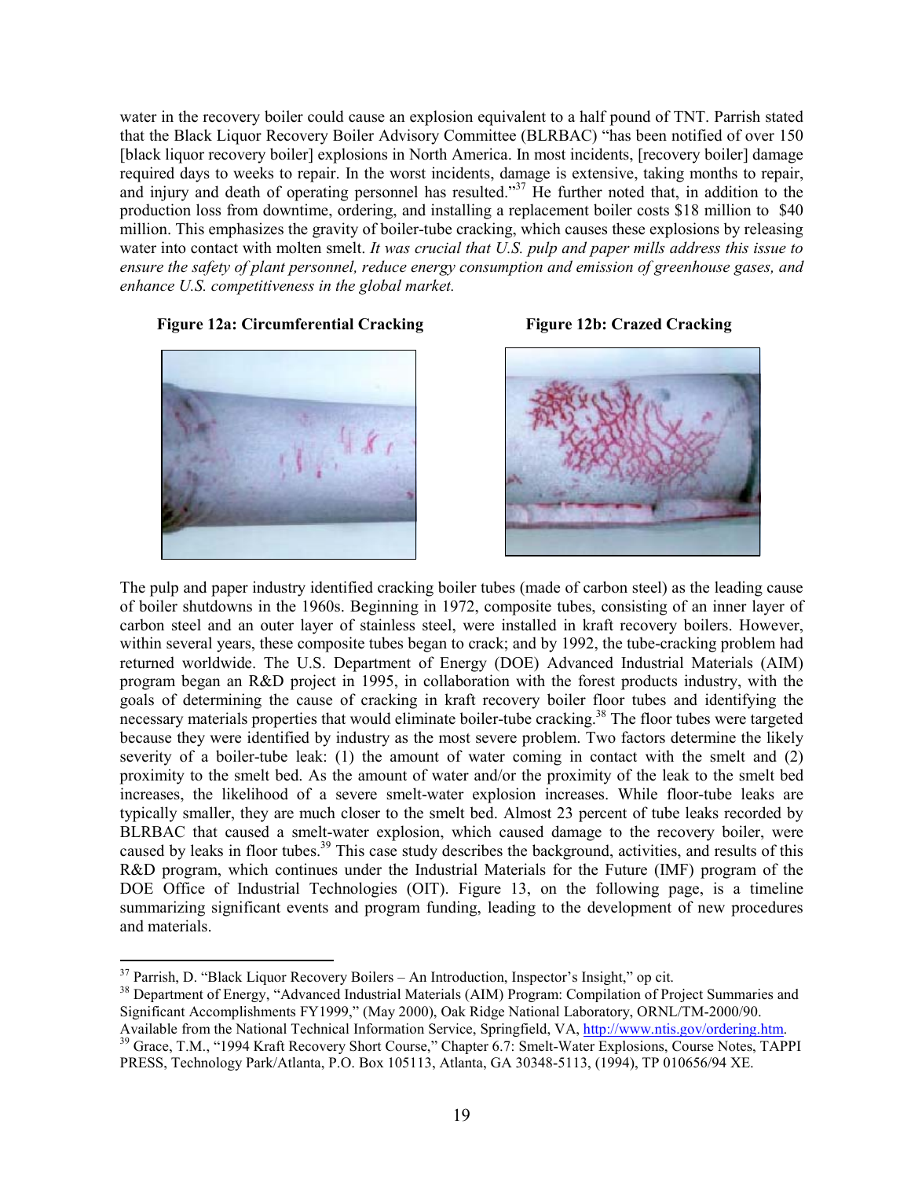water in the recovery boiler could cause an explosion equivalent to a half pound of TNT. Parrish stated that the Black Liquor Recovery Boiler Advisory Committee (BLRBAC) "has been notified of over 150 [black liquor recovery boiler] explosions in North America. In most incidents, [recovery boiler] damage required days to weeks to repair. In the worst incidents, damage is extensive, taking months to repair, and injury and death of operating personnel has resulted."[37] He further noted that, in addition to the production loss from downtime, ordering, and installing a replacement boiler costs $18 million to $40 million. This emphasizes the gravity of boiler-tube cracking, which causes these explosions by releasing water into contact with molten smelt. *It was crucial that U.S. pulp and paper mills address this issue to ensure the safety of plant personnel, reduce energy consumption and emission of greenhouse gases, and enhance U.S. competitiveness in the global market.*

**Figure 12a: Circumferential Cracking**

**Figure 12b: Crazed Cracking**

The pulp and paper industry identified cracking boiler tubes (made of carbon steel) as the leading cause of boiler shutdowns in the 1960s. Beginning in 1972, composite tubes, consisting of an inner layer of carbon steel and an outer layer of stainless steel, were installed in kraft recovery boilers. However, within several years, these composite tubes began to crack; and by 1992, the tube-cracking problem had returned worldwide. The U.S. Department of Energy (DOE) Advanced Industrial Materials (AIM) program began an R&D project in 1995, in collaboration with the forest products industry, with the goals of determining the cause of cracking in kraft recovery boiler floor tubes and identifying the necessary materials properties that would eliminate boiler-tube cracking.[38] The floor tubes were targeted because they were identified by industry as the most severe problem. Two factors determine the likely severity of a boiler-tube leak: (1) the amount of water coming in contact with the smelt and (2) proximity to the smelt bed. As the amount of water and/or the proximity of the leak to the smelt bed increases, the likelihood of a severe smelt-water explosion increases. While floor-tube leaks are typically smaller, they are much closer to the smelt bed. Almost 23 percent of tube leaks recorded by BLRBAC that caused a smelt-water explosion, which caused damage to the recovery boiler, were caused by leaks in floor tubes.[39] This case study describes the background, activities, and results of this R&D program, which continues under the Industrial Materials for the Future (IMF) program of the DOE Office of Industrial Technologies (OIT). Figure 13, on the following page, is a timeline summarizing significant events and program funding, leading to the development of new procedures and materials.

---

[37] Parrish, D. "Black Liquor Recovery Boilers – An Introduction, Inspector's Insight," op cit.

[38] Department of Energy, "Advanced Industrial Materials (AIM) Program: Compilation of Project Summaries and Significant Accomplishments FY1999," (May 2000), Oak Ridge National Laboratory, ORNL/TM-2000/90. Available from the National Technical Information Service, Springfield, VA, http://www.ntis.gov/ordering.htm.

[39] Grace, T.M., "1994 Kraft Recovery Short Course," Chapter 6.7: Smelt-Water Explosions, Course Notes, TAPPI PRESS, Technology Park/Atlanta, P.O. Box 105113, Atlanta, GA 30348-5113, (1994), TP 010656/94 XE.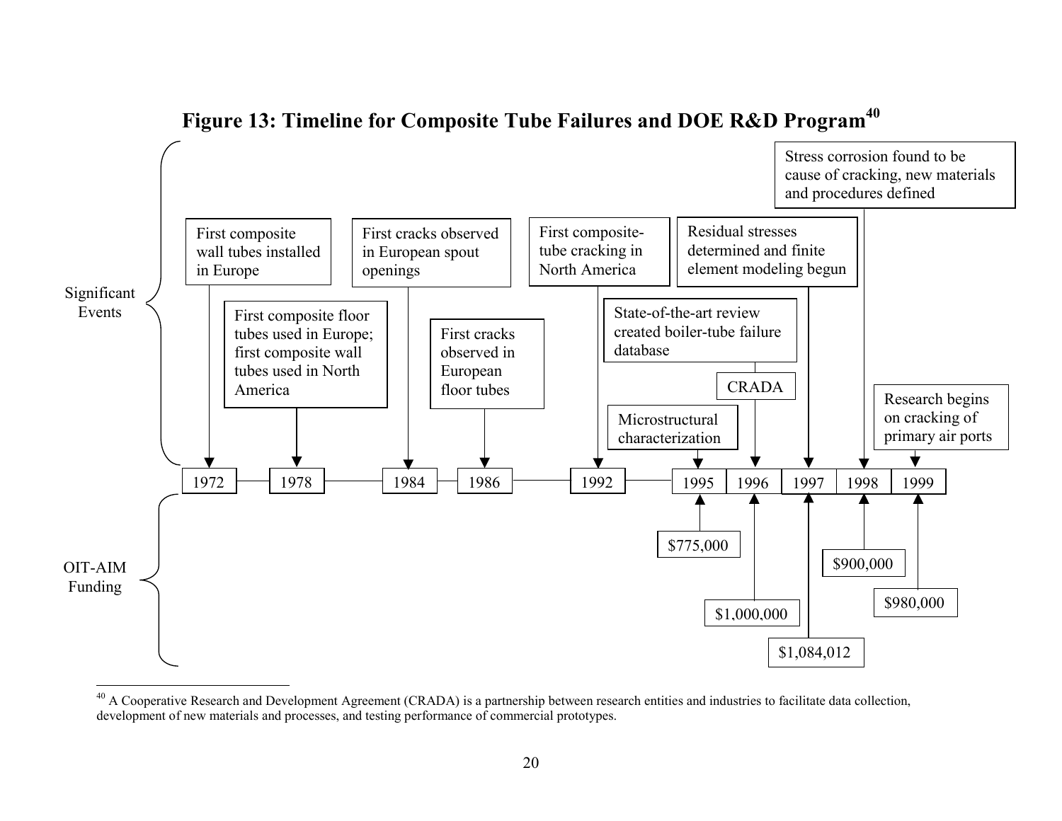**Figure 13: Timeline for Composite Tube Failures and DOE R&D Program[40]**

**Significant Events**

- **1972**: First composite wall tubes installed in Europe
- **1978**: First composite floor tubes used in Europe; first composite wall tubes used in North America
- **1984**: First cracks observed in European spout openings
- **1986**: First cracks observed in European floor tubes
- **1992**: First composite-tube cracking in North America
- **1995**: Microstructural characterization
- **1996**: CRADA; State-of-the-art review created boiler-tube failure database
- **1997**: Residual stresses determined and finite element modeling begun
- **1998**: Stress corrosion found to be cause of cracking, new materials and procedures defined
- **1999**: Research begins on cracking of primary air ports

**OIT-AIM Funding**

| Year | Funding |
|---|---|
| 1995 | $775,000 |
| 1996 | $1,000,000 |
| 1997 | $1,084,012 |
| 1998 | $900,000 |
| 1999 | $980,000 |

[40] A Cooperative Research and Development Agreement (CRADA) is a partnership between research entities and industries to facilitate data collection, development of new materials and processes, and testing performance of commercial prototypes.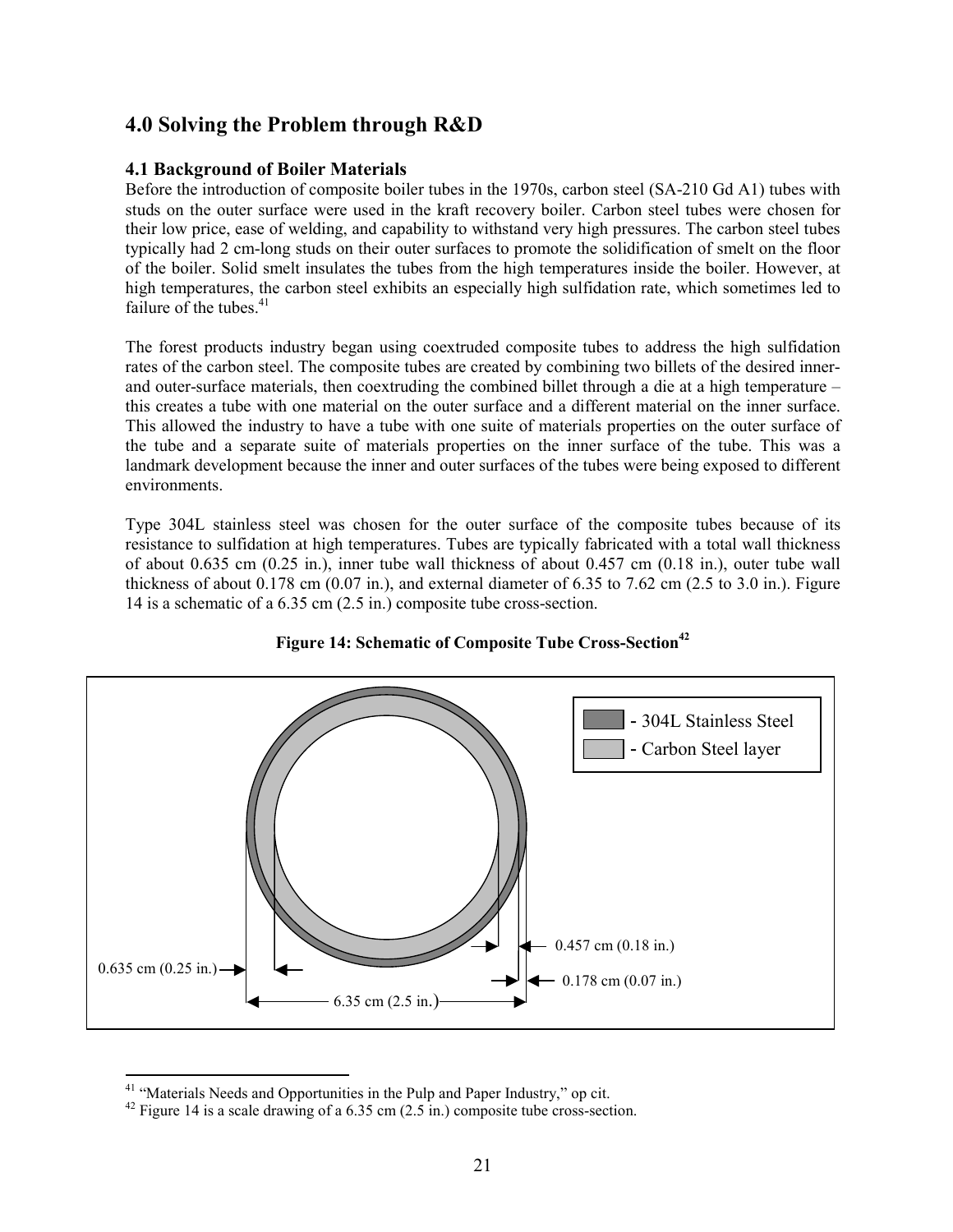## 4.0 Solving the Problem through R&D

### 4.1 Background of Boiler Materials

Before the introduction of composite boiler tubes in the 1970s, carbon steel (SA-210 Gd A1) tubes with studs on the outer surface were used in the kraft recovery boiler. Carbon steel tubes were chosen for their low price, ease of welding, and capability to withstand very high pressures. The carbon steel tubes typically had 2 cm-long studs on their outer surfaces to promote the solidification of smelt on the floor of the boiler. Solid smelt insulates the tubes from the high temperatures inside the boiler. However, at high temperatures, the carbon steel exhibits an especially high sulfidation rate, which sometimes led to failure of the tubes.[41]

The forest products industry began using coextruded composite tubes to address the high sulfidation rates of the carbon steel. The composite tubes are created by combining two billets of the desired inner- and outer-surface materials, then coextruding the combined billet through a die at a high temperature – this creates a tube with one material on the outer surface and a different material on the inner surface. This allowed the industry to have a tube with one suite of materials properties on the outer surface of the tube and a separate suite of materials properties on the inner surface of the tube. This was a landmark development because the inner and outer surfaces of the tubes were being exposed to different environments.

Type 304L stainless steel was chosen for the outer surface of the composite tubes because of its resistance to sulfidation at high temperatures. Tubes are typically fabricated with a total wall thickness of about 0.635 cm (0.25 in.), inner tube wall thickness of about 0.457 cm (0.18 in.), outer tube wall thickness of about 0.178 cm (0.07 in.), and external diameter of 6.35 to 7.62 cm (2.5 to 3.0 in.). Figure 14 is a schematic of a 6.35 cm (2.5 in.) composite tube cross-section.

**Figure 14: Schematic of Composite Tube Cross-Section[42]**

- 304L Stainless Steel
- Carbon Steel layer

0.457 cm (0.18 in.)

0.635 cm (0.25 in.)

0.178 cm (0.07 in.)

6.35 cm (2.5 in.)

---

[41] "Materials Needs and Opportunities in the Pulp and Paper Industry," op cit.

[42] Figure 14 is a scale drawing of a 6.35 cm (2.5 in.) composite tube cross-section.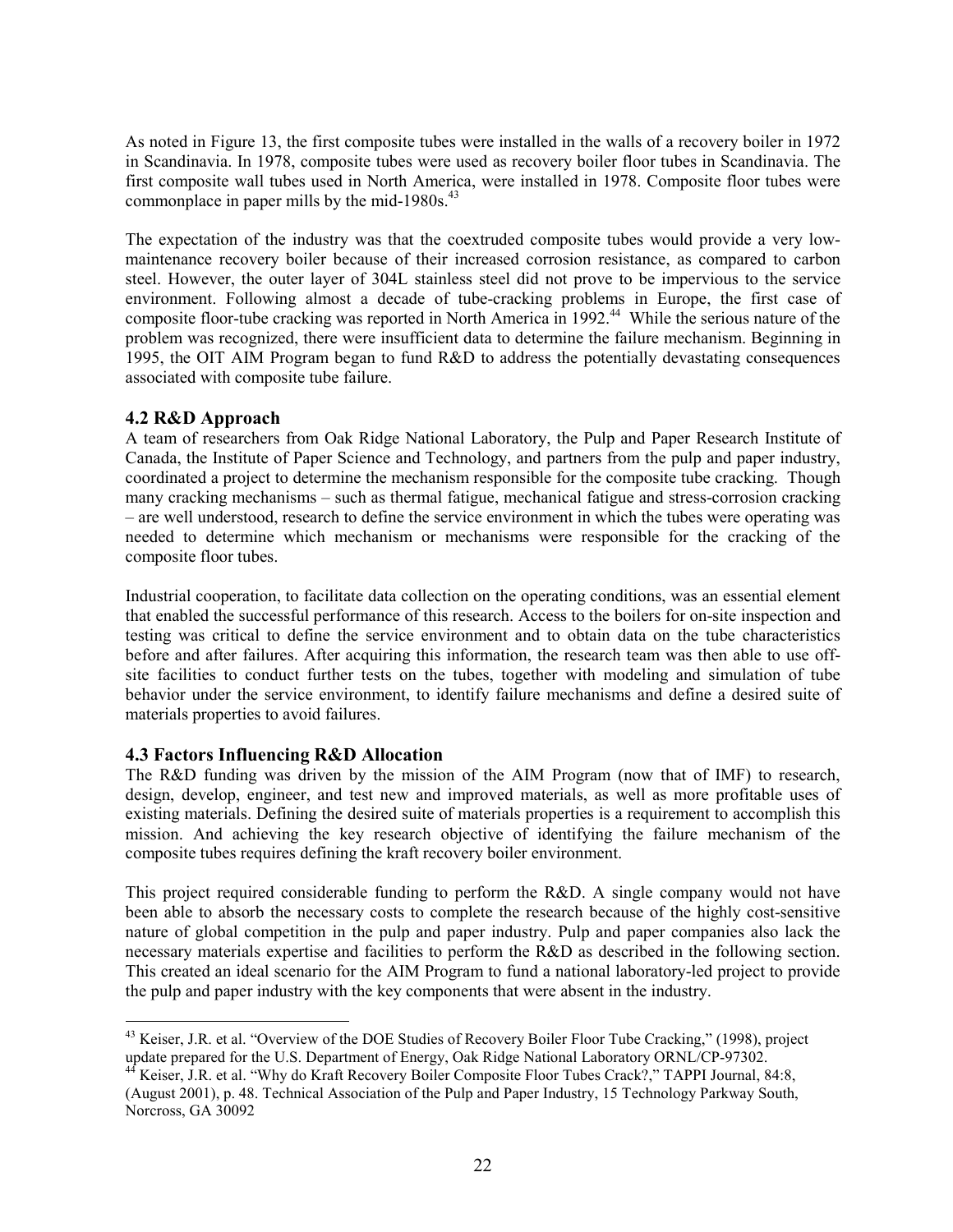As noted in Figure 13, the first composite tubes were installed in the walls of a recovery boiler in 1972 in Scandinavia. In 1978, composite tubes were used as recovery boiler floor tubes in Scandinavia. The first composite wall tubes used in North America, were installed in 1978. Composite floor tubes were commonplace in paper mills by the mid-1980s.[43]

The expectation of the industry was that the coextruded composite tubes would provide a very low-maintenance recovery boiler because of their increased corrosion resistance, as compared to carbon steel. However, the outer layer of 304L stainless steel did not prove to be impervious to the service environment. Following almost a decade of tube-cracking problems in Europe, the first case of composite floor-tube cracking was reported in North America in 1992.[44] While the serious nature of the problem was recognized, there were insufficient data to determine the failure mechanism. Beginning in 1995, the OIT AIM Program began to fund R&D to address the potentially devastating consequences associated with composite tube failure.

## 4.2 R&D Approach

A team of researchers from Oak Ridge National Laboratory, the Pulp and Paper Research Institute of Canada, the Institute of Paper Science and Technology, and partners from the pulp and paper industry, coordinated a project to determine the mechanism responsible for the composite tube cracking. Though many cracking mechanisms – such as thermal fatigue, mechanical fatigue and stress-corrosion cracking – are well understood, research to define the service environment in which the tubes were operating was needed to determine which mechanism or mechanisms were responsible for the cracking of the composite floor tubes.

Industrial cooperation, to facilitate data collection on the operating conditions, was an essential element that enabled the successful performance of this research. Access to the boilers for on-site inspection and testing was critical to define the service environment and to obtain data on the tube characteristics before and after failures. After acquiring this information, the research team was then able to use off-site facilities to conduct further tests on the tubes, together with modeling and simulation of tube behavior under the service environment, to identify failure mechanisms and define a desired suite of materials properties to avoid failures.

## 4.3 Factors Influencing R&D Allocation

The R&D funding was driven by the mission of the AIM Program (now that of IMF) to research, design, develop, engineer, and test new and improved materials, as well as more profitable uses of existing materials. Defining the desired suite of materials properties is a requirement to accomplish this mission. And achieving the key research objective of identifying the failure mechanism of the composite tubes requires defining the kraft recovery boiler environment.

This project required considerable funding to perform the R&D. A single company would not have been able to absorb the necessary costs to complete the research because of the highly cost-sensitive nature of global competition in the pulp and paper industry. Pulp and paper companies also lack the necessary materials expertise and facilities to perform the R&D as described in the following section. This created an ideal scenario for the AIM Program to fund a national laboratory-led project to provide the pulp and paper industry with the key components that were absent in the industry.

---

[43] Keiser, J.R. et al. "Overview of the DOE Studies of Recovery Boiler Floor Tube Cracking," (1998), project update prepared for the U.S. Department of Energy, Oak Ridge National Laboratory ORNL/CP-97302.

[44] Keiser, J.R. et al. "Why do Kraft Recovery Boiler Composite Floor Tubes Crack?," TAPPI Journal, 84:8, (August 2001), p. 48. Technical Association of the Pulp and Paper Industry, 15 Technology Parkway South, Norcross, GA 30092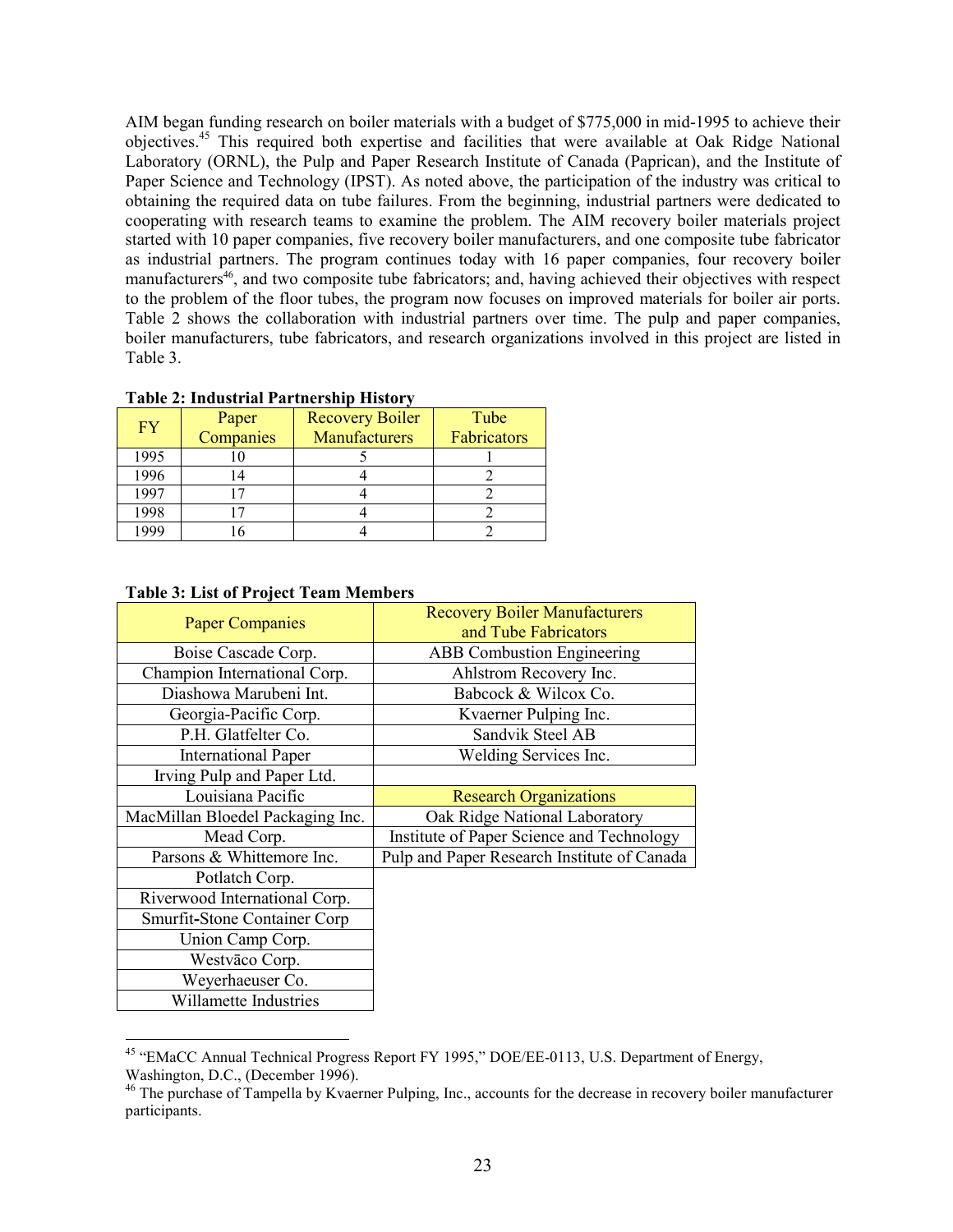AIM began funding research on boiler materials with a budget of $775,000 in mid-1995 to achieve their objectives.[45] This required both expertise and facilities that were available at Oak Ridge National Laboratory (ORNL), the Pulp and Paper Research Institute of Canada (Paprican), and the Institute of Paper Science and Technology (IPST). As noted above, the participation of the industry was critical to obtaining the required data on tube failures. From the beginning, industrial partners were dedicated to cooperating with research teams to examine the problem. The AIM recovery boiler materials project started with 10 paper companies, five recovery boiler manufacturers, and one composite tube fabricator as industrial partners. The program continues today with 16 paper companies, four recovery boiler manufacturers[46], and two composite tube fabricators; and, having achieved their objectives with respect to the problem of the floor tubes, the program now focuses on improved materials for boiler air ports. Table 2 shows the collaboration with industrial partners over time. The pulp and paper companies, boiler manufacturers, tube fabricators, and research organizations involved in this project are listed in Table 3.

**Table 2: Industrial Partnership History**

| FY | Paper Companies | Recovery Boiler Manufacturers | Tube Fabricators |
|---|---|---|---|
| 1995 | 10 | 5 | 1 |
| 1996 | 14 | 4 | 2 |
| 1997 | 17 | 4 | 2 |
| 1998 | 17 | 4 | 2 |
| 1999 | 16 | 4 | 2 |

**Table 3: List of Project Team Members**

| Paper Companies | Recovery Boiler Manufacturers and Tube Fabricators |
|---|---|
| Boise Cascade Corp. | ABB Combustion Engineering |
| Champion International Corp. | Ahlstrom Recovery Inc. |
| Diashowa Marubeni Int. | Babcock & Wilcox Co. |
| Georgia-Pacific Corp. | Kvaerner Pulping Inc. |
| P.H. Glatfelter Co. | Sandvik Steel AB |
| International Paper | Welding Services Inc. |
| Irving Pulp and Paper Ltd. | |
| Louisiana Pacific | **Research Organizations** |
| MacMillan Bloedel Packaging Inc. | Oak Ridge National Laboratory |
| Mead Corp. | Institute of Paper Science and Technology |
| Parsons & Whittemore Inc. | Pulp and Paper Research Institute of Canada |
| Potlatch Corp. | |
| Riverwood International Corp. | |
| Smurfit-Stone Container Corp | |
| Union Camp Corp. | |
| Westvāco Corp. | |
| Weyerhaeuser Co. | |
| Willamette Industries | |

[45] "EMaCC Annual Technical Progress Report FY 1995," DOE/EE-0113, U.S. Department of Energy, Washington, D.C., (December 1996).

[46] The purchase of Tampella by Kvaerner Pulping, Inc., accounts for the decrease in recovery boiler manufacturer participants.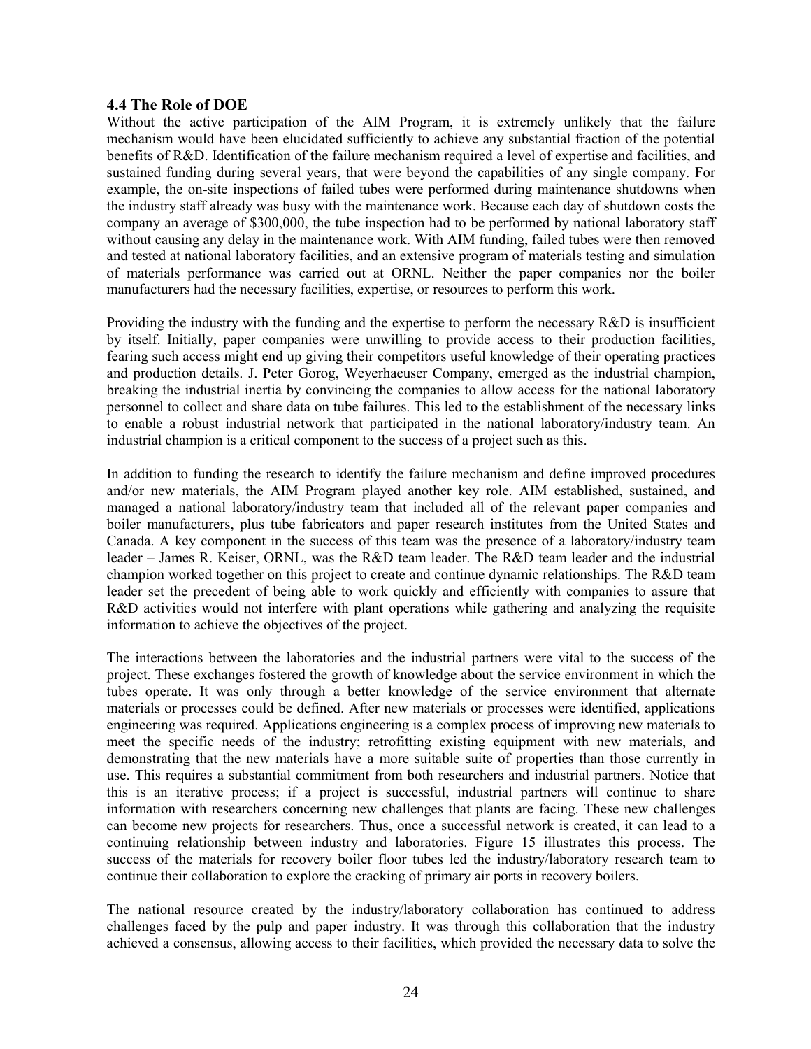### 4.4 The Role of DOE

Without the active participation of the AIM Program, it is extremely unlikely that the failure mechanism would have been elucidated sufficiently to achieve any substantial fraction of the potential benefits of R&D. Identification of the failure mechanism required a level of expertise and facilities, and sustained funding during several years, that were beyond the capabilities of any single company. For example, the on-site inspections of failed tubes were performed during maintenance shutdowns when the industry staff already was busy with the maintenance work. Because each day of shutdown costs the company an average of $300,000, the tube inspection had to be performed by national laboratory staff without causing any delay in the maintenance work. With AIM funding, failed tubes were then removed and tested at national laboratory facilities, and an extensive program of materials testing and simulation of materials performance was carried out at ORNL. Neither the paper companies nor the boiler manufacturers had the necessary facilities, expertise, or resources to perform this work.

Providing the industry with the funding and the expertise to perform the necessary R&D is insufficient by itself. Initially, paper companies were unwilling to provide access to their production facilities, fearing such access might end up giving their competitors useful knowledge of their operating practices and production details. J. Peter Gorog, Weyerhaeuser Company, emerged as the industrial champion, breaking the industrial inertia by convincing the companies to allow access for the national laboratory personnel to collect and share data on tube failures. This led to the establishment of the necessary links to enable a robust industrial network that participated in the national laboratory/industry team. An industrial champion is a critical component to the success of a project such as this.

In addition to funding the research to identify the failure mechanism and define improved procedures and/or new materials, the AIM Program played another key role. AIM established, sustained, and managed a national laboratory/industry team that included all of the relevant paper companies and boiler manufacturers, plus tube fabricators and paper research institutes from the United States and Canada. A key component in the success of this team was the presence of a laboratory/industry team leader – James R. Keiser, ORNL, was the R&D team leader. The R&D team leader and the industrial champion worked together on this project to create and continue dynamic relationships. The R&D team leader set the precedent of being able to work quickly and efficiently with companies to assure that R&D activities would not interfere with plant operations while gathering and analyzing the requisite information to achieve the objectives of the project.

The interactions between the laboratories and the industrial partners were vital to the success of the project. These exchanges fostered the growth of knowledge about the service environment in which the tubes operate. It was only through a better knowledge of the service environment that alternate materials or processes could be defined. After new materials or processes were identified, applications engineering was required. Applications engineering is a complex process of improving new materials to meet the specific needs of the industry; retrofitting existing equipment with new materials, and demonstrating that the new materials have a more suitable suite of properties than those currently in use. This requires a substantial commitment from both researchers and industrial partners. Notice that this is an iterative process; if a project is successful, industrial partners will continue to share information with researchers concerning new challenges that plants are facing. These new challenges can become new projects for researchers. Thus, once a successful network is created, it can lead to a continuing relationship between industry and laboratories. Figure 15 illustrates this process. The success of the materials for recovery boiler floor tubes led the industry/laboratory research team to continue their collaboration to explore the cracking of primary air ports in recovery boilers.

The national resource created by the industry/laboratory collaboration has continued to address challenges faced by the pulp and paper industry. It was through this collaboration that the industry achieved a consensus, allowing access to their facilities, which provided the necessary data to solve the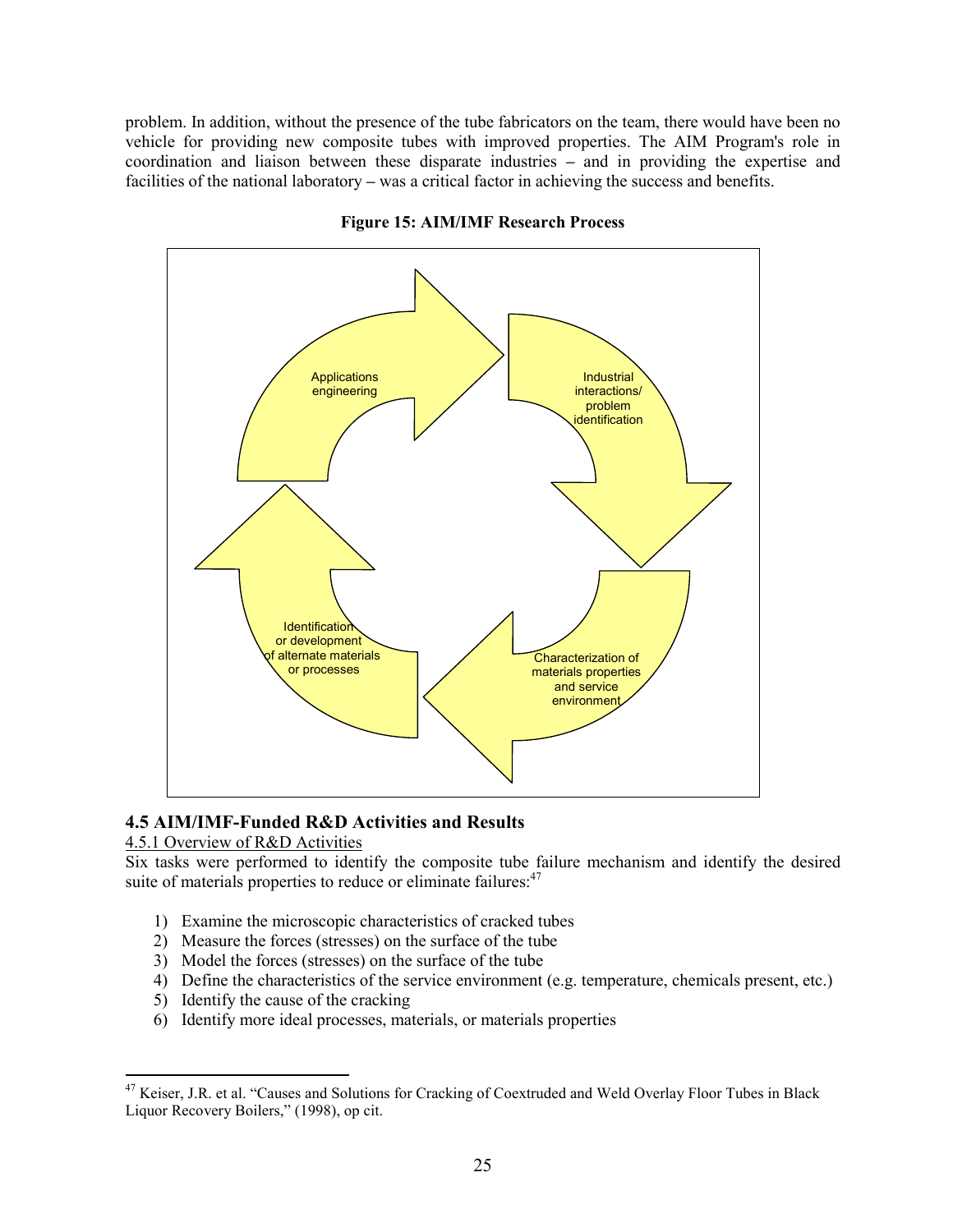problem. In addition, without the presence of the tube fabricators on the team, there would have been no vehicle for providing new composite tubes with improved properties. The AIM Program's role in coordination and liaison between these disparate industries – and in providing the expertise and facilities of the national laboratory – was a critical factor in achieving the success and benefits.

**Figure 15: AIM/IMF Research Process**

Applications engineering

Industrial interactions/ problem identification

Characterization of materials properties and service environment

Identification or development of alternate materials or processes

### 4.5 AIM/IMF-Funded R&D Activities and Results

4.5.1 Overview of R&D Activities

Six tasks were performed to identify the composite tube failure mechanism and identify the desired suite of materials properties to reduce or eliminate failures:[47]

1) Examine the microscopic characteristics of cracked tubes
2) Measure the forces (stresses) on the surface of the tube
3) Model the forces (stresses) on the surface of the tube
4) Define the characteristics of the service environment (e.g. temperature, chemicals present, etc.)
5) Identify the cause of the cracking
6) Identify more ideal processes, materials, or materials properties

[47] Keiser, J.R. et al. "Causes and Solutions for Cracking of Coextruded and Weld Overlay Floor Tubes in Black Liquor Recovery Boilers," (1998), op cit.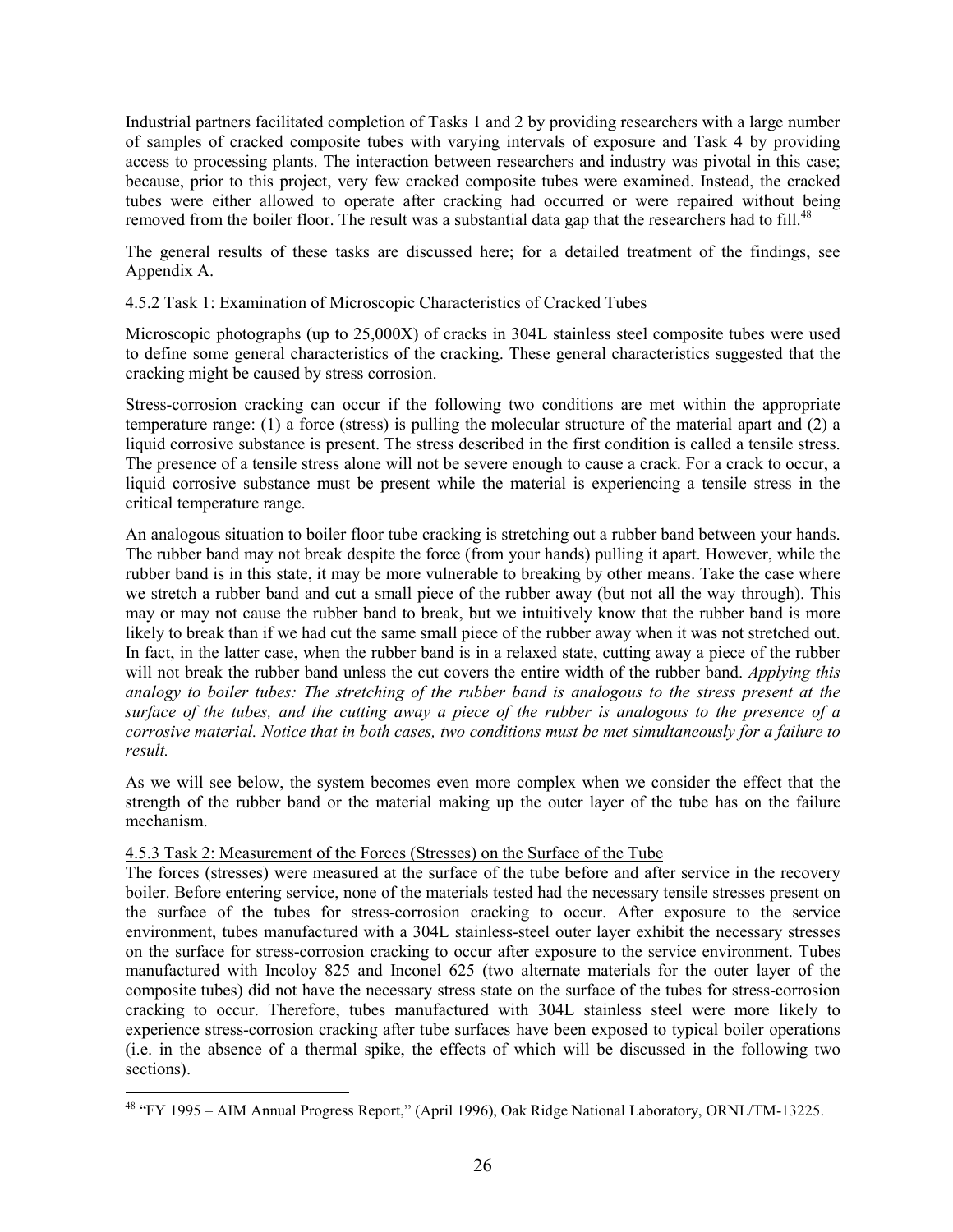Industrial partners facilitated completion of Tasks 1 and 2 by providing researchers with a large number of samples of cracked composite tubes with varying intervals of exposure and Task 4 by providing access to processing plants. The interaction between researchers and industry was pivotal in this case; because, prior to this project, very few cracked composite tubes were examined. Instead, the cracked tubes were either allowed to operate after cracking had occurred or were repaired without being removed from the boiler floor. The result was a substantial data gap that the researchers had to fill.[48]

The general results of these tasks are discussed here; for a detailed treatment of the findings, see Appendix A.

#### 4.5.2 Task 1: Examination of Microscopic Characteristics of Cracked Tubes

Microscopic photographs (up to 25,000X) of cracks in 304L stainless steel composite tubes were used to define some general characteristics of the cracking. These general characteristics suggested that the cracking might be caused by stress corrosion.

Stress-corrosion cracking can occur if the following two conditions are met within the appropriate temperature range: (1) a force (stress) is pulling the molecular structure of the material apart and (2) a liquid corrosive substance is present. The stress described in the first condition is called a tensile stress. The presence of a tensile stress alone will not be severe enough to cause a crack. For a crack to occur, a liquid corrosive substance must be present while the material is experiencing a tensile stress in the critical temperature range.

An analogous situation to boiler floor tube cracking is stretching out a rubber band between your hands. The rubber band may not break despite the force (from your hands) pulling it apart. However, while the rubber band is in this state, it may be more vulnerable to breaking by other means. Take the case where we stretch a rubber band and cut a small piece of the rubber away (but not all the way through). This may or may not cause the rubber band to break, but we intuitively know that the rubber band is more likely to break than if we had cut the same small piece of the rubber away when it was not stretched out. In fact, in the latter case, when the rubber band is in a relaxed state, cutting away a piece of the rubber will not break the rubber band unless the cut covers the entire width of the rubber band. *Applying this analogy to boiler tubes: The stretching of the rubber band is analogous to the stress present at the surface of the tubes, and the cutting away a piece of the rubber is analogous to the presence of a corrosive material. Notice that in both cases, two conditions must be met simultaneously for a failure to result.*

As we will see below, the system becomes even more complex when we consider the effect that the strength of the rubber band or the material making up the outer layer of the tube has on the failure mechanism.

#### 4.5.3 Task 2: Measurement of the Forces (Stresses) on the Surface of the Tube

The forces (stresses) were measured at the surface of the tube before and after service in the recovery boiler. Before entering service, none of the materials tested had the necessary tensile stresses present on the surface of the tubes for stress-corrosion cracking to occur. After exposure to the service environment, tubes manufactured with a 304L stainless-steel outer layer exhibit the necessary stresses on the surface for stress-corrosion cracking to occur after exposure to the service environment. Tubes manufactured with Incoloy 825 and Inconel 625 (two alternate materials for the outer layer of the composite tubes) did not have the necessary stress state on the surface of the tubes for stress-corrosion cracking to occur. Therefore, tubes manufactured with 304L stainless steel were more likely to experience stress-corrosion cracking after tube surfaces have been exposed to typical boiler operations (i.e. in the absence of a thermal spike, the effects of which will be discussed in the following two sections).

---

[48] "FY 1995 – AIM Annual Progress Report," (April 1996), Oak Ridge National Laboratory, ORNL/TM-13225.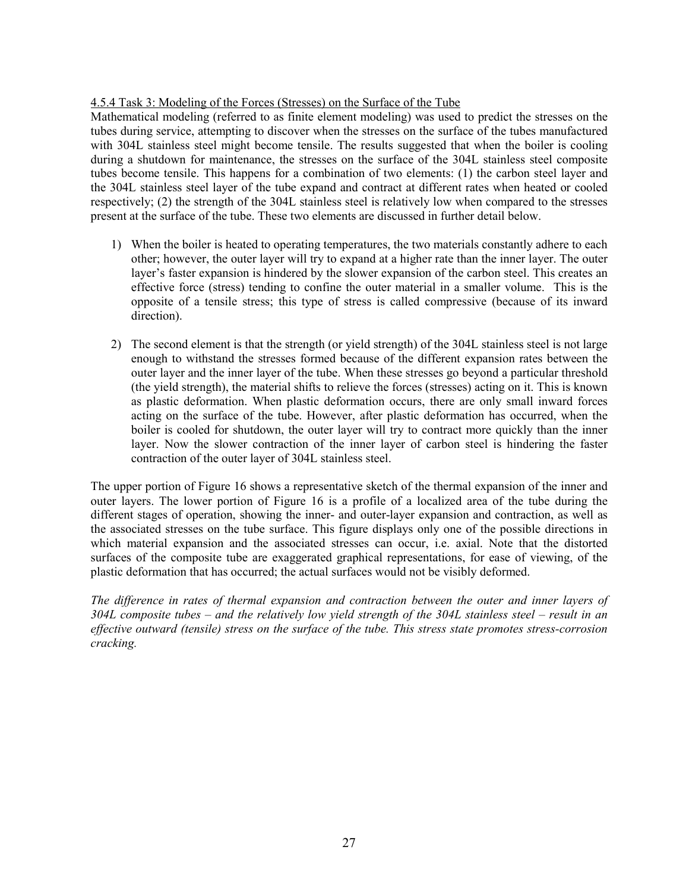4.5.4 Task 3: Modeling of the Forces (Stresses) on the Surface of the Tube

Mathematical modeling (referred to as finite element modeling) was used to predict the stresses on the tubes during service, attempting to discover when the stresses on the surface of the tubes manufactured with 304L stainless steel might become tensile. The results suggested that when the boiler is cooling during a shutdown for maintenance, the stresses on the surface of the 304L stainless steel composite tubes become tensile. This happens for a combination of two elements: (1) the carbon steel layer and the 304L stainless steel layer of the tube expand and contract at different rates when heated or cooled respectively; (2) the strength of the 304L stainless steel is relatively low when compared to the stresses present at the surface of the tube. These two elements are discussed in further detail below.

1) When the boiler is heated to operating temperatures, the two materials constantly adhere to each other; however, the outer layer will try to expand at a higher rate than the inner layer. The outer layer's faster expansion is hindered by the slower expansion of the carbon steel. This creates an effective force (stress) tending to confine the outer material in a smaller volume. This is the opposite of a tensile stress; this type of stress is called compressive (because of its inward direction).

2) The second element is that the strength (or yield strength) of the 304L stainless steel is not large enough to withstand the stresses formed because of the different expansion rates between the outer layer and the inner layer of the tube. When these stresses go beyond a particular threshold (the yield strength), the material shifts to relieve the forces (stresses) acting on it. This is known as plastic deformation. When plastic deformation occurs, there are only small inward forces acting on the surface of the tube. However, after plastic deformation has occurred, when the boiler is cooled for shutdown, the outer layer will try to contract more quickly than the inner layer. Now the slower contraction of the inner layer of carbon steel is hindering the faster contraction of the outer layer of 304L stainless steel.

The upper portion of Figure 16 shows a representative sketch of the thermal expansion of the inner and outer layers. The lower portion of Figure 16 is a profile of a localized area of the tube during the different stages of operation, showing the inner- and outer-layer expansion and contraction, as well as the associated stresses on the tube surface. This figure displays only one of the possible directions in which material expansion and the associated stresses can occur, i.e. axial. Note that the distorted surfaces of the composite tube are exaggerated graphical representations, for ease of viewing, of the plastic deformation that has occurred; the actual surfaces would not be visibly deformed.

*The difference in rates of thermal expansion and contraction between the outer and inner layers of 304L composite tubes – and the relatively low yield strength of the 304L stainless steel – result in an effective outward (tensile) stress on the surface of the tube. This stress state promotes stress-corrosion cracking.*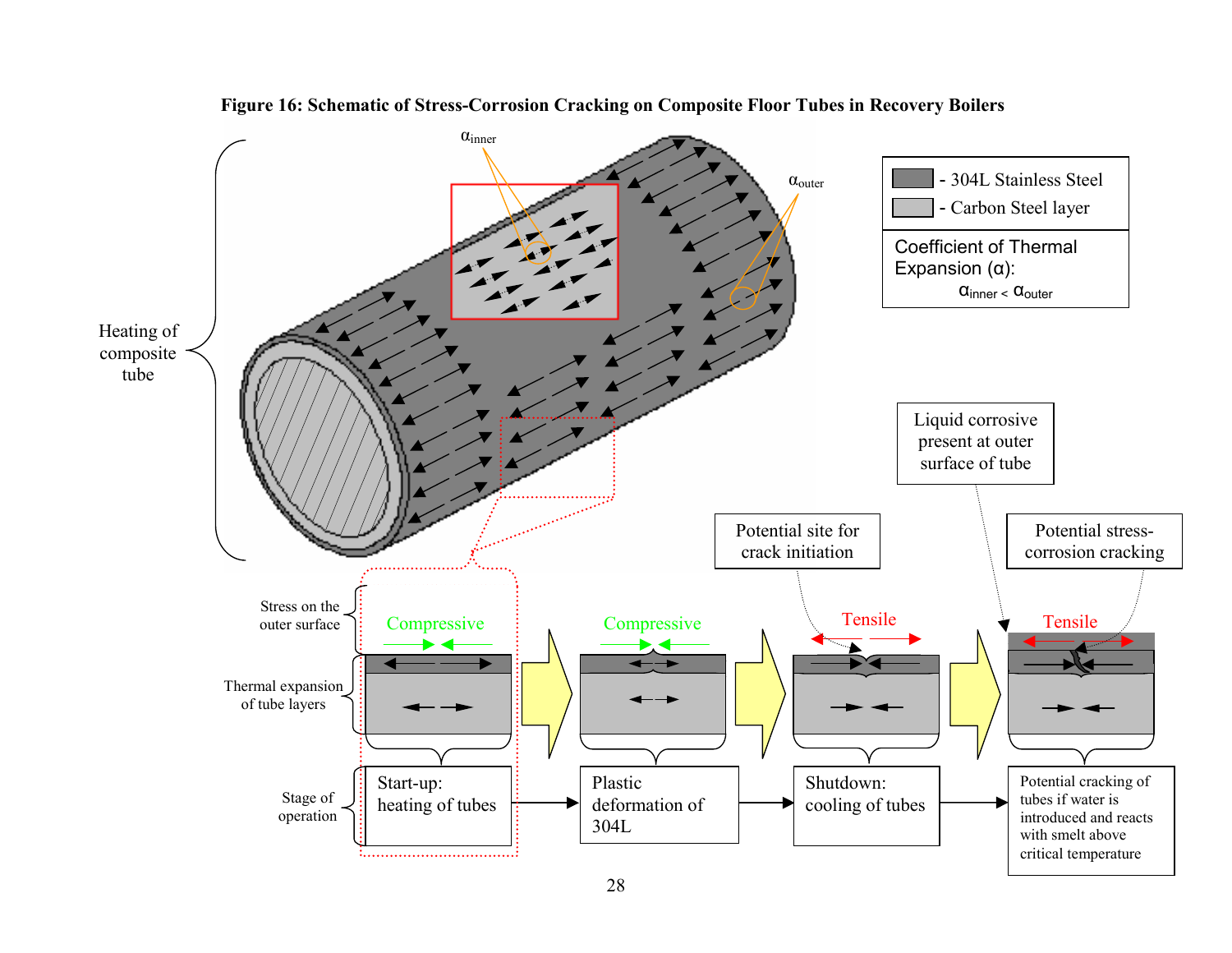**Figure 16: Schematic of Stress-Corrosion Cracking on Composite Floor Tubes in Recovery Boilers**

Heating of composite tube

$\alpha_{inner}$

$\alpha_{outer}$

- 304L Stainless Steel
- Carbon Steel layer

Coefficient of Thermal Expansion ($\alpha$):

$\alpha_{inner} < \alpha_{outer}$

Liquid corrosive present at outer surface of tube

Potential site for crack initiation

Potential stress-corrosion cracking

Stress on the outer surface

Thermal expansion of tube layers

Stage of operation

| Stress on the outer surface | Compressive | Compressive | Tensile | Tensile |
| --- | --- | --- | --- | --- |
| Stage of operation | Start-up: heating of tubes | Plastic deformation of 304L | Shutdown: cooling of tubes | Potential cracking of tubes if water is introduced and reacts with smelt above critical temperature |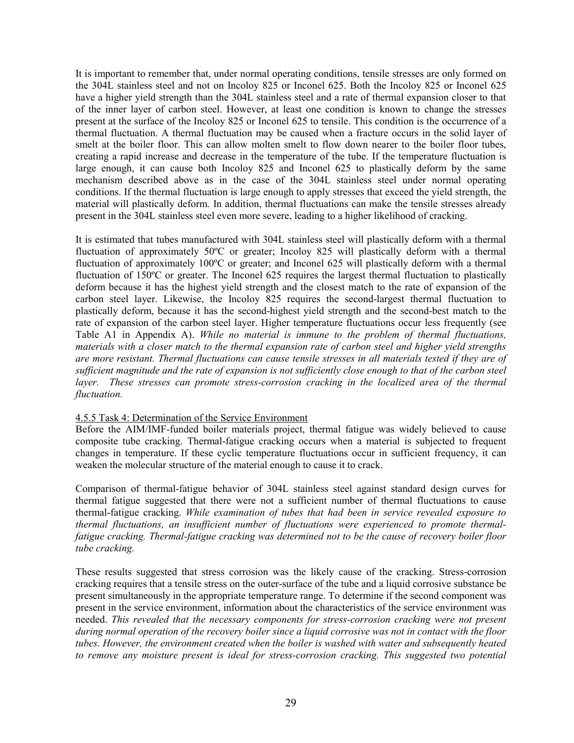It is important to remember that, under normal operating conditions, tensile stresses are only formed on the 304L stainless steel and not on Incoloy 825 or Inconel 625. Both the Incoloy 825 or Inconel 625 have a higher yield strength than the 304L stainless steel and a rate of thermal expansion closer to that of the inner layer of carbon steel. However, at least one condition is known to change the stresses present at the surface of the Incoloy 825 or Inconel 625 to tensile. This condition is the occurrence of a thermal fluctuation. A thermal fluctuation may be caused when a fracture occurs in the solid layer of smelt at the boiler floor. This can allow molten smelt to flow down nearer to the boiler floor tubes, creating a rapid increase and decrease in the temperature of the tube. If the temperature fluctuation is large enough, it can cause both Incoloy 825 and Inconel 625 to plastically deform by the same mechanism described above as in the case of the 304L stainless steel under normal operating conditions. If the thermal fluctuation is large enough to apply stresses that exceed the yield strength, the material will plastically deform. In addition, thermal fluctuations can make the tensile stresses already present in the 304L stainless steel even more severe, leading to a higher likelihood of cracking.

It is estimated that tubes manufactured with 304L stainless steel will plastically deform with a thermal fluctuation of approximately 50ºC or greater; Incoloy 825 will plastically deform with a thermal fluctuation of approximately 100ºC or greater; and Inconel 625 will plastically deform with a thermal fluctuation of 150ºC or greater. The Inconel 625 requires the largest thermal fluctuation to plastically deform because it has the highest yield strength and the closest match to the rate of expansion of the carbon steel layer. Likewise, the Incoloy 825 requires the second-largest thermal fluctuation to plastically deform, because it has the second-highest yield strength and the second-best match to the rate of expansion of the carbon steel layer. Higher temperature fluctuations occur less frequently (see Table A1 in Appendix A). *While no material is immune to the problem of thermal fluctuations, materials with a closer match to the thermal expansion rate of carbon steel and higher yield strengths are more resistant. Thermal fluctuations can cause tensile stresses in all materials tested if they are of sufficient magnitude and the rate of expansion is not sufficiently close enough to that of the carbon steel layer. These stresses can promote stress-corrosion cracking in the localized area of the thermal fluctuation.*

4.5.5 Task 4: Determination of the Service Environment

Before the AIM/IMF-funded boiler materials project, thermal fatigue was widely believed to cause composite tube cracking. Thermal-fatigue cracking occurs when a material is subjected to frequent changes in temperature. If these cyclic temperature fluctuations occur in sufficient frequency, it can weaken the molecular structure of the material enough to cause it to crack.

Comparison of thermal-fatigue behavior of 304L stainless steel against standard design curves for thermal fatigue suggested that there were not a sufficient number of thermal fluctuations to cause thermal-fatigue cracking. *While examination of tubes that had been in service revealed exposure to thermal fluctuations, an insufficient number of fluctuations were experienced to promote thermal-fatigue cracking. Thermal-fatigue cracking was determined not to be the cause of recovery boiler floor tube cracking.*

These results suggested that stress corrosion was the likely cause of the cracking. Stress-corrosion cracking requires that a tensile stress on the outer-surface of the tube and a liquid corrosive substance be present simultaneously in the appropriate temperature range. To determine if the second component was present in the service environment, information about the characteristics of the service environment was needed. *This revealed that the necessary components for stress-corrosion cracking were not present during normal operation of the recovery boiler since a liquid corrosive was not in contact with the floor tubes. However, the environment created when the boiler is washed with water and subsequently heated to remove any moisture present is ideal for stress-corrosion cracking. This suggested two potential*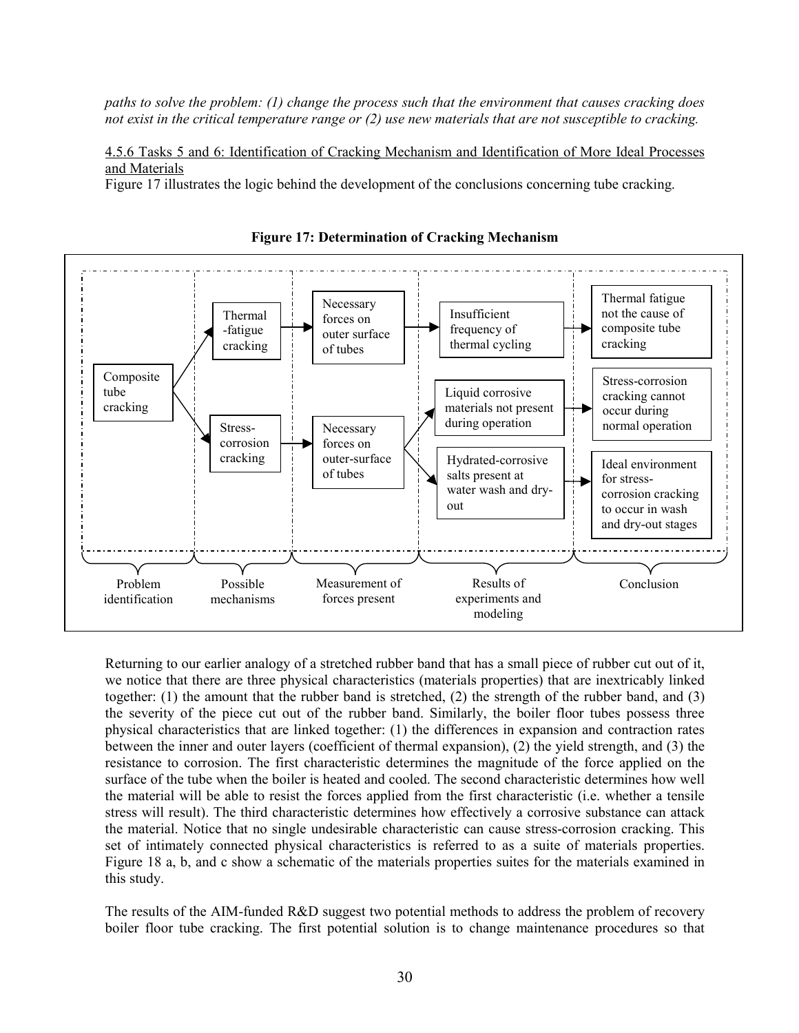*paths to solve the problem: (1) change the process such that the environment that causes cracking does not exist in the critical temperature range or (2) use new materials that are not susceptible to cracking.*

4.5.6 Tasks 5 and 6: Identification of Cracking Mechanism and Identification of More Ideal Processes and Materials

Figure 17 illustrates the logic behind the development of the conclusions concerning tube cracking.

**Figure 17: Determination of Cracking Mechanism**

| Problem identification | Possible mechanisms | Measurement of forces present | Results of experiments and modeling | Conclusion |
|---|---|---|---|---|
| Composite tube cracking | Thermal-fatigue cracking | Necessary forces on outer surface of tubes | Insufficient frequency of thermal cycling | Thermal fatigue not the cause of composite tube cracking |
| | Stress-corrosion cracking | Necessary forces on outer-surface of tubes | Liquid corrosive materials not present during operation | Stress-corrosion cracking cannot occur during normal operation |
| | | | Hydrated-corrosive salts present at water wash and dry-out | Ideal environment for stress-corrosion cracking to occur in wash and dry-out stages |

Returning to our earlier analogy of a stretched rubber band that has a small piece of rubber cut out of it, we notice that there are three physical characteristics (materials properties) that are inextricably linked together: (1) the amount that the rubber band is stretched, (2) the strength of the rubber band, and (3) the severity of the piece cut out of the rubber band. Similarly, the boiler floor tubes possess three physical characteristics that are linked together: (1) the differences in expansion and contraction rates between the inner and outer layers (coefficient of thermal expansion), (2) the yield strength, and (3) the resistance to corrosion. The first characteristic determines the magnitude of the force applied on the surface of the tube when the boiler is heated and cooled. The second characteristic determines how well the material will be able to resist the forces applied from the first characteristic (i.e. whether a tensile stress will result). The third characteristic determines how effectively a corrosive substance can attack the material. Notice that no single undesirable characteristic can cause stress-corrosion cracking. This set of intimately connected physical characteristics is referred to as a suite of materials properties. Figure 18 a, b, and c show a schematic of the materials properties suites for the materials examined in this study.

The results of the AIM-funded R&D suggest two potential methods to address the problem of recovery boiler floor tube cracking. The first potential solution is to change maintenance procedures so that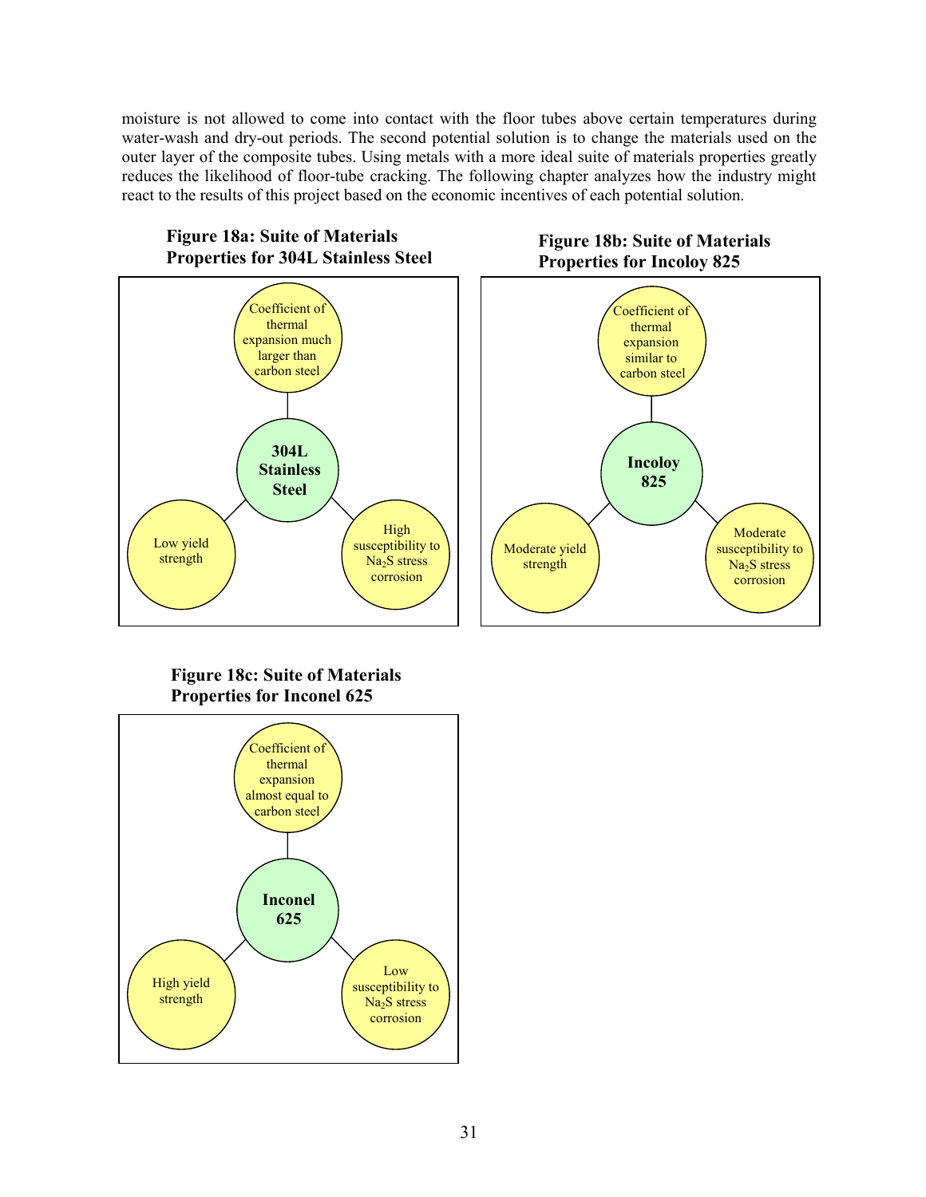moisture is not allowed to come into contact with the floor tubes above certain temperatures during water-wash and dry-out periods. The second potential solution is to change the materials used on the outer layer of the composite tubes. Using metals with a more ideal suite of materials properties greatly reduces the likelihood of floor-tube cracking. The following chapter analyzes how the industry might react to the results of this project based on the economic incentives of each potential solution.

**Figure 18a: Suite of Materials Properties for 304L Stainless Steel**

304L Stainless Steel

- Coefficient of thermal expansion much larger than carbon steel
- Low yield strength
- High susceptibility to $Na_2S$ stress corrosion

**Figure 18b: Suite of Materials Properties for Incoloy 825**

Incoloy 825

- Coefficient of thermal expansion similar to carbon steel
- Moderate yield strength
- Moderate susceptibility to $Na_2S$ stress corrosion

**Figure 18c: Suite of Materials Properties for Inconel 625**

Inconel 625

- Coefficient of thermal expansion almost equal to carbon steel
- High yield strength
- Low susceptibility to $Na_2S$ stress corrosion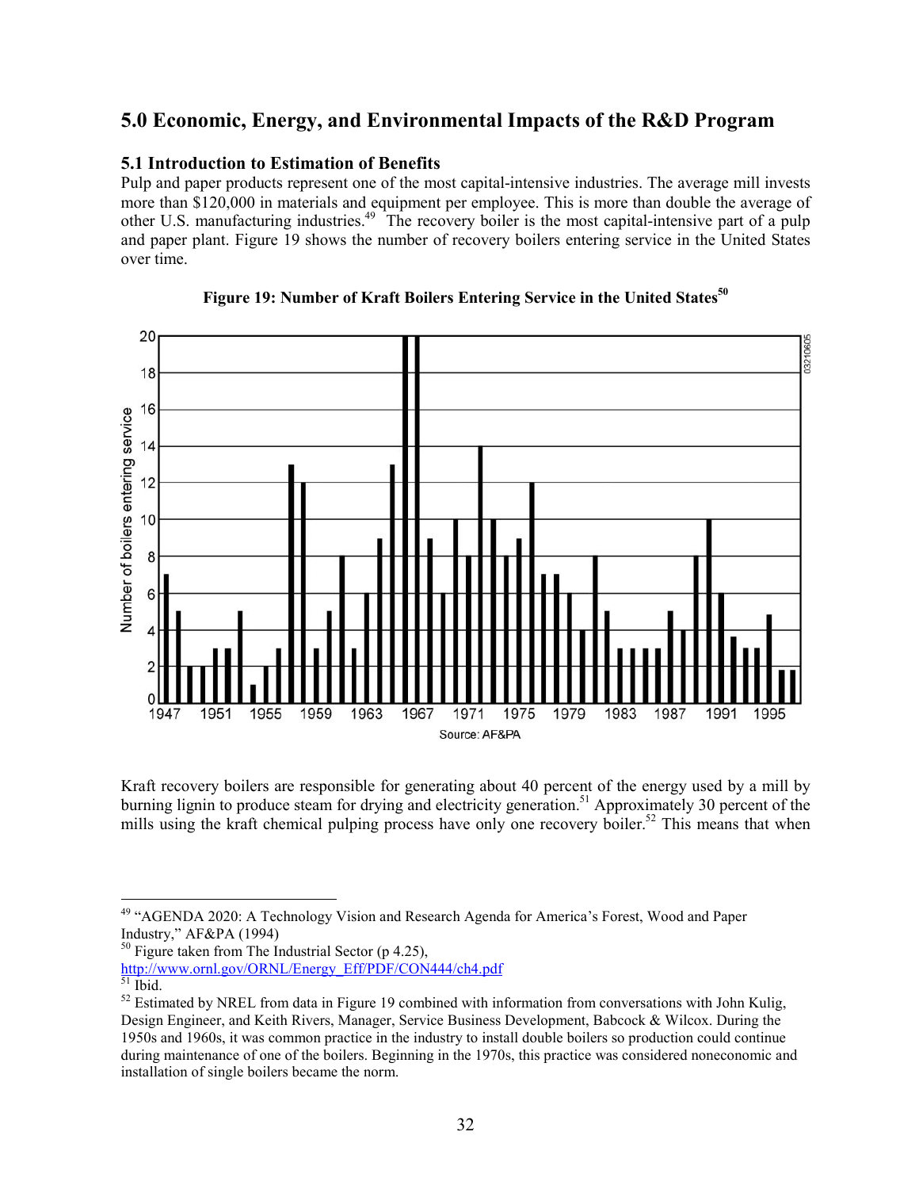## 5.0 Economic, Energy, and Environmental Impacts of the R&D Program

### 5.1 Introduction to Estimation of Benefits

Pulp and paper products represent one of the most capital-intensive industries. The average mill invests more than $120,000 in materials and equipment per employee. This is more than double the average of other U.S. manufacturing industries.[49] The recovery boiler is the most capital-intensive part of a pulp and paper plant. Figure 19 shows the number of recovery boilers entering service in the United States over time.

**Figure 19: Number of Kraft Boilers Entering Service in the United States[50]**

Kraft recovery boilers are responsible for generating about 40 percent of the energy used by a mill by burning lignin to produce steam for drying and electricity generation.[51] Approximately 30 percent of the mills using the kraft chemical pulping process have only one recovery boiler.[52] This means that when

---

[49] "AGENDA 2020: A Technology Vision and Research Agenda for America's Forest, Wood and Paper Industry," AF&PA (1994)

[50] Figure taken from The Industrial Sector (p 4.25), http://www.ornl.gov/ORNL/Energy_Eff/PDF/CON444/ch4.pdf

[51] Ibid.

[52] Estimated by NREL from data in Figure 19 combined with information from conversations with John Kulig, Design Engineer, and Keith Rivers, Manager, Service Business Development, Babcock & Wilcox. During the 1950s and 1960s, it was common practice in the industry to install double boilers so production could continue during maintenance of one of the boilers. Beginning in the 1970s, this practice was considered noneconomic and installation of single boilers became the norm.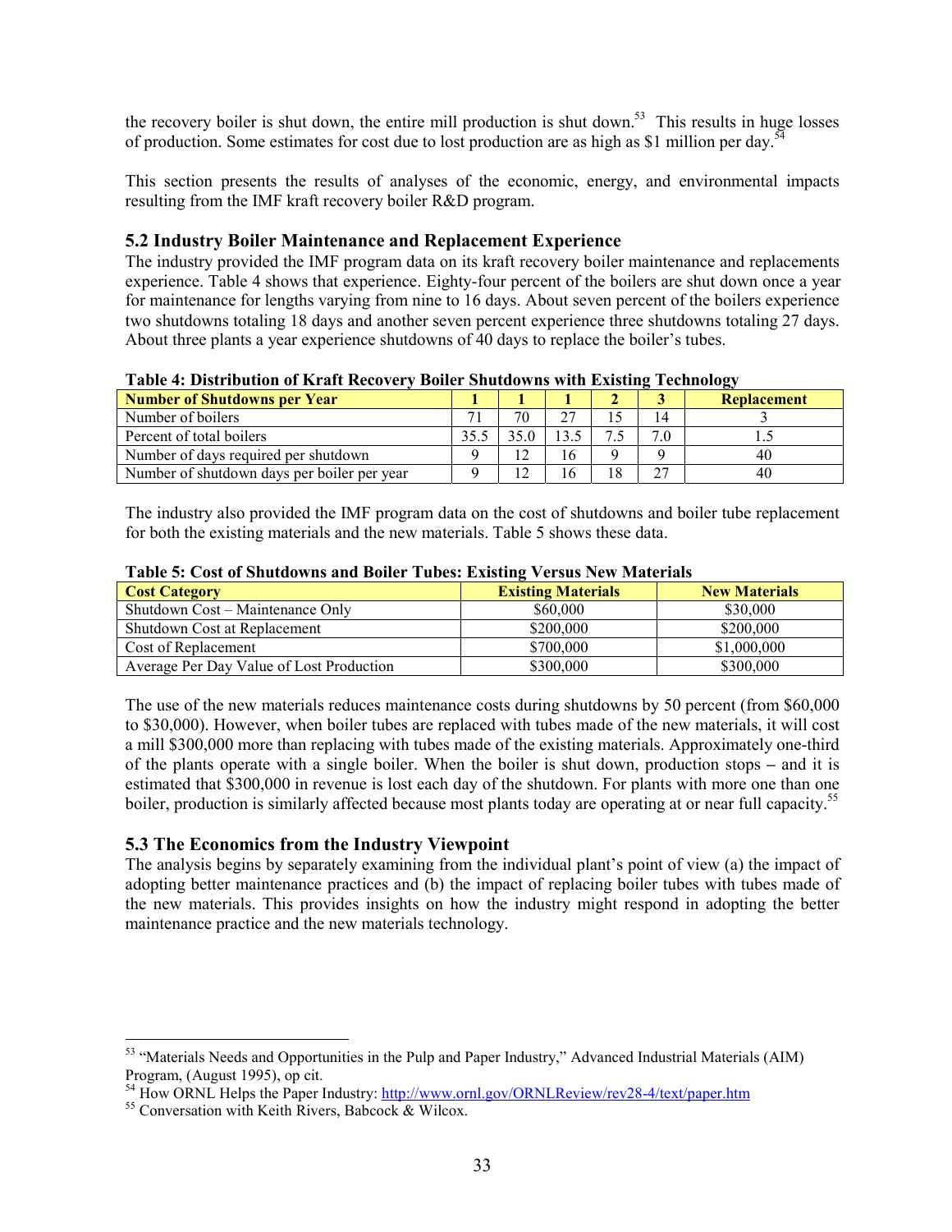the recovery boiler is shut down, the entire mill production is shut down.[53] This results in huge losses of production. Some estimates for cost due to lost production are as high as $1 million per day.[54]

This section presents the results of analyses of the economic, energy, and environmental impacts resulting from the IMF kraft recovery boiler R&D program.

### 5.2 Industry Boiler Maintenance and Replacement Experience

The industry provided the IMF program data on its kraft recovery boiler maintenance and replacements experience. Table 4 shows that experience. Eighty-four percent of the boilers are shut down once a year for maintenance for lengths varying from nine to 16 days. About seven percent of the boilers experience two shutdowns totaling 18 days and another seven percent experience three shutdowns totaling 27 days. About three plants a year experience shutdowns of 40 days to replace the boiler's tubes.

**Table 4: Distribution of Kraft Recovery Boiler Shutdowns with Existing Technology**

| Number of Shutdowns per Year | 1 | 1 | 1 | 2 | 3 | Replacement |
|---|---|---|---|---|---|---|
| Number of boilers | 71 | 70 | 27 | 15 | 14 | 3 |
| Percent of total boilers | 35.5 | 35.0 | 13.5 | 7.5 | 7.0 | 1.5 |
| Number of days required per shutdown | 9 | 12 | 16 | 9 | 9 | 40 |
| Number of shutdown days per boiler per year | 9 | 12 | 16 | 18 | 27 | 40 |

The industry also provided the IMF program data on the cost of shutdowns and boiler tube replacement for both the existing materials and the new materials. Table 5 shows these data.

**Table 5: Cost of Shutdowns and Boiler Tubes: Existing Versus New Materials**

| Cost Category | Existing Materials | New Materials |
|---|---|---|
| Shutdown Cost – Maintenance Only | $60,000 | $30,000 |
| Shutdown Cost at Replacement | $200,000 | $200,000 |
| Cost of Replacement | $700,000 | $1,000,000 |
| Average Per Day Value of Lost Production | $300,000 | $300,000 |

The use of the new materials reduces maintenance costs during shutdowns by 50 percent (from $60,000 to $30,000). However, when boiler tubes are replaced with tubes made of the new materials, it will cost a mill $300,000 more than replacing with tubes made of the existing materials. Approximately one-third of the plants operate with a single boiler. When the boiler is shut down, production stops – and it is estimated that $300,000 in revenue is lost each day of the shutdown. For plants with more one than one boiler, production is similarly affected because most plants today are operating at or near full capacity.[55]

### 5.3 The Economics from the Industry Viewpoint

The analysis begins by separately examining from the individual plant's point of view (a) the impact of adopting better maintenance practices and (b) the impact of replacing boiler tubes with tubes made of the new materials. This provides insights on how the industry might respond in adopting the better maintenance practice and the new materials technology.

---

[53] "Materials Needs and Opportunities in the Pulp and Paper Industry," Advanced Industrial Materials (AIM) Program, (August 1995), op cit.

[54] How ORNL Helps the Paper Industry: http://www.ornl.gov/ORNLReview/rev28-4/text/paper.htm

[55] Conversation with Keith Rivers, Babcock & Wilcox.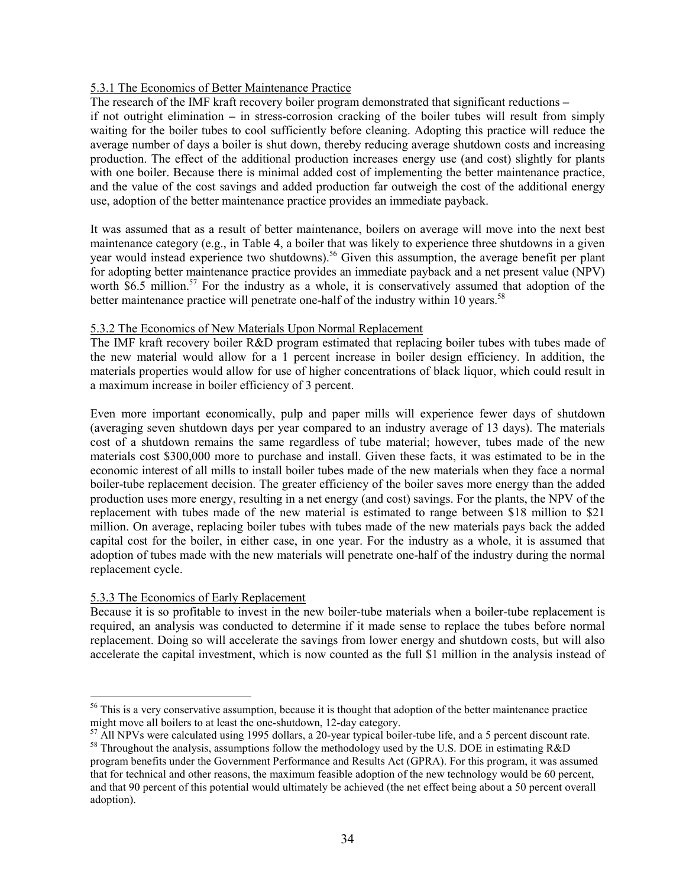### 5.3.1 The Economics of Better Maintenance Practice

The research of the IMF kraft recovery boiler program demonstrated that significant reductions – if not outright elimination – in stress-corrosion cracking of the boiler tubes will result from simply waiting for the boiler tubes to cool sufficiently before cleaning. Adopting this practice will reduce the average number of days a boiler is shut down, thereby reducing average shutdown costs and increasing production. The effect of the additional production increases energy use (and cost) slightly for plants with one boiler. Because there is minimal added cost of implementing the better maintenance practice, and the value of the cost savings and added production far outweigh the cost of the additional energy use, adoption of the better maintenance practice provides an immediate payback.

It was assumed that as a result of better maintenance, boilers on average will move into the next best maintenance category (e.g., in Table 4, a boiler that was likely to experience three shutdowns in a given year would instead experience two shutdowns).[56] Given this assumption, the average benefit per plant for adopting better maintenance practice provides an immediate payback and a net present value (NPV) worth $6.5 million.[57] For the industry as a whole, it is conservatively assumed that adoption of the better maintenance practice will penetrate one-half of the industry within 10 years.[58]

### 5.3.2 The Economics of New Materials Upon Normal Replacement

The IMF kraft recovery boiler R&D program estimated that replacing boiler tubes with tubes made of the new material would allow for a 1 percent increase in boiler design efficiency. In addition, the materials properties would allow for use of higher concentrations of black liquor, which could result in a maximum increase in boiler efficiency of 3 percent.

Even more important economically, pulp and paper mills will experience fewer days of shutdown (averaging seven shutdown days per year compared to an industry average of 13 days). The materials cost of a shutdown remains the same regardless of tube material; however, tubes made of the new materials cost $300,000 more to purchase and install. Given these facts, it was estimated to be in the economic interest of all mills to install boiler tubes made of the new materials when they face a normal boiler-tube replacement decision. The greater efficiency of the boiler saves more energy than the added production uses more energy, resulting in a net energy (and cost) savings. For the plants, the NPV of the replacement with tubes made of the new material is estimated to range between $18 million to $21 million. On average, replacing boiler tubes with tubes made of the new materials pays back the added capital cost for the boiler, in either case, in one year. For the industry as a whole, it is assumed that adoption of tubes made with the new materials will penetrate one-half of the industry during the normal replacement cycle.

### 5.3.3 The Economics of Early Replacement

Because it is so profitable to invest in the new boiler-tube materials when a boiler-tube replacement is required, an analysis was conducted to determine if it made sense to replace the tubes before normal replacement. Doing so will accelerate the savings from lower energy and shutdown costs, but will also accelerate the capital investment, which is now counted as the full $1 million in the analysis instead of

---

[56] This is a very conservative assumption, because it is thought that adoption of the better maintenance practice might move all boilers to at least the one-shutdown, 12-day category.

[57] All NPVs were calculated using 1995 dollars, a 20-year typical boiler-tube life, and a 5 percent discount rate.

[58] Throughout the analysis, assumptions follow the methodology used by the U.S. DOE in estimating R&D program benefits under the Government Performance and Results Act (GPRA). For this program, it was assumed that for technical and other reasons, the maximum feasible adoption of the new technology would be 60 percent, and that 90 percent of this potential would ultimately be achieved (the net effect being about a 50 percent overall adoption).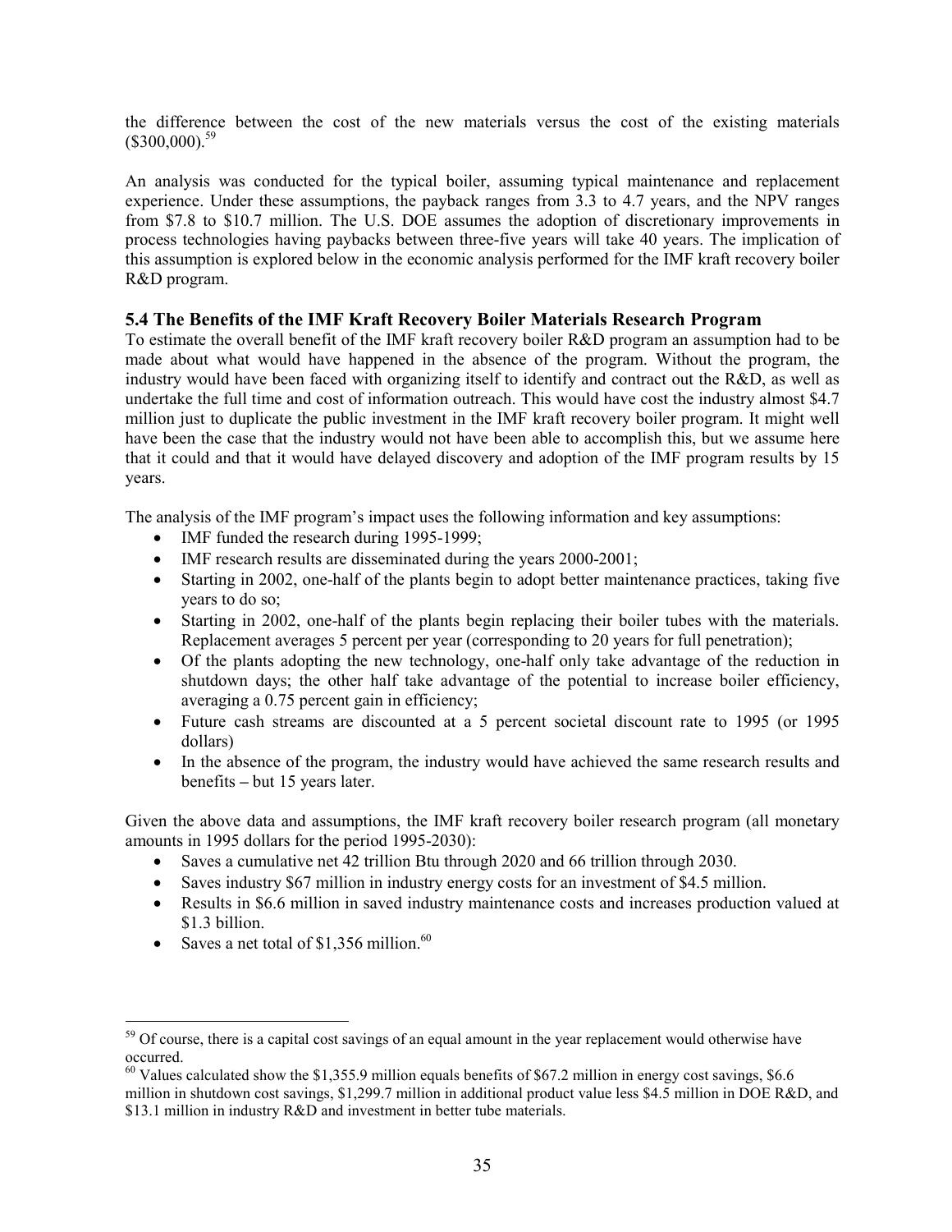the difference between the cost of the new materials versus the cost of the existing materials ($300,000).[59]

An analysis was conducted for the typical boiler, assuming typical maintenance and replacement experience. Under these assumptions, the payback ranges from 3.3 to 4.7 years, and the NPV ranges from $7.8 to $10.7 million. The U.S. DOE assumes the adoption of discretionary improvements in process technologies having paybacks between three-five years will take 40 years. The implication of this assumption is explored below in the economic analysis performed for the IMF kraft recovery boiler R&D program.

### 5.4 The Benefits of the IMF Kraft Recovery Boiler Materials Research Program

To estimate the overall benefit of the IMF kraft recovery boiler R&D program an assumption had to be made about what would have happened in the absence of the program. Without the program, the industry would have been faced with organizing itself to identify and contract out the R&D, as well as undertake the full time and cost of information outreach. This would have cost the industry almost $4.7 million just to duplicate the public investment in the IMF kraft recovery boiler program. It might well have been the case that the industry would not have been able to accomplish this, but we assume here that it could and that it would have delayed discovery and adoption of the IMF program results by 15 years.

The analysis of the IMF program's impact uses the following information and key assumptions:

- IMF funded the research during 1995-1999;
- IMF research results are disseminated during the years 2000-2001;
- Starting in 2002, one-half of the plants begin to adopt better maintenance practices, taking five years to do so;
- Starting in 2002, one-half of the plants begin replacing their boiler tubes with the materials. Replacement averages 5 percent per year (corresponding to 20 years for full penetration);
- Of the plants adopting the new technology, one-half only take advantage of the reduction in shutdown days; the other half take advantage of the potential to increase boiler efficiency, averaging a 0.75 percent gain in efficiency;
- Future cash streams are discounted at a 5 percent societal discount rate to 1995 (or 1995 dollars)
- In the absence of the program, the industry would have achieved the same research results and benefits – but 15 years later.

Given the above data and assumptions, the IMF kraft recovery boiler research program (all monetary amounts in 1995 dollars for the period 1995-2030):

- Saves a cumulative net 42 trillion Btu through 2020 and 66 trillion through 2030.
- Saves industry $67 million in industry energy costs for an investment of $4.5 million.
- Results in $6.6 million in saved industry maintenance costs and increases production valued at $1.3 billion.
- Saves a net total of $1,356 million.[60]

---

[59] Of course, there is a capital cost savings of an equal amount in the year replacement would otherwise have occurred.

[60] Values calculated show the $1,355.9 million equals benefits of $67.2 million in energy cost savings, $6.6 million in shutdown cost savings, $1,299.7 million in additional product value less $4.5 million in DOE R&D, and $13.1 million in industry R&D and investment in better tube materials.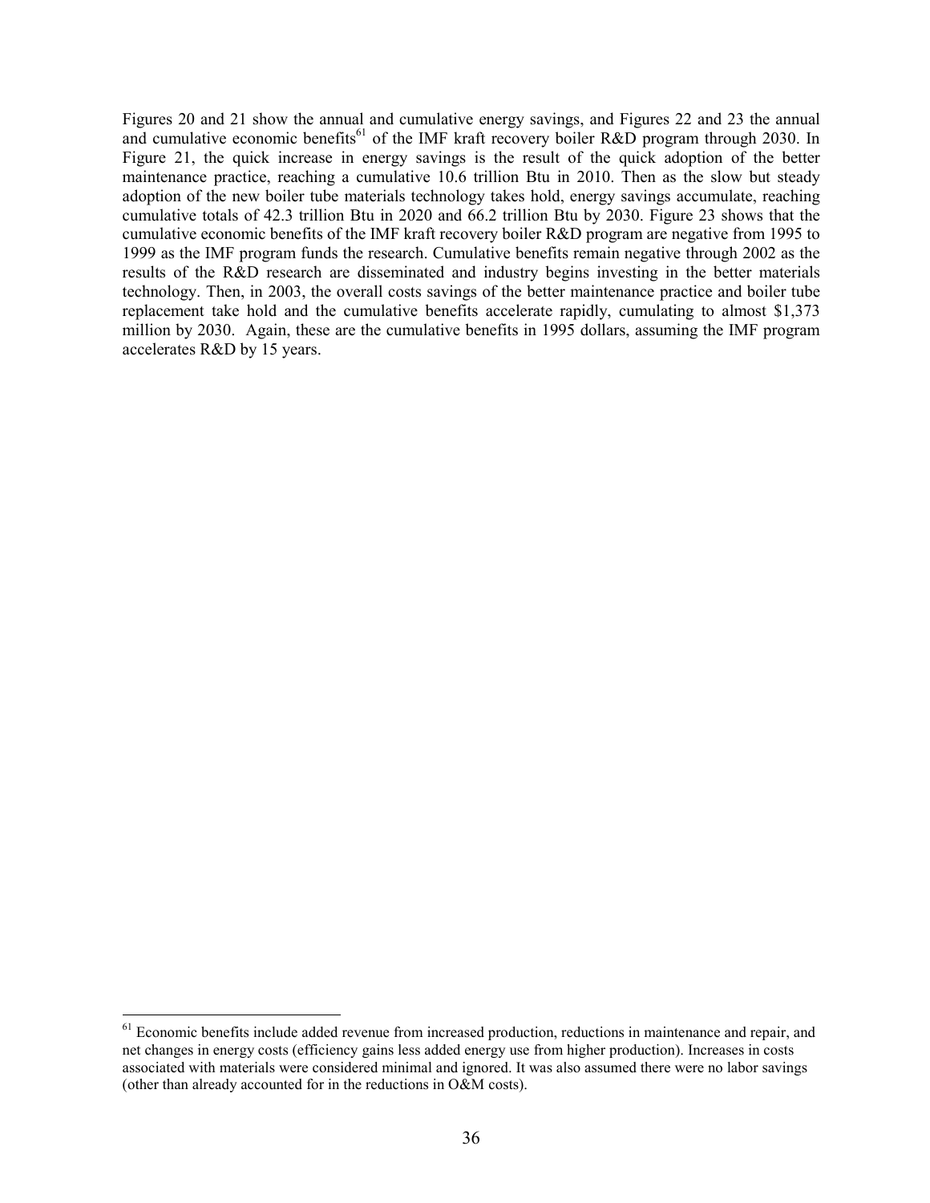Figures 20 and 21 show the annual and cumulative energy savings, and Figures 22 and 23 the annual and cumulative economic benefits[61] of the IMF kraft recovery boiler R&D program through 2030. In Figure 21, the quick increase in energy savings is the result of the quick adoption of the better maintenance practice, reaching a cumulative 10.6 trillion Btu in 2010. Then as the slow but steady adoption of the new boiler tube materials technology takes hold, energy savings accumulate, reaching cumulative totals of 42.3 trillion Btu in 2020 and 66.2 trillion Btu by 2030. Figure 23 shows that the cumulative economic benefits of the IMF kraft recovery boiler R&D program are negative from 1995 to 1999 as the IMF program funds the research. Cumulative benefits remain negative through 2002 as the results of the R&D research are disseminated and industry begins investing in the better materials technology. Then, in 2003, the overall costs savings of the better maintenance practice and boiler tube replacement take hold and the cumulative benefits accelerate rapidly, cumulating to almost $1,373 million by 2030. Again, these are the cumulative benefits in 1995 dollars, assuming the IMF program accelerates R&D by 15 years.

[61] Economic benefits include added revenue from increased production, reductions in maintenance and repair, and net changes in energy costs (efficiency gains less added energy use from higher production). Increases in costs associated with materials were considered minimal and ignored. It was also assumed there were no labor savings (other than already accounted for in the reductions in O&M costs).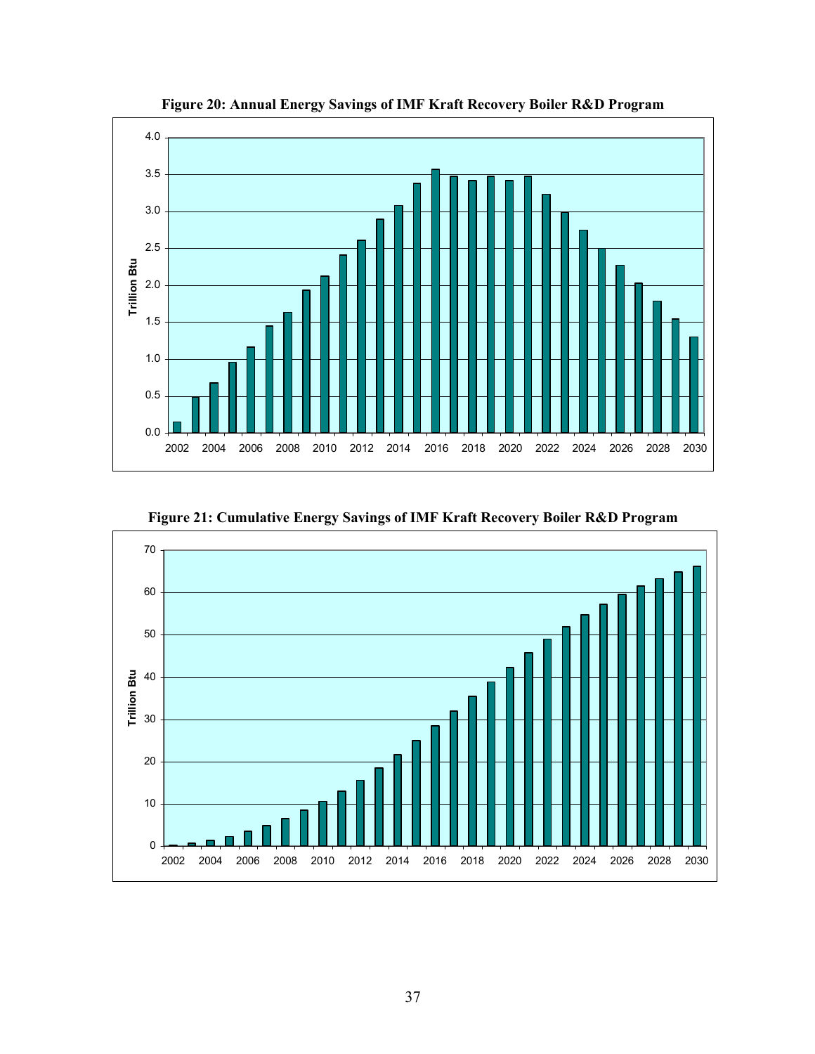**Figure 20: Annual Energy Savings of IMF Kraft Recovery Boiler R&D Program**

**Figure 21: Cumulative Energy Savings of IMF Kraft Recovery Boiler R&D Program**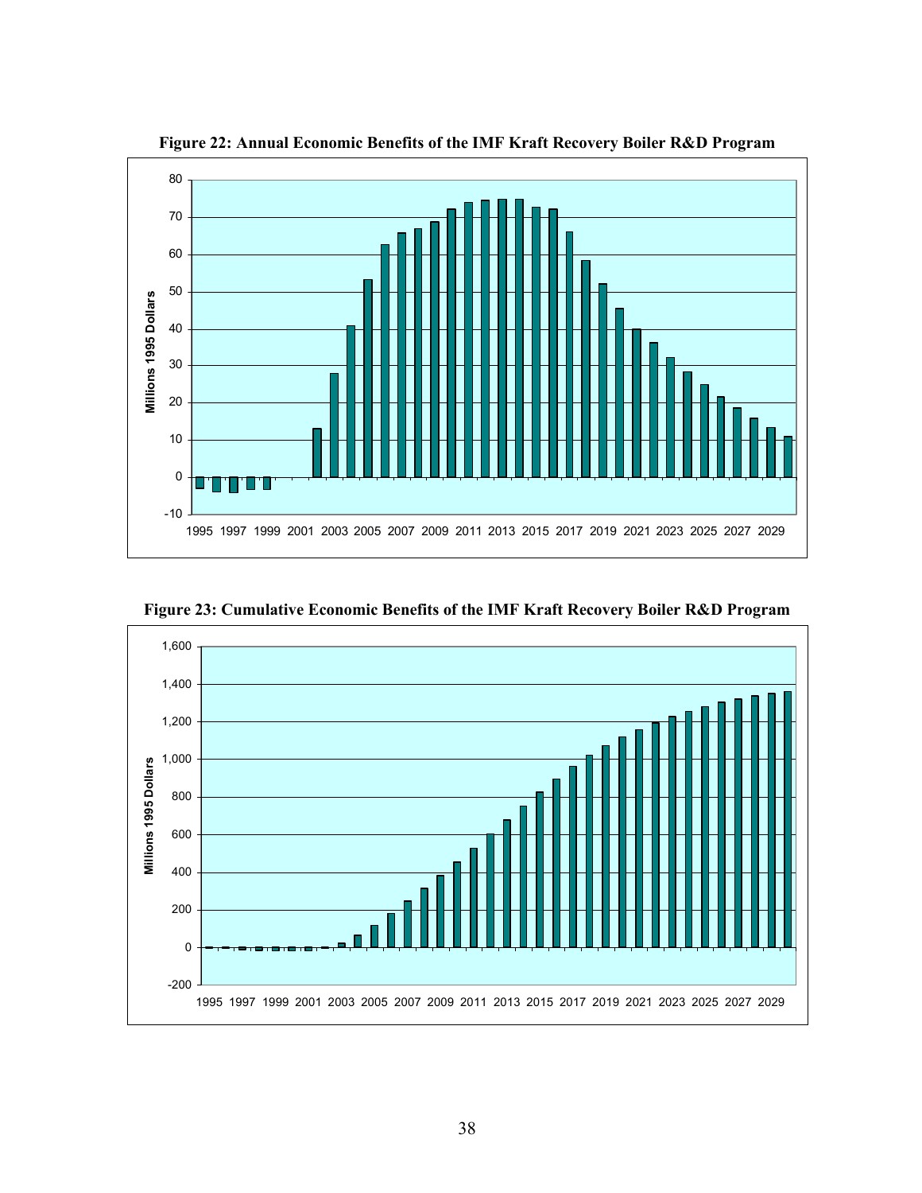**Figure 22: Annual Economic Benefits of the IMF Kraft Recovery Boiler R&D Program**

**Figure 23: Cumulative Economic Benefits of the IMF Kraft Recovery Boiler R&D Program**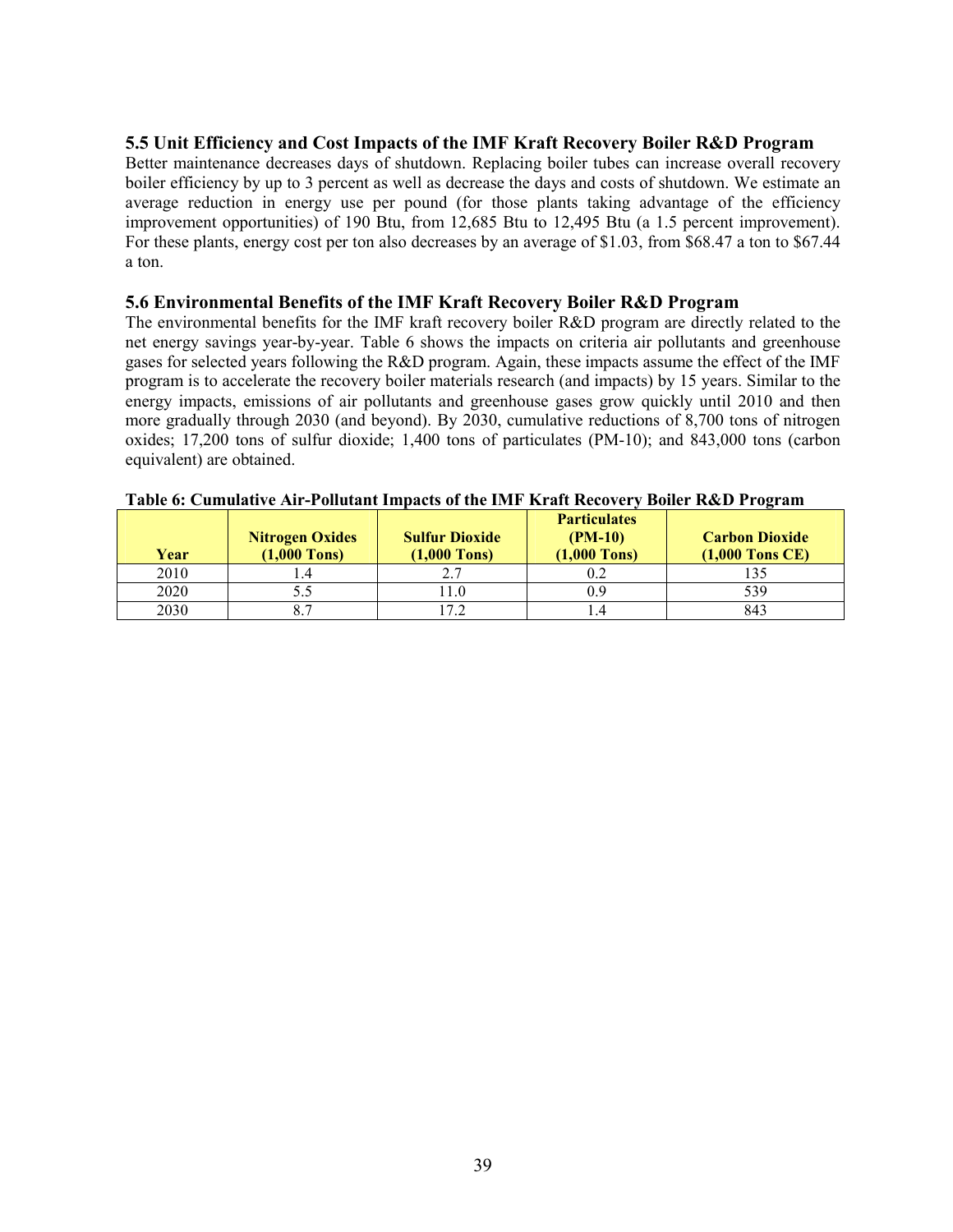### 5.5 Unit Efficiency and Cost Impacts of the IMF Kraft Recovery Boiler R&D Program

Better maintenance decreases days of shutdown. Replacing boiler tubes can increase overall recovery boiler efficiency by up to 3 percent as well as decrease the days and costs of shutdown. We estimate an average reduction in energy use per pound (for those plants taking advantage of the efficiency improvement opportunities) of 190 Btu, from 12,685 Btu to 12,495 Btu (a 1.5 percent improvement). For these plants, energy cost per ton also decreases by an average of $1.03, from $68.47 a ton to $67.44 a ton.

### 5.6 Environmental Benefits of the IMF Kraft Recovery Boiler R&D Program

The environmental benefits for the IMF kraft recovery boiler R&D program are directly related to the net energy savings year-by-year. Table 6 shows the impacts on criteria air pollutants and greenhouse gases for selected years following the R&D program. Again, these impacts assume the effect of the IMF program is to accelerate the recovery boiler materials research (and impacts) by 15 years. Similar to the energy impacts, emissions of air pollutants and greenhouse gases grow quickly until 2010 and then more gradually through 2030 (and beyond). By 2030, cumulative reductions of 8,700 tons of nitrogen oxides; 17,200 tons of sulfur dioxide; 1,400 tons of particulates (PM-10); and 843,000 tons (carbon equivalent) are obtained.

**Table 6: Cumulative Air-Pollutant Impacts of the IMF Kraft Recovery Boiler R&D Program**

| Year | Nitrogen Oxides (1,000 Tons) | Sulfur Dioxide (1,000 Tons) | Particulates (PM-10) (1,000 Tons) | Carbon Dioxide (1,000 Tons CE) |
|---|---|---|---|---|
| 2010 | 1.4 | 2.7 | 0.2 | 135 |
| 2020 | 5.5 | 11.0 | 0.9 | 539 |
| 2030 | 8.7 | 17.2 | 1.4 | 843 |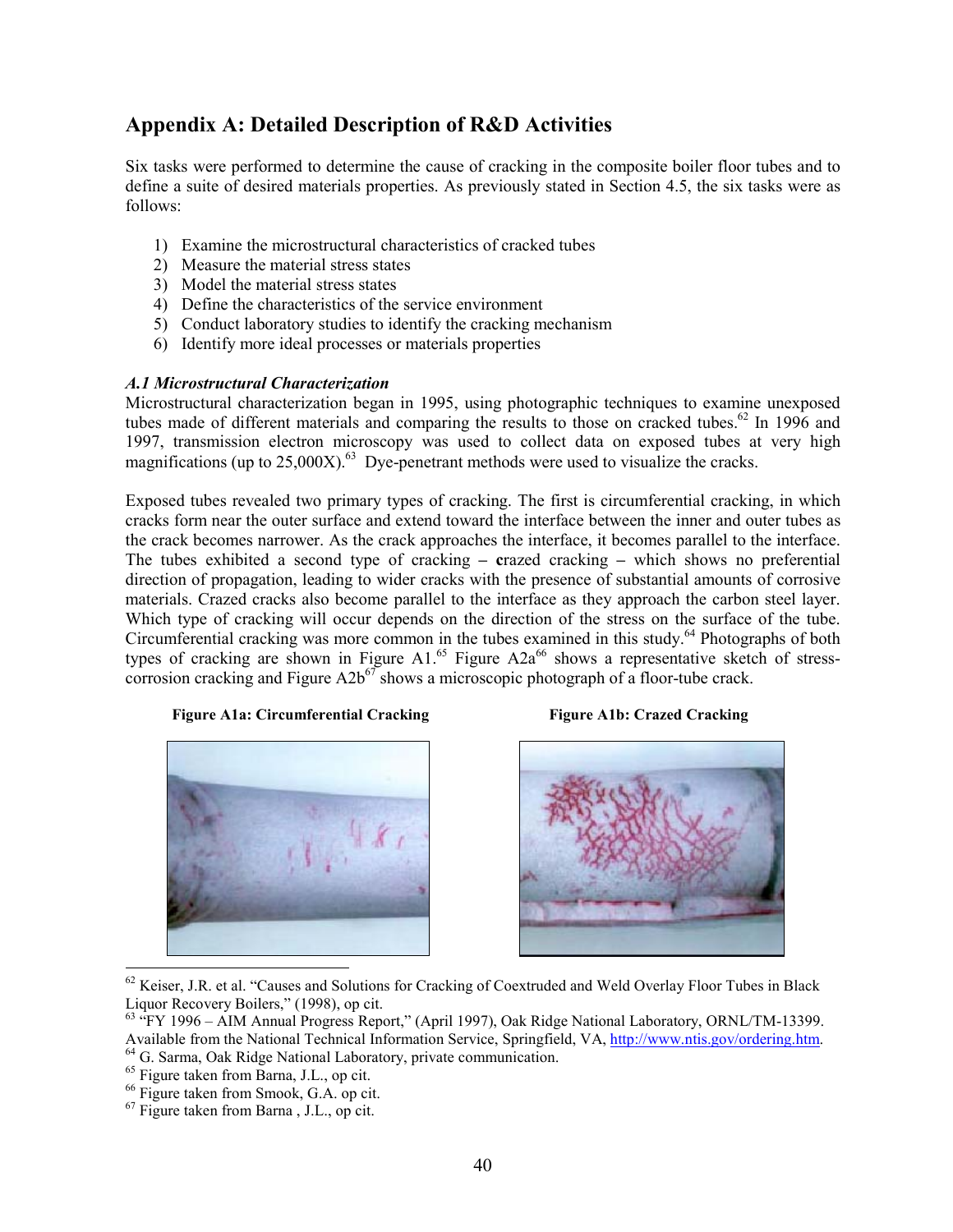## Appendix A: Detailed Description of R&D Activities

Six tasks were performed to determine the cause of cracking in the composite boiler floor tubes and to define a suite of desired materials properties. As previously stated in Section 4.5, the six tasks were as follows:

1) Examine the microstructural characteristics of cracked tubes
2) Measure the material stress states
3) Model the material stress states
4) Define the characteristics of the service environment
5) Conduct laboratory studies to identify the cracking mechanism
6) Identify more ideal processes or materials properties

### *A.1 Microstructural Characterization*

Microstructural characterization began in 1995, using photographic techniques to examine unexposed tubes made of different materials and comparing the results to those on cracked tubes.[62] In 1996 and 1997, transmission electron microscopy was used to collect data on exposed tubes at very high magnifications (up to 25,000X).[63] Dye-penetrant methods were used to visualize the cracks.

Exposed tubes revealed two primary types of cracking. The first is circumferential cracking, in which cracks form near the outer surface and extend toward the interface between the inner and outer tubes as the crack becomes narrower. As the crack approaches the interface, it becomes parallel to the interface. The tubes exhibited a second type of cracking – **c**razed cracking – which shows no preferential direction of propagation, leading to wider cracks with the presence of substantial amounts of corrosive materials. Crazed cracks also become parallel to the interface as they approach the carbon steel layer. Which type of cracking will occur depends on the direction of the stress on the surface of the tube. Circumferential cracking was more common in the tubes examined in this study.[64] Photographs of both types of cracking are shown in Figure A1.[65] Figure A2a[66] shows a representative sketch of stress-corrosion cracking and Figure A2b[67] shows a microscopic photograph of a floor-tube crack.

**Figure A1a: Circumferential Cracking**

**Figure A1b: Crazed Cracking**

---

[62] Keiser, J.R. et al. "Causes and Solutions for Cracking of Coextruded and Weld Overlay Floor Tubes in Black Liquor Recovery Boilers," (1998), op cit.

[63] "FY 1996 – AIM Annual Progress Report," (April 1997), Oak Ridge National Laboratory, ORNL/TM-13399. Available from the National Technical Information Service, Springfield, VA, http://www.ntis.gov/ordering.htm.

[64] G. Sarma, Oak Ridge National Laboratory, private communication.

[65] Figure taken from Barna, J.L., op cit.

[66] Figure taken from Smook, G.A. op cit.

[67] Figure taken from Barna , J.L., op cit.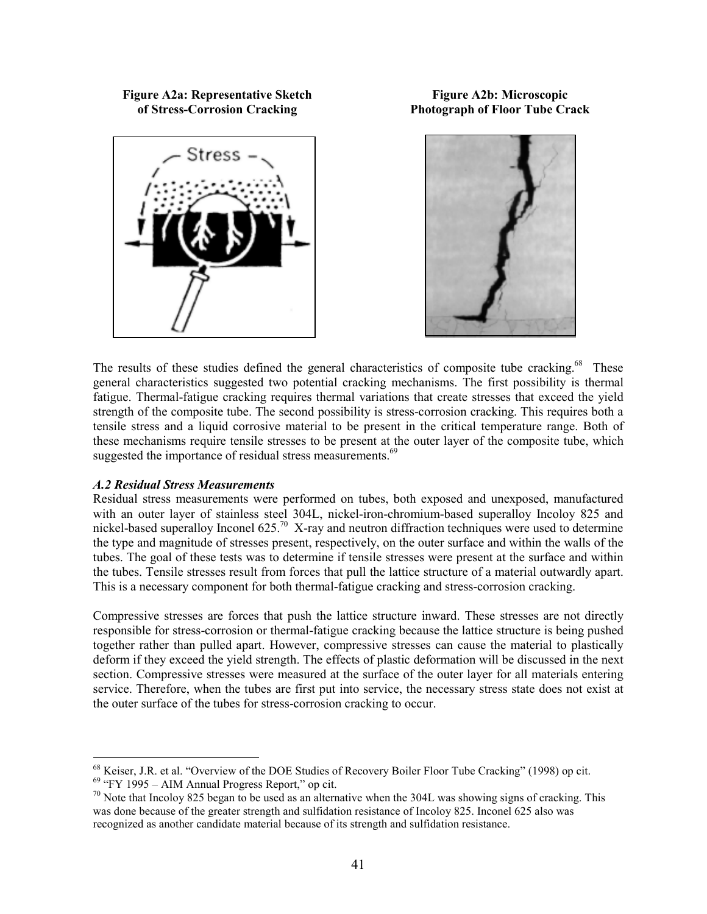**Figure A2a: Representative Sketch of Stress-Corrosion Cracking**

**Figure A2b: Microscopic Photograph of Floor Tube Crack**

The results of these studies defined the general characteristics of composite tube cracking.[68] These general characteristics suggested two potential cracking mechanisms. The first possibility is thermal fatigue. Thermal-fatigue cracking requires thermal variations that create stresses that exceed the yield strength of the composite tube. The second possibility is stress-corrosion cracking. This requires both a tensile stress and a liquid corrosive material to be present in the critical temperature range. Both of these mechanisms require tensile stresses to be present at the outer layer of the composite tube, which suggested the importance of residual stress measurements.[69]

### *A.2 Residual Stress Measurements*

Residual stress measurements were performed on tubes, both exposed and unexposed, manufactured with an outer layer of stainless steel 304L, nickel-iron-chromium-based superalloy Incoloy 825 and nickel-based superalloy Inconel 625.[70] X-ray and neutron diffraction techniques were used to determine the type and magnitude of stresses present, respectively, on the outer surface and within the walls of the tubes. The goal of these tests was to determine if tensile stresses were present at the surface and within the tubes. Tensile stresses result from forces that pull the lattice structure of a material outwardly apart. This is a necessary component for both thermal-fatigue cracking and stress-corrosion cracking.

Compressive stresses are forces that push the lattice structure inward. These stresses are not directly responsible for stress-corrosion or thermal-fatigue cracking because the lattice structure is being pushed together rather than pulled apart. However, compressive stresses can cause the material to plastically deform if they exceed the yield strength. The effects of plastic deformation will be discussed in the next section. Compressive stresses were measured at the surface of the outer layer for all materials entering service. Therefore, when the tubes are first put into service, the necessary stress state does not exist at the outer surface of the tubes for stress-corrosion cracking to occur.

---

[68] Keiser, J.R. et al. "Overview of the DOE Studies of Recovery Boiler Floor Tube Cracking" (1998) op cit.

[69] "FY 1995 – AIM Annual Progress Report," op cit.

[70] Note that Incoloy 825 began to be used as an alternative when the 304L was showing signs of cracking. This was done because of the greater strength and sulfidation resistance of Incoloy 825. Inconel 625 also was recognized as another candidate material because of its strength and sulfidation resistance.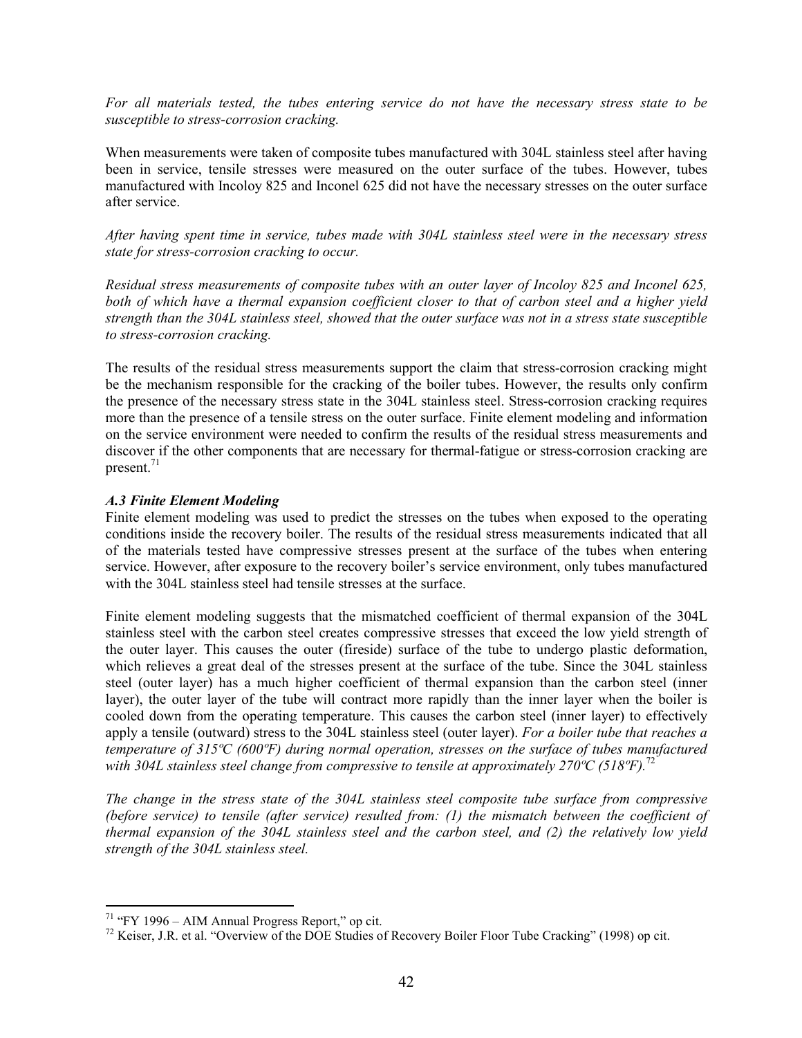*For all materials tested, the tubes entering service do not have the necessary stress state to be susceptible to stress-corrosion cracking.*

When measurements were taken of composite tubes manufactured with 304L stainless steel after having been in service, tensile stresses were measured on the outer surface of the tubes. However, tubes manufactured with Incoloy 825 and Inconel 625 did not have the necessary stresses on the outer surface after service.

*After having spent time in service, tubes made with 304L stainless steel were in the necessary stress state for stress-corrosion cracking to occur.*

*Residual stress measurements of composite tubes with an outer layer of Incoloy 825 and Inconel 625, both of which have a thermal expansion coefficient closer to that of carbon steel and a higher yield strength than the 304L stainless steel, showed that the outer surface was not in a stress state susceptible to stress-corrosion cracking.*

The results of the residual stress measurements support the claim that stress-corrosion cracking might be the mechanism responsible for the cracking of the boiler tubes. However, the results only confirm the presence of the necessary stress state in the 304L stainless steel. Stress-corrosion cracking requires more than the presence of a tensile stress on the outer surface. Finite element modeling and information on the service environment were needed to confirm the results of the residual stress measurements and discover if the other components that are necessary for thermal-fatigue or stress-corrosion cracking are present.[71]

### *A.3 Finite Element Modeling*

Finite element modeling was used to predict the stresses on the tubes when exposed to the operating conditions inside the recovery boiler. The results of the residual stress measurements indicated that all of the materials tested have compressive stresses present at the surface of the tubes when entering service. However, after exposure to the recovery boiler's service environment, only tubes manufactured with the 304L stainless steel had tensile stresses at the surface.

Finite element modeling suggests that the mismatched coefficient of thermal expansion of the 304L stainless steel with the carbon steel creates compressive stresses that exceed the low yield strength of the outer layer. This causes the outer (fireside) surface of the tube to undergo plastic deformation, which relieves a great deal of the stresses present at the surface of the tube. Since the 304L stainless steel (outer layer) has a much higher coefficient of thermal expansion than the carbon steel (inner layer), the outer layer of the tube will contract more rapidly than the inner layer when the boiler is cooled down from the operating temperature. This causes the carbon steel (inner layer) to effectively apply a tensile (outward) stress to the 304L stainless steel (outer layer). *For a boiler tube that reaches a temperature of 315ºC (600ºF) during normal operation, stresses on the surface of tubes manufactured with 304L stainless steel change from compressive to tensile at approximately 270ºC (518ºF).*[72]

*The change in the stress state of the 304L stainless steel composite tube surface from compressive (before service) to tensile (after service) resulted from: (1) the mismatch between the coefficient of thermal expansion of the 304L stainless steel and the carbon steel, and (2) the relatively low yield strength of the 304L stainless steel.*

---

[71] "FY 1996 – AIM Annual Progress Report," op cit.

[72] Keiser, J.R. et al. "Overview of the DOE Studies of Recovery Boiler Floor Tube Cracking" (1998) op cit.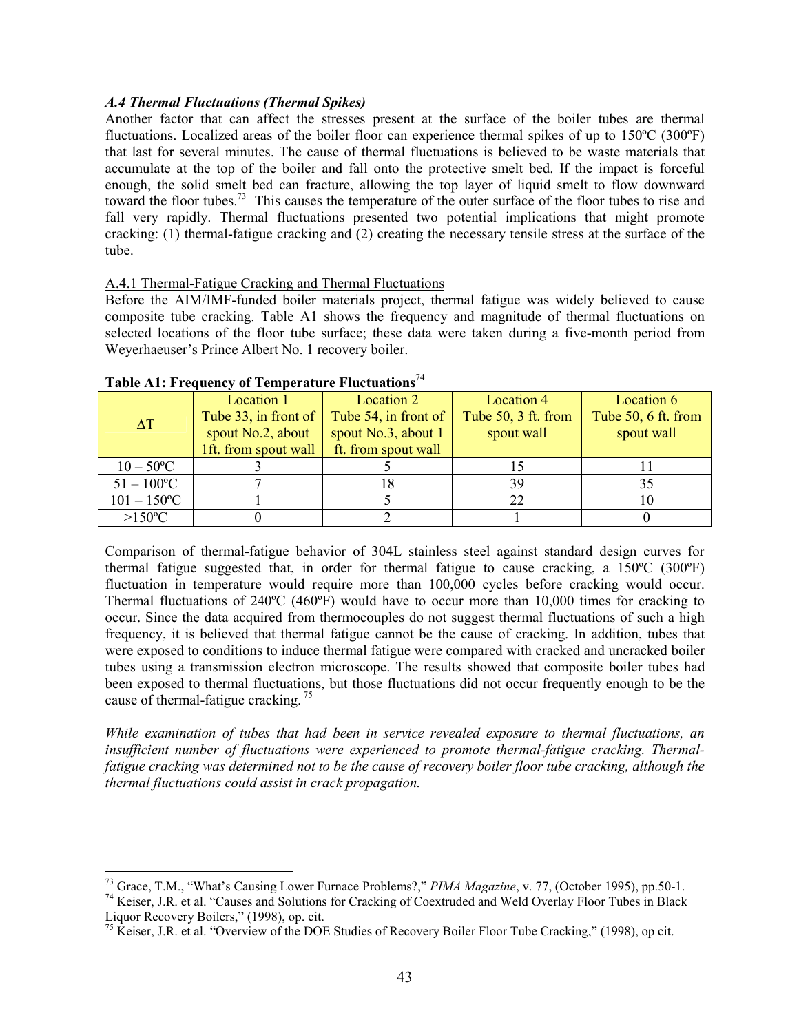### *A.4 Thermal Fluctuations (Thermal Spikes)*

Another factor that can affect the stresses present at the surface of the boiler tubes are thermal fluctuations. Localized areas of the boiler floor can experience thermal spikes of up to 150ºC (300ºF) that last for several minutes. The cause of thermal fluctuations is believed to be waste materials that accumulate at the top of the boiler and fall onto the protective smelt bed. If the impact is forceful enough, the solid smelt bed can fracture, allowing the top layer of liquid smelt to flow downward toward the floor tubes.[73] This causes the temperature of the outer surface of the floor tubes to rise and fall very rapidly. Thermal fluctuations presented two potential implications that might promote cracking: (1) thermal-fatigue cracking and (2) creating the necessary tensile stress at the surface of the tube.

A.4.1 Thermal-Fatigue Cracking and Thermal Fluctuations

Before the AIM/IMF-funded boiler materials project, thermal fatigue was widely believed to cause composite tube cracking. Table A1 shows the frequency and magnitude of thermal fluctuations on selected locations of the floor tube surface; these data were taken during a five-month period from Weyerhaeuser's Prince Albert No. 1 recovery boiler.

**Table A1: Frequency of Temperature Fluctuations**[74]

| ΔT | Location 1 Tube 33, in front of spout No.2, about 1ft. from spout wall | Location 2 Tube 54, in front of spout No.3, about 1 ft. from spout wall | Location 4 Tube 50, 3 ft. from spout wall | Location 6 Tube 50, 6 ft. from spout wall |
|---|---|---|---|---|
| 10 – 50ºC | 3 | 5 | 15 | 11 |
| 51 – 100ºC | 7 | 18 | 39 | 35 |
| 101 – 150ºC | 1 | 5 | 22 | 10 |
| >150ºC | 0 | 2 | 1 | 0 |

Comparison of thermal-fatigue behavior of 304L stainless steel against standard design curves for thermal fatigue suggested that, in order for thermal fatigue to cause cracking, a 150ºC (300ºF) fluctuation in temperature would require more than 100,000 cycles before cracking would occur. Thermal fluctuations of 240ºC (460ºF) would have to occur more than 10,000 times for cracking to occur. Since the data acquired from thermocouples do not suggest thermal fluctuations of such a high frequency, it is believed that thermal fatigue cannot be the cause of cracking. In addition, tubes that were exposed to conditions to induce thermal fatigue were compared with cracked and uncracked boiler tubes using a transmission electron microscope. The results showed that composite boiler tubes had been exposed to thermal fluctuations, but those fluctuations did not occur frequently enough to be the cause of thermal-fatigue cracking.[75]

*While examination of tubes that had been in service revealed exposure to thermal fluctuations, an insufficient number of fluctuations were experienced to promote thermal-fatigue cracking. Thermal-fatigue cracking was determined not to be the cause of recovery boiler floor tube cracking, although the thermal fluctuations could assist in crack propagation.*

---

[73] Grace, T.M., "What's Causing Lower Furnace Problems?," *PIMA Magazine*, v. 77, (October 1995), pp.50-1.

[74] Keiser, J.R. et al. "Causes and Solutions for Cracking of Coextruded and Weld Overlay Floor Tubes in Black Liquor Recovery Boilers," (1998), op. cit.

[75] Keiser, J.R. et al. "Overview of the DOE Studies of Recovery Boiler Floor Tube Cracking," (1998), op cit.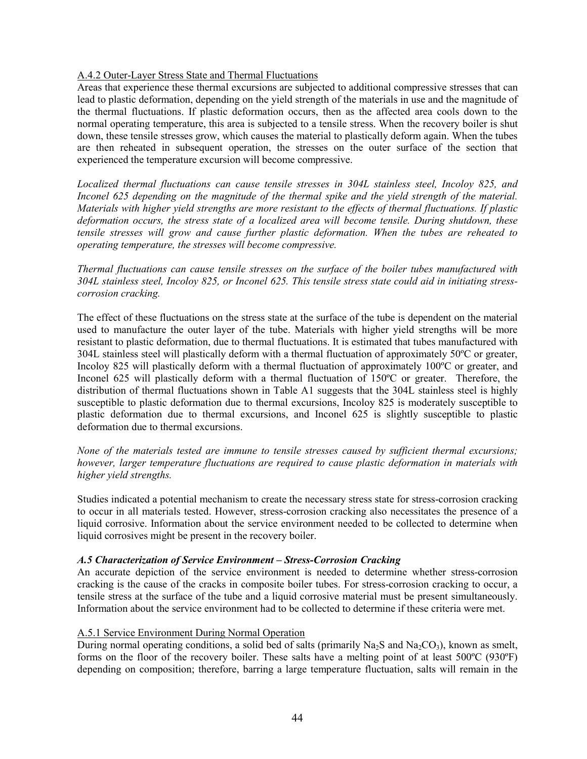A.4.2 Outer-Layer Stress State and Thermal Fluctuations

Areas that experience these thermal excursions are subjected to additional compressive stresses that can lead to plastic deformation, depending on the yield strength of the materials in use and the magnitude of the thermal fluctuations. If plastic deformation occurs, then as the affected area cools down to the normal operating temperature, this area is subjected to a tensile stress. When the recovery boiler is shut down, these tensile stresses grow, which causes the material to plastically deform again. When the tubes are then reheated in subsequent operation, the stresses on the outer surface of the section that experienced the temperature excursion will become compressive.

*Localized thermal fluctuations can cause tensile stresses in 304L stainless steel, Incoloy 825, and Inconel 625 depending on the magnitude of the thermal spike and the yield strength of the material. Materials with higher yield strengths are more resistant to the effects of thermal fluctuations. If plastic deformation occurs, the stress state of a localized area will become tensile. During shutdown, these tensile stresses will grow and cause further plastic deformation. When the tubes are reheated to operating temperature, the stresses will become compressive.*

*Thermal fluctuations can cause tensile stresses on the surface of the boiler tubes manufactured with 304L stainless steel, Incoloy 825, or Inconel 625. This tensile stress state could aid in initiating stress-corrosion cracking.*

The effect of these fluctuations on the stress state at the surface of the tube is dependent on the material used to manufacture the outer layer of the tube. Materials with higher yield strengths will be more resistant to plastic deformation, due to thermal fluctuations. It is estimated that tubes manufactured with 304L stainless steel will plastically deform with a thermal fluctuation of approximately 50ºC or greater, Incoloy 825 will plastically deform with a thermal fluctuation of approximately 100ºC or greater, and Inconel 625 will plastically deform with a thermal fluctuation of 150ºC or greater. Therefore, the distribution of thermal fluctuations shown in Table A1 suggests that the 304L stainless steel is highly susceptible to plastic deformation due to thermal excursions, Incoloy 825 is moderately susceptible to plastic deformation due to thermal excursions, and Inconel 625 is slightly susceptible to plastic deformation due to thermal excursions.

*None of the materials tested are immune to tensile stresses caused by sufficient thermal excursions; however, larger temperature fluctuations are required to cause plastic deformation in materials with higher yield strengths.*

Studies indicated a potential mechanism to create the necessary stress state for stress-corrosion cracking to occur in all materials tested. However, stress-corrosion cracking also necessitates the presence of a liquid corrosive. Information about the service environment needed to be collected to determine when liquid corrosives might be present in the recovery boiler.

### *A.5 Characterization of Service Environment – Stress-Corrosion Cracking*

An accurate depiction of the service environment is needed to determine whether stress-corrosion cracking is the cause of the cracks in composite boiler tubes. For stress-corrosion cracking to occur, a tensile stress at the surface of the tube and a liquid corrosive material must be present simultaneously. Information about the service environment had to be collected to determine if these criteria were met.

A.5.1 Service Environment During Normal Operation

During normal operating conditions, a solid bed of salts (primarily $Na_2S$ and $Na_2CO_3$), known as smelt, forms on the floor of the recovery boiler. These salts have a melting point of at least 500ºC (930ºF) depending on composition; therefore, barring a large temperature fluctuation, salts will remain in the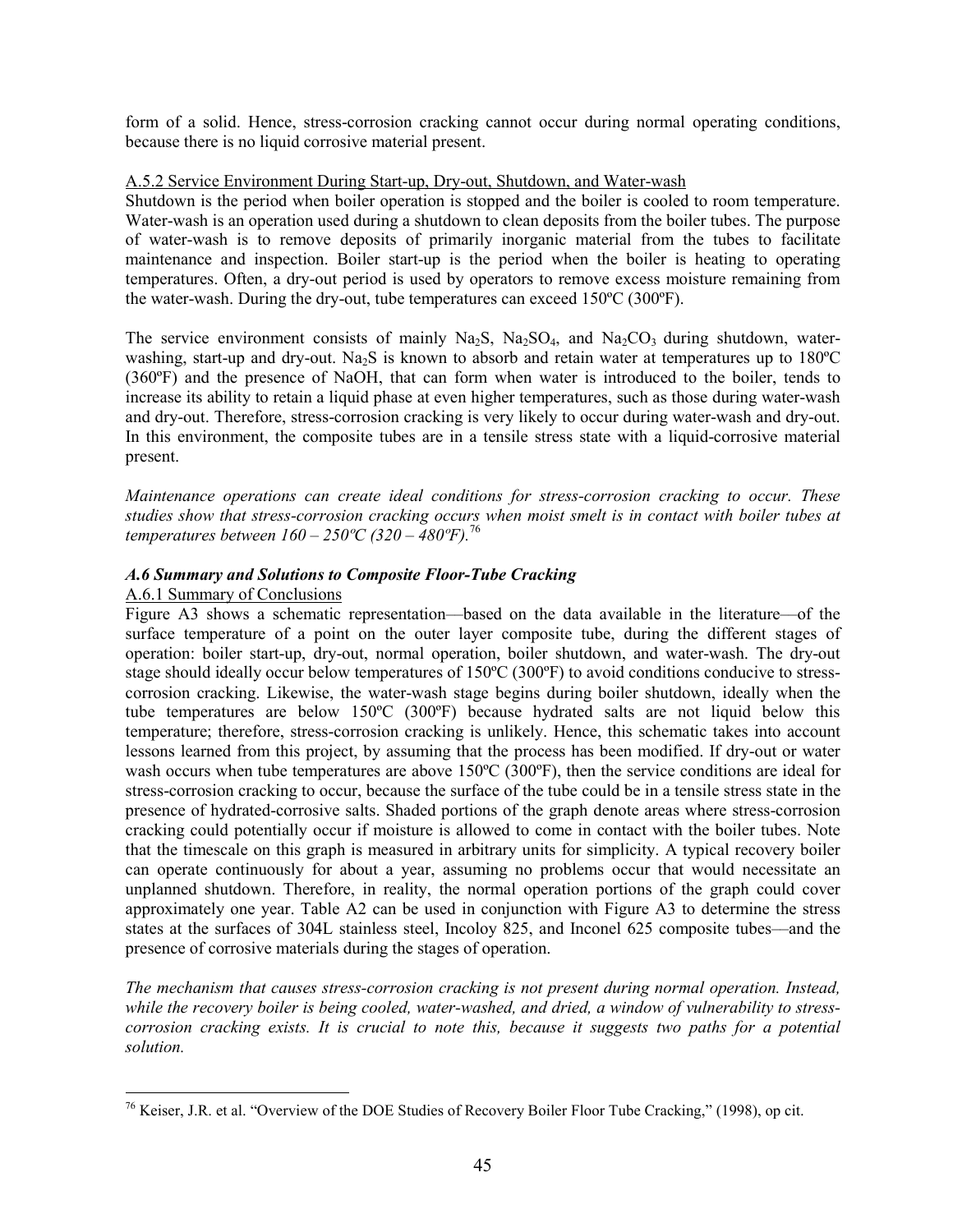form of a solid. Hence, stress-corrosion cracking cannot occur during normal operating conditions, because there is no liquid corrosive material present.

<u>A.5.2 Service Environment During Start-up, Dry-out, Shutdown, and Water-wash</u>

Shutdown is the period when boiler operation is stopped and the boiler is cooled to room temperature. Water-wash is an operation used during a shutdown to clean deposits from the boiler tubes. The purpose of water-wash is to remove deposits of primarily inorganic material from the tubes to facilitate maintenance and inspection. Boiler start-up is the period when the boiler is heating to operating temperatures. Often, a dry-out period is used by operators to remove excess moisture remaining from the water-wash. During the dry-out, tube temperatures can exceed 150ºC (300ºF).

The service environment consists of mainly $Na_2S$, $Na_2SO_4$, and $Na_2CO_3$ during shutdown, water-washing, start-up and dry-out. $Na_2S$ is known to absorb and retain water at temperatures up to 180ºC (360ºF) and the presence of NaOH, that can form when water is introduced to the boiler, tends to increase its ability to retain a liquid phase at even higher temperatures, such as those during water-wash and dry-out. Therefore, stress-corrosion cracking is very likely to occur during water-wash and dry-out. In this environment, the composite tubes are in a tensile stress state with a liquid-corrosive material present.

*Maintenance operations can create ideal conditions for stress-corrosion cracking to occur. These studies show that stress-corrosion cracking occurs when moist smelt is in contact with boiler tubes at temperatures between 160 – 250ºC (320 – 480ºF).*[76]

### *A.6 Summary and Solutions to Composite Floor-Tube Cracking*

<u>A.6.1 Summary of Conclusions</u>

Figure A3 shows a schematic representation—based on the data available in the literature—of the surface temperature of a point on the outer layer composite tube, during the different stages of operation: boiler start-up, dry-out, normal operation, boiler shutdown, and water-wash. The dry-out stage should ideally occur below temperatures of 150ºC (300ºF) to avoid conditions conducive to stress-corrosion cracking. Likewise, the water-wash stage begins during boiler shutdown, ideally when the tube temperatures are below 150ºC (300ºF) because hydrated salts are not liquid below this temperature; therefore, stress-corrosion cracking is unlikely. Hence, this schematic takes into account lessons learned from this project, by assuming that the process has been modified. If dry-out or water wash occurs when tube temperatures are above 150ºC (300ºF), then the service conditions are ideal for stress-corrosion cracking to occur, because the surface of the tube could be in a tensile stress state in the presence of hydrated-corrosive salts. Shaded portions of the graph denote areas where stress-corrosion cracking could potentially occur if moisture is allowed to come in contact with the boiler tubes. Note that the timescale on this graph is measured in arbitrary units for simplicity. A typical recovery boiler can operate continuously for about a year, assuming no problems occur that would necessitate an unplanned shutdown. Therefore, in reality, the normal operation portions of the graph could cover approximately one year. Table A2 can be used in conjunction with Figure A3 to determine the stress states at the surfaces of 304L stainless steel, Incoloy 825, and Inconel 625 composite tubes—and the presence of corrosive materials during the stages of operation.

*The mechanism that causes stress-corrosion cracking is not present during normal operation. Instead, while the recovery boiler is being cooled, water-washed, and dried, a window of vulnerability to stress-corrosion cracking exists. It is crucial to note this, because it suggests two paths for a potential solution.*

---

[76] Keiser, J.R. et al. "Overview of the DOE Studies of Recovery Boiler Floor Tube Cracking," (1998), op cit.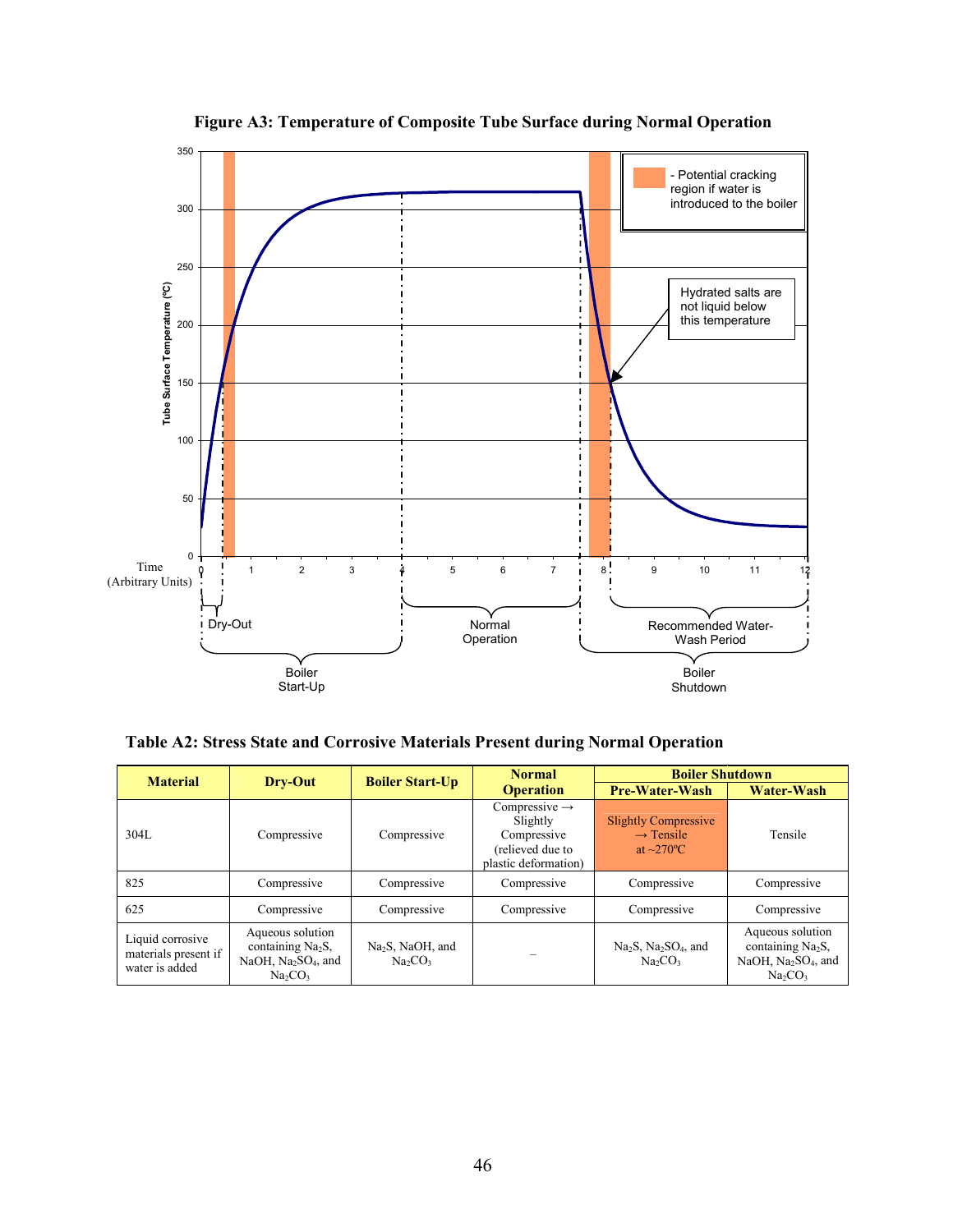**Figure A3: Temperature of Composite Tube Surface during Normal Operation**

**Table A2: Stress State and Corrosive Materials Present during Normal Operation**

| Material | Dry-Out | Boiler Start-Up | Normal Operation | Boiler Shutdown | |
|---|---|---|---|---|---|
| | | | | Pre-Water-Wash | Water-Wash |
| 304L | Compressive | Compressive | Compressive → Slightly Compressive (relieved due to plastic deformation) | Slightly Compressive → Tensile at ~270ºC | Tensile |
| 825 | Compressive | Compressive | Compressive | Compressive | Compressive |
| 625 | Compressive | Compressive | Compressive | Compressive | Compressive |
| Liquid corrosive materials present if water is added | Aqueous solution containing $Na_2S$, $NaOH$, $Na_2SO_4$, and $Na_2CO_3$ | $Na_2S$, $NaOH$, and $Na_2CO_3$ | – | $Na_2S$, $Na_2SO_4$, and $Na_2CO_3$ | Aqueous solution containing $Na_2S$, $NaOH$, $Na_2SO_4$, and $Na_2CO_3$ |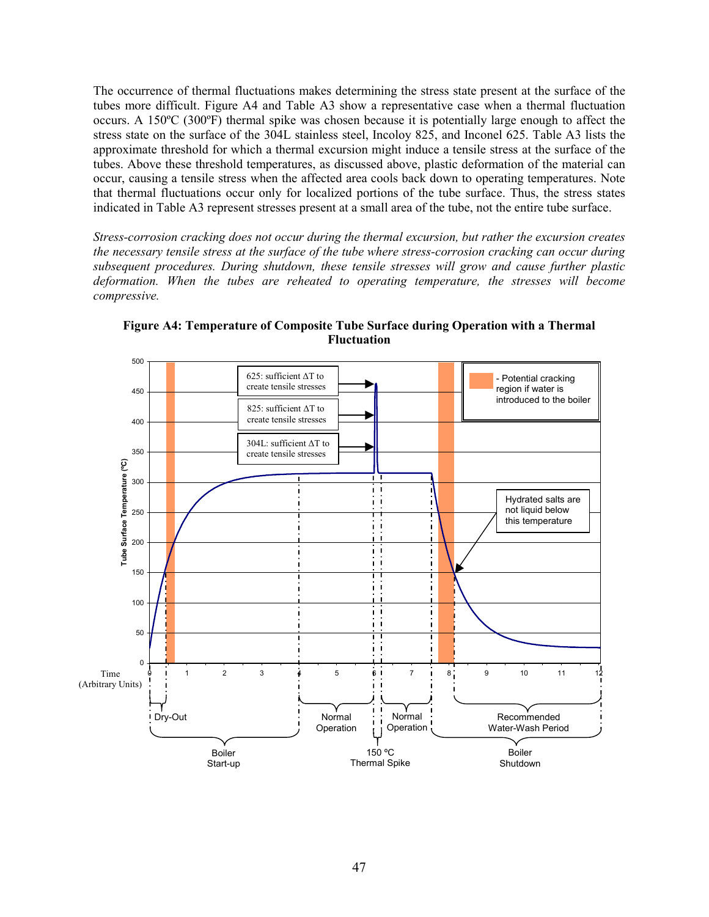The occurrence of thermal fluctuations makes determining the stress state present at the surface of the tubes more difficult. Figure A4 and Table A3 show a representative case when a thermal fluctuation occurs. A 150ºC (300ºF) thermal spike was chosen because it is potentially large enough to affect the stress state on the surface of the 304L stainless steel, Incoloy 825, and Inconel 625. Table A3 lists the approximate threshold for which a thermal excursion might induce a tensile stress at the surface of the tubes. Above these threshold temperatures, as discussed above, plastic deformation of the material can occur, causing a tensile stress when the affected area cools back down to operating temperatures. Note that thermal fluctuations occur only for localized portions of the tube surface. Thus, the stress states indicated in Table A3 represent stresses present at a small area of the tube, not the entire tube surface.

*Stress-corrosion cracking does not occur during the thermal excursion, but rather the excursion creates the necessary tensile stress at the surface of the tube where stress-corrosion cracking can occur during subsequent procedures. During shutdown, these tensile stresses will grow and cause further plastic deformation. When the tubes are reheated to operating temperature, the stresses will become compressive.*

**Figure A4: Temperature of Composite Tube Surface during Operation with a Thermal Fluctuation**

Tube Surface Temperature (ºC)

625: sufficient ΔT to create tensile stresses

825: sufficient ΔT to create tensile stresses

304L: sufficient ΔT to create tensile stresses

- Potential cracking region if water is introduced to the boiler

Hydrated salts are not liquid below this temperature

Time (Arbitrary Units)

Dry-Out | Boiler Start-up | Normal Operation | 150 ºC Thermal Spike | Normal Operation | Recommended Water-Wash Period | Boiler Shutdown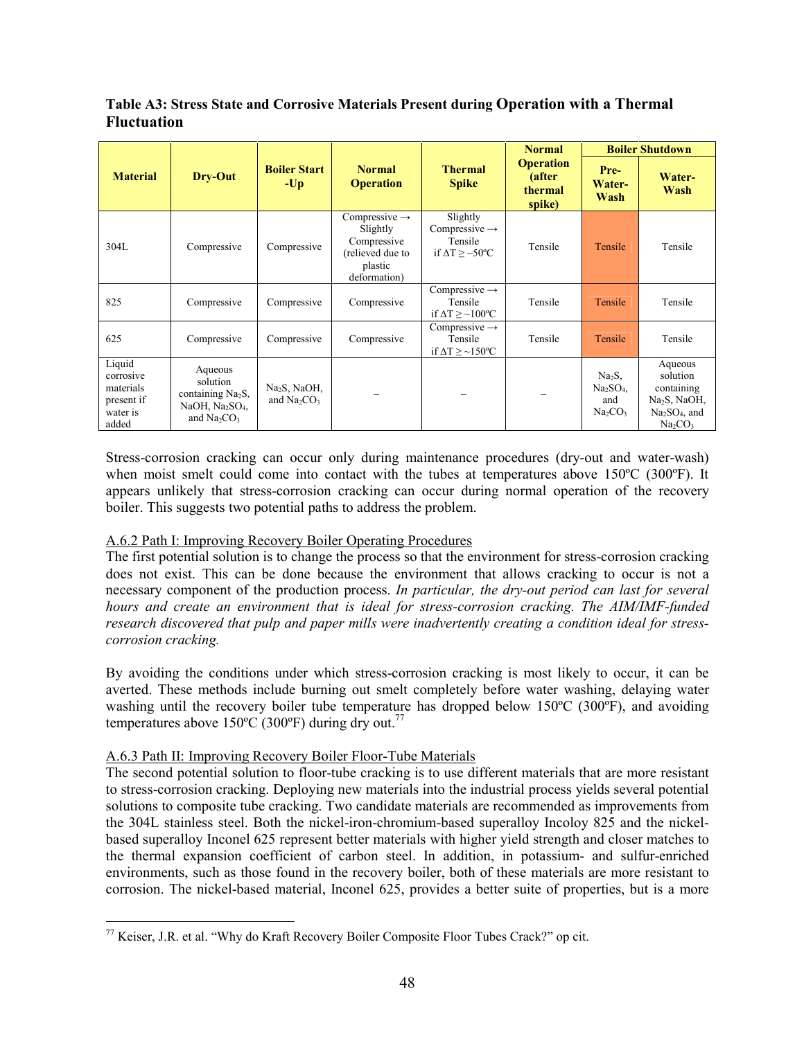**Table A3: Stress State and Corrosive Materials Present during Operation with a Thermal Fluctuation**

| Material | Dry-Out | Boiler Start -Up | Normal Operation | Thermal Spike | Normal Operation (after thermal spike) | Boiler Shutdown | |
|---|---|---|---|---|---|---|---|
| | | | | | | Pre-Water-Wash | Water-Wash |
| 304L | Compressive | Compressive | Compressive → Slightly Compressive (relieved due to plastic deformation) | Slightly Compressive → Tensile if ΔT ≥ ~50ºC | Tensile | Tensile | Tensile |
| 825 | Compressive | Compressive | Compressive | Compressive → Tensile if ΔT ≥ ~100ºC | Tensile | Tensile | Tensile |
| 625 | Compressive | Compressive | Compressive | Compressive → Tensile if ΔT ≥ ~150ºC | Tensile | Tensile | Tensile |
| Liquid corrosive materials present if water is added | Aqueous solution containing $Na_2S$, NaOH, $Na_2SO_4$, and $Na_2CO_3$ | $Na_2S$, NaOH, and $Na_2CO_3$ | – | – | – | $Na_2S$, $Na_2SO_4$, and $Na_2CO_3$ | Aqueous solution containing $Na_2S$, NaOH, $Na_2SO_4$, and $Na_2CO_3$ |

Stress-corrosion cracking can occur only during maintenance procedures (dry-out and water-wash) when moist smelt could come into contact with the tubes at temperatures above 150ºC (300ºF). It appears unlikely that stress-corrosion cracking can occur during normal operation of the recovery boiler. This suggests two potential paths to address the problem.

### A.6.2 Path I: Improving Recovery Boiler Operating Procedures

The first potential solution is to change the process so that the environment for stress-corrosion cracking does not exist. This can be done because the environment that allows cracking to occur is not a necessary component of the production process. *In particular, the dry-out period can last for several hours and create an environment that is ideal for stress-corrosion cracking. The AIM/IMF-funded research discovered that pulp and paper mills were inadvertently creating a condition ideal for stress-corrosion cracking.*

By avoiding the conditions under which stress-corrosion cracking is most likely to occur, it can be averted. These methods include burning out smelt completely before water washing, delaying water washing until the recovery boiler tube temperature has dropped below 150ºC (300ºF), and avoiding temperatures above 150ºC (300ºF) during dry out.[77]

### A.6.3 Path II: Improving Recovery Boiler Floor-Tube Materials

The second potential solution to floor-tube cracking is to use different materials that are more resistant to stress-corrosion cracking. Deploying new materials into the industrial process yields several potential solutions to composite tube cracking. Two candidate materials are recommended as improvements from the 304L stainless steel. Both the nickel-iron-chromium-based superalloy Incoloy 825 and the nickel-based superalloy Inconel 625 represent better materials with higher yield strength and closer matches to the thermal expansion coefficient of carbon steel. In addition, in potassium- and sulfur-enriched environments, such as those found in the recovery boiler, both of these materials are more resistant to corrosion. The nickel-based material, Inconel 625, provides a better suite of properties, but is a more

---

[77] Keiser, J.R. et al. "Why do Kraft Recovery Boiler Composite Floor Tubes Crack?" op cit.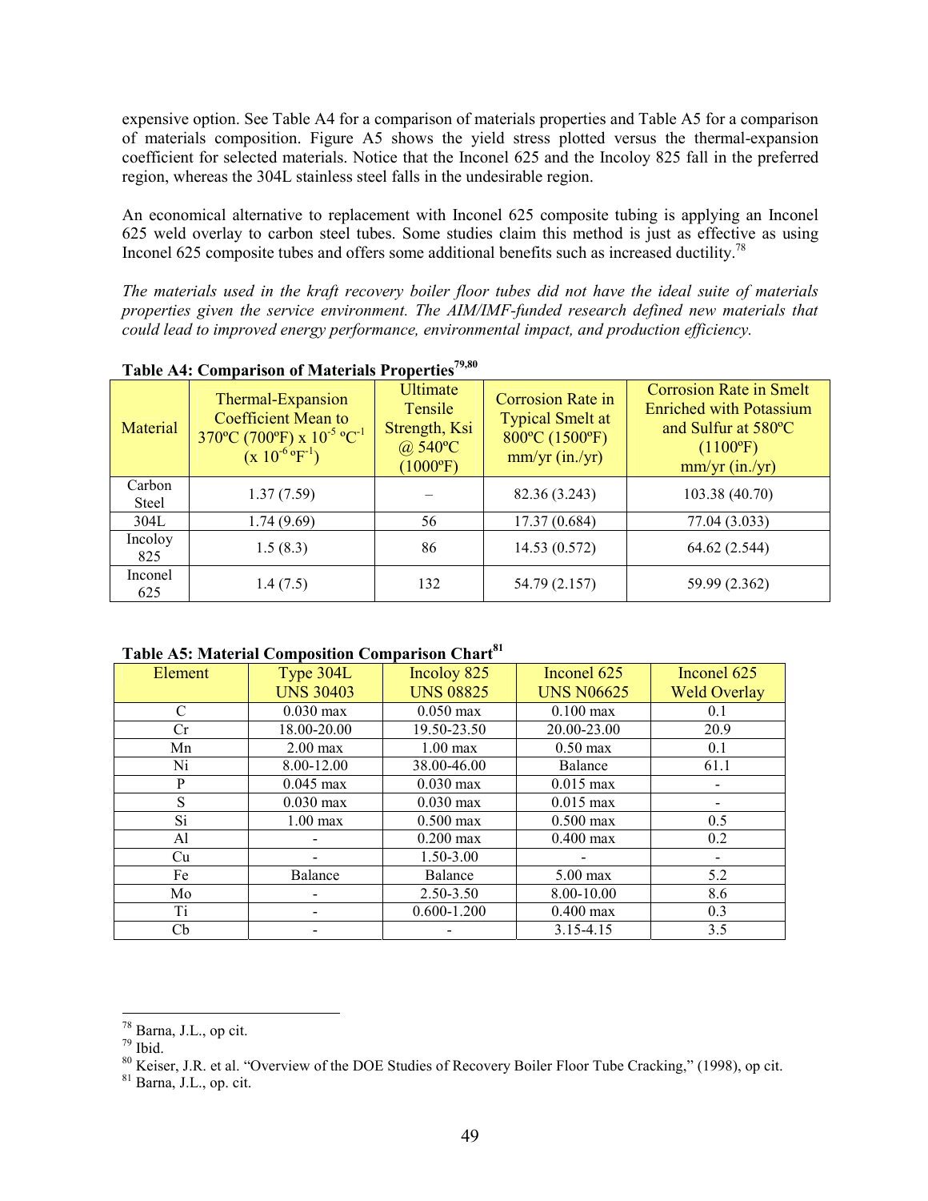expensive option. See Table A4 for a comparison of materials properties and Table A5 for a comparison of materials composition. Figure A5 shows the yield stress plotted versus the thermal-expansion coefficient for selected materials. Notice that the Inconel 625 and the Incoloy 825 fall in the preferred region, whereas the 304L stainless steel falls in the undesirable region.

An economical alternative to replacement with Inconel 625 composite tubing is applying an Inconel 625 weld overlay to carbon steel tubes. Some studies claim this method is just as effective as using Inconel 625 composite tubes and offers some additional benefits such as increased ductility.[78]

*The materials used in the kraft recovery boiler floor tubes did not have the ideal suite of materials properties given the service environment. The AIM/IMF-funded research defined new materials that could lead to improved energy performance, environmental impact, and production efficiency.*

**Table A4: Comparison of Materials Properties[79,80]**

| Material | Thermal-Expansion Coefficient Mean to 370ºC (700ºF) x $10^{-5}$ ºC$^{-1}$ (x $10^{-6}$ ºF$^{-1}$) | Ultimate Tensile Strength, Ksi @ 540ºC (1000ºF) | Corrosion Rate in Typical Smelt at 800ºC (1500ºF) mm/yr (in./yr) | Corrosion Rate in Smelt Enriched with Potassium and Sulfur at 580ºC (1100ºF) mm/yr (in./yr) |
|---|---|---|---|---|
| Carbon Steel | 1.37 (7.59) | – | 82.36 (3.243) | 103.38 (40.70) |
| 304L | 1.74 (9.69) | 56 | 17.37 (0.684) | 77.04 (3.033) |
| Incoloy 825 | 1.5 (8.3) | 86 | 14.53 (0.572) | 64.62 (2.544) |
| Inconel 625 | 1.4 (7.5) | 132 | 54.79 (2.157) | 59.99 (2.362) |

**Table A5: Material Composition Comparison Chart[81]**

| Element | Type 304L UNS 30403 | Incoloy 825 UNS 08825 | Inconel 625 UNS N06625 | Inconel 625 Weld Overlay |
|---|---|---|---|---|
| C | 0.030 max | 0.050 max | 0.100 max | 0.1 |
| Cr | 18.00-20.00 | 19.50-23.50 | 20.00-23.00 | 20.9 |
| Mn | 2.00 max | 1.00 max | 0.50 max | 0.1 |
| Ni | 8.00-12.00 | 38.00-46.00 | Balance | 61.1 |
| P | 0.045 max | 0.030 max | 0.015 max | - |
| S | 0.030 max | 0.030 max | 0.015 max | - |
| Si | 1.00 max | 0.500 max | 0.500 max | 0.5 |
| Al | - | 0.200 max | 0.400 max | 0.2 |
| Cu | - | 1.50-3.00 | - | - |
| Fe | Balance | Balance | 5.00 max | 5.2 |
| Mo | - | 2.50-3.50 | 8.00-10.00 | 8.6 |
| Ti | - | 0.600-1.200 | 0.400 max | 0.3 |
| Cb | - | - | 3.15-4.15 | 3.5 |

---

[78] Barna, J.L., op cit.

[79] Ibid.

[80] Keiser, J.R. et al. "Overview of the DOE Studies of Recovery Boiler Floor Tube Cracking," (1998), op cit.

[81] Barna, J.L., op. cit.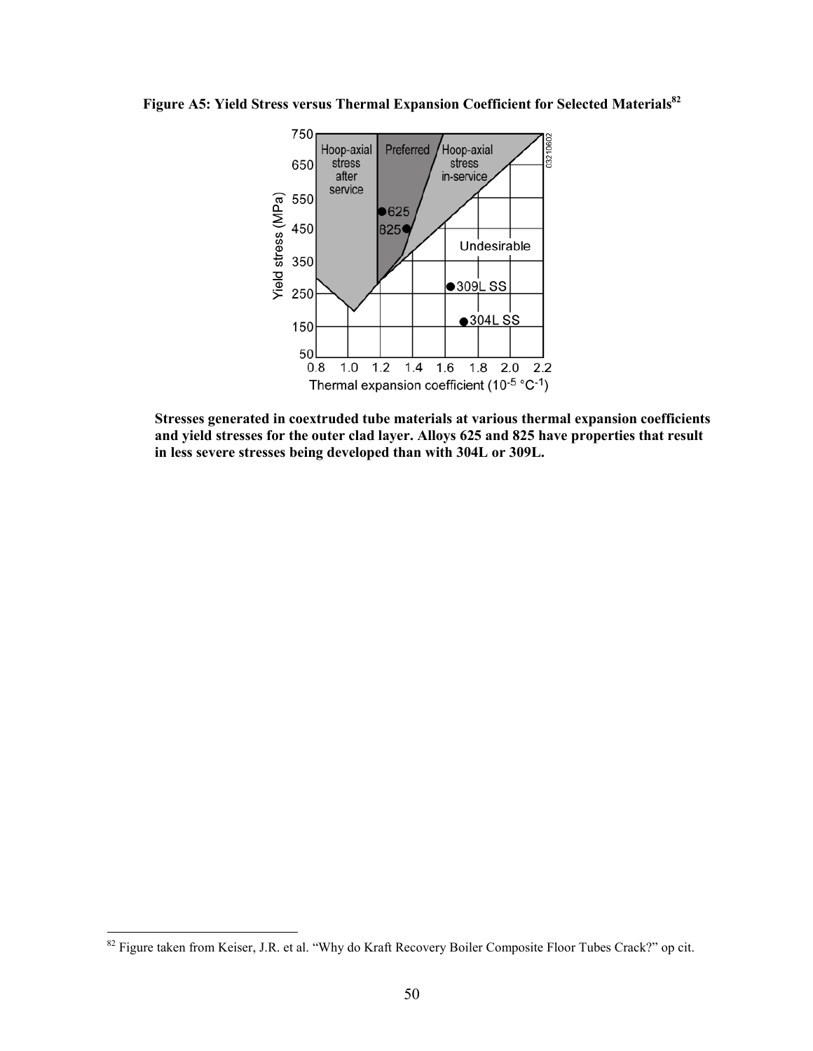**Figure A5: Yield Stress versus Thermal Expansion Coefficient for Selected Materials[82]**

750
650
550
450
350
250
150
50
Yield stress (MPa)

0.8 1.0 1.2 1.4 1.6 1.8 2.0 2.2
Thermal expansion coefficient ($10^{-5}$ °C$^{-1}$)

Hoop-axial stress after service

Preferred

Hoop-axial stress in-service

Undesirable

625

825

309L SS

304L SS

03210602

**Stresses generated in coextruded tube materials at various thermal expansion coefficients and yield stresses for the outer clad layer. Alloys 625 and 825 have properties that result in less severe stresses being developed than with 304L or 309L.**

[82] Figure taken from Keiser, J.R. et al. "Why do Kraft Recovery Boiler Composite Floor Tubes Crack?" op cit.